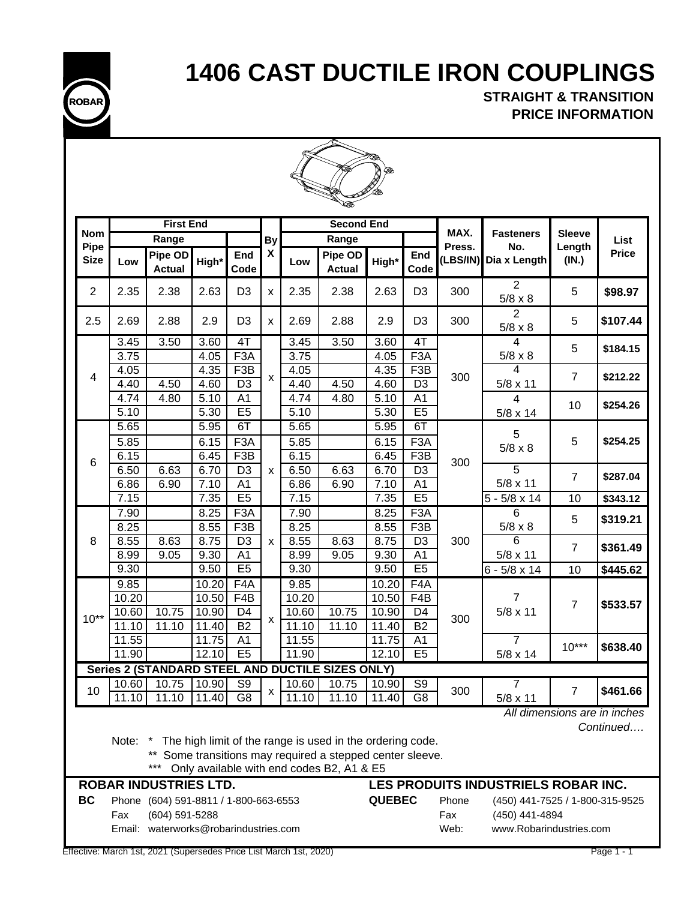# 1406 CAST DUCTILE IRON COUPLINGS

**STRAIGHT & TRANSITION**
**PRICE INFORMATION**

| Nom Pipe Size | First End | | | | By X | Second End | | | | MAX. Press. (LBS/IN) | Fasteners No. Dia x Length | Sleeve Length (IN.) | List Price |
|---|---|---|---|---|---|---|---|---|---|---|---|---|---|
| | Range | | | | | Range | | | | | | | |
| | Low | Pipe OD Actual | High* | End Code | | Low | Pipe OD Actual | High* | End Code | | | | |
| 2 | 2.35 | 2.38 | 2.63 | D3 | x | 2.35 | 2.38 | 2.63 | D3 | 300 | 2 5/8 x 8 | 5 | **$98.97** |
| 2.5 | 2.69 | 2.88 | 2.9 | D3 | x | 2.69 | 2.88 | 2.9 | D3 | 300 | 2 5/8 x 8 | 5 | **$107.44** |
| 4 | 3.45 | 3.50 | 3.60 | 4T | x | 3.45 | 3.50 | 3.60 | 4T | 300 | 4 5/8 x 8 | 5 | **$184.15** |
| | 3.75 | | 4.05 | F3A | | 3.75 | | 4.05 | F3A | | | | |
| | 4.05 | | 4.35 | F3B | | 4.05 | | 4.35 | F3B | | 4 5/8 x 11 | 7 | **$212.22** |
| | 4.40 | 4.50 | 4.60 | D3 | | 4.40 | 4.50 | 4.60 | D3 | | | | |
| | 4.74 | 4.80 | 5.10 | A1 | | 4.74 | 4.80 | 5.10 | A1 | | 4 5/8 x 14 | 10 | **$254.26** |
| | 5.10 | | 5.30 | E5 | | 5.10 | | 5.30 | E5 | | | | |
| 6 | 5.65 | | 5.95 | 6T | x | 5.65 | | 5.95 | 6T | 300 | 5 5/8 x 8 | 5 | **$254.25** |
| | 5.85 | | 6.15 | F3A | | 5.85 | | 6.15 | F3A | | | | |
| | 6.15 | | 6.45 | F3B | | 6.15 | | 6.45 | F3B | | | | |
| | 6.50 | 6.63 | 6.70 | D3 | | 6.50 | 6.63 | 6.70 | D3 | | 5 5/8 x 11 | 7 | **$287.04** |
| | 6.86 | 6.90 | 7.10 | A1 | | 6.86 | 6.90 | 7.10 | A1 | | | | |
| | 7.15 | | 7.35 | E5 | | 7.15 | | 7.35 | E5 | | 5 - 5/8 x 14 | 10 | **$343.12** |
| 8 | 7.90 | | 8.25 | F3A | x | 7.90 | | 8.25 | F3A | 300 | 6 5/8 x 8 | 5 | **$319.21** |
| | 8.25 | | 8.55 | F3B | | 8.25 | | 8.55 | F3B | | | | |
| | 8.55 | 8.63 | 8.75 | D3 | | 8.55 | 8.63 | 8.75 | D3 | | 6 5/8 x 11 | 7 | **$361.49** |
| | 8.99 | 9.05 | 9.30 | A1 | | 8.99 | 9.05 | 9.30 | A1 | | | | |
| | 9.30 | | 9.50 | E5 | | 9.30 | | 9.50 | E5 | | 6 - 5/8 x 14 | 10 | **$445.62** |
| 10** | 9.85 | | 10.20 | F4A | x | 9.85 | | 10.20 | F4A | 300 | 7 5/8 x 11 | 7 | **$533.57** |
| | 10.20 | | 10.50 | F4B | | 10.20 | | 10.50 | F4B | | | | |
| | 10.60 | 10.75 | 10.90 | D4 | | 10.60 | 10.75 | 10.90 | D4 | | | | |
| | 11.10 | 11.10 | 11.40 | B2 | | 11.10 | 11.10 | 11.40 | B2 | | | | |
| | 11.55 | | 11.75 | A1 | | 11.55 | | 11.75 | A1 | | 7 5/8 x 14 | 10*** | **$638.40** |
| | 11.90 | | 12.10 | E5 | | 11.90 | | 12.10 | E5 | | | | |
| **Series 2 (STANDARD STEEL AND DUCTILE SIZES ONLY)** | | | | | | | | | | | | | |
| 10 | 10.60 | 10.75 | 10.90 | S9 | x | 10.60 | 10.75 | 10.90 | S9 | 300 | 7 5/8 x 11 | 7 | **$461.66** |
| | 11.10 | 11.10 | 11.40 | G8 | | 11.10 | 11.10 | 11.40 | G8 | | | | |

*All dimensions are in inches*

*Continued….*

Note: * The high limit of the range is used in the ordering code.
** Some transitions may required a stepped center sleeve.
*** Only available with end codes B2, A1 & E5

**ROBAR INDUSTRIES LTD.**
**BC** Phone (604) 591-8811 / 1-800-663-6553
Fax (604) 591-5288
Email: waterworks@robarindustries.com

**LES PRODUITS INDUSTRIELS ROBAR INC.**
**QUEBEC** Phone (450) 441-7525 / 1-800-315-9525
Fax (450) 441-4894
Web: www.Robarindustries.com

Effective: March 1st, 2021 (Supersedes Price List March 1st, 2020)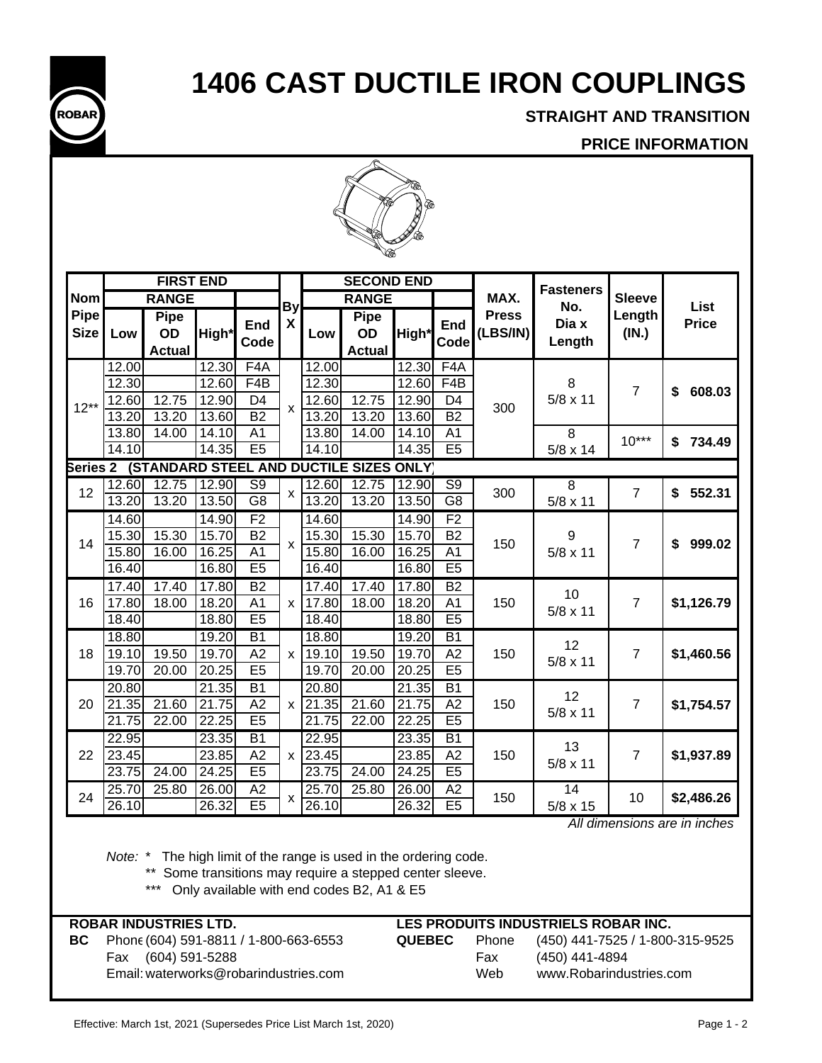# 1406 CAST DUCTILE IRON COUPLINGS

**STRAIGHT AND TRANSITION**

**PRICE INFORMATION**

| Nom Pipe Size | FIRST END | | | | By X | SECOND END | | | | MAX. Press (LBS/IN) | Fasteners No. Dia x Length | Sleeve Length (IN.) | List Price |
|---|---|---|---|---|---|---|---|---|---|---|---|---|---|
| | RANGE | | | | | RANGE | | | | | | | |
| | Low | Pipe OD Actual | High* | End Code | | Low | Pipe OD Actual | High* | End Code | | | | |
| 12** | 12.00 | | 12.30 | F4A | x | 12.00 | | 12.30 | F4A | 300 | 8 5/8 x 11 | 7 | $ 608.03 |
| | 12.30 | | 12.60 | F4B | | 12.30 | | 12.60 | F4B | | | | |
| | 12.60 | 12.75 | 12.90 | D4 | | 12.60 | 12.75 | 12.90 | D4 | | | | |
| | 13.20 | 13.20 | 13.60 | B2 | | 13.20 | 13.20 | 13.60 | B2 | | | | |
| | 13.80 | 14.00 | 14.10 | A1 | | 13.80 | 14.00 | 14.10 | A1 | | 8 5/8 x 14 | 10*** | $ 734.49 |
| | 14.10 | | 14.35 | E5 | | 14.10 | | 14.35 | E5 | | | | |
| Series 2 (STANDARD STEEL AND DUCTILE SIZES ONLY) | | | | | | | | | | | | | |
| 12 | 12.60 | 12.75 | 12.90 | S9 | x | 12.60 | 12.75 | 12.90 | S9 | 300 | 8 5/8 x 11 | 7 | $ 552.31 |
| | 13.20 | 13.20 | 13.50 | G8 | | 13.20 | 13.20 | 13.50 | G8 | | | | |
| 14 | 14.60 | | 14.90 | F2 | x | 14.60 | | 14.90 | F2 | 150 | 9 5/8 x 11 | 7 | $ 999.02 |
| | 15.30 | 15.30 | 15.70 | B2 | | 15.30 | 15.30 | 15.70 | B2 | | | | |
| | 15.80 | 16.00 | 16.25 | A1 | | 15.80 | 16.00 | 16.25 | A1 | | | | |
| | 16.40 | | 16.80 | E5 | | 16.40 | | 16.80 | E5 | | | | |
| 16 | 17.40 | 17.40 | 17.80 | B2 | x | 17.40 | 17.40 | 17.80 | B2 | 150 | 10 5/8 x 11 | 7 | $1,126.79 |
| | 17.80 | 18.00 | 18.20 | A1 | | 17.80 | 18.00 | 18.20 | A1 | | | | |
| | 18.40 | | 18.80 | E5 | | 18.40 | | 18.80 | E5 | | | | |
| 18 | 18.80 | | 19.20 | B1 | x | 18.80 | | 19.20 | B1 | 150 | 12 5/8 x 11 | 7 | $1,460.56 |
| | 19.10 | 19.50 | 19.70 | A2 | | 19.10 | 19.50 | 19.70 | A2 | | | | |
| | 19.70 | 20.00 | 20.25 | E5 | | 19.70 | 20.00 | 20.25 | E5 | | | | |
| 20 | 20.80 | | 21.35 | B1 | x | 20.80 | | 21.35 | B1 | 150 | 12 5/8 x 11 | 7 | $1,754.57 |
| | 21.35 | 21.60 | 21.75 | A2 | | 21.35 | 21.60 | 21.75 | A2 | | | | |
| | 21.75 | 22.00 | 22.25 | E5 | | 21.75 | 22.00 | 22.25 | E5 | | | | |
| 22 | 22.95 | | 23.35 | B1 | x | 22.95 | | 23.35 | B1 | 150 | 13 5/8 x 11 | 7 | $1,937.89 |
| | 23.45 | | 23.85 | A2 | | 23.45 | | 23.85 | A2 | | | | |
| | 23.75 | 24.00 | 24.25 | E5 | | 23.75 | 24.00 | 24.25 | E5 | | | | |
| 24 | 25.70 | 25.80 | 26.00 | A2 | x | 25.70 | 25.80 | 26.00 | A2 | 150 | 14 5/8 x 15 | 10 | $2,486.26 |
| | 26.10 | | 26.32 | E5 | | 26.10 | | 26.32 | E5 | | | | |

*All dimensions are in inches*

*Note:* * The high limit of the range is used in the ordering code.
** Some transitions may require a stepped center sleeve.
*** Only available with end codes B2, A1 & E5

**ROBAR INDUSTRIES LTD.**
**BC** Phone (604) 591-8811 / 1-800-663-6553
Fax (604) 591-5288
Email: waterworks@robarindustries.com

**LES PRODUITS INDUSTRIELS ROBAR INC.**
**QUEBEC** Phone (450) 441-7525 / 1-800-315-9525
Fax (450) 441-4894
Web www.Robarindustries.com

Effective: March 1st, 2021 (Supersedes Price List March 1st, 2020)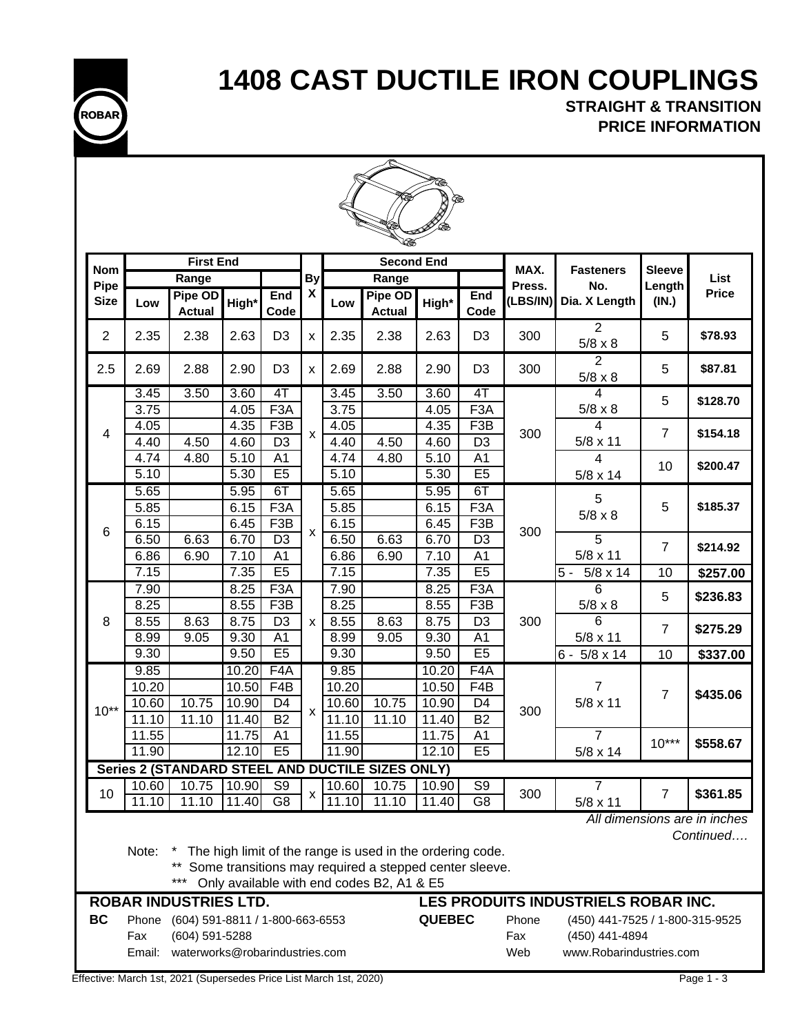# 1408 CAST DUCTILE IRON COUPLINGS

**STRAIGHT & TRANSITION**
**PRICE INFORMATION**

| Nom Pipe Size | First End | | | | By X | Second End | | | | MAX. Press. (LBS/IN) | Fasteners No. Dia. X Length | Sleeve Length (IN.) | List Price |
|---|---|---|---|---|---|---|---|---|---|---|---|---|---|
| | Range | | | | | Range | | | | | | | |
| | Low | Pipe OD Actual | High* | End Code | | Low | Pipe OD Actual | High* | End Code | | | | |
| 2 | 2.35 | 2.38 | 2.63 | D3 | x | 2.35 | 2.38 | 2.63 | D3 | 300 | 2 5/8 x 8 | 5 | **$78.93** |
| 2.5 | 2.69 | 2.88 | 2.90 | D3 | x | 2.69 | 2.88 | 2.90 | D3 | 300 | 2 5/8 x 8 | 5 | **$87.81** |
| 4 | 3.45 | 3.50 | 3.60 | 4T | x | 3.45 | 3.50 | 3.60 | 4T | 300 | 4 5/8 x 8 | 5 | **$128.70** |
| | 3.75 | | 4.05 | F3A | | 3.75 | | 4.05 | F3A | | | | |
| | 4.05 | | 4.35 | F3B | | 4.05 | | 4.35 | F3B | | 4 5/8 x 11 | 7 | **$154.18** |
| | 4.40 | 4.50 | 4.60 | D3 | | 4.40 | 4.50 | 4.60 | D3 | | | | |
| | 4.74 | 4.80 | 5.10 | A1 | | 4.74 | 4.80 | 5.10 | A1 | | 4 5/8 x 14 | 10 | **$200.47** |
| | 5.10 | | 5.30 | E5 | | 5.10 | | 5.30 | E5 | | | | |
| 6 | 5.65 | | 5.95 | 6T | x | 5.65 | | 5.95 | 6T | 300 | 5 5/8 x 8 | 5 | **$185.37** |
| | 5.85 | | 6.15 | F3A | | 5.85 | | 6.15 | F3A | | | | |
| | 6.15 | | 6.45 | F3B | | 6.15 | | 6.45 | F3B | | | | |
| | 6.50 | 6.63 | 6.70 | D3 | | 6.50 | 6.63 | 6.70 | D3 | | 5 5/8 x 11 | 7 | **$214.92** |
| | 6.86 | 6.90 | 7.10 | A1 | | 6.86 | 6.90 | 7.10 | A1 | | | | |
| | 7.15 | | 7.35 | E5 | | 7.15 | | 7.35 | E5 | | 5 - 5/8 x 14 | 10 | **$257.00** |
| 8 | 7.90 | | 8.25 | F3A | x | 7.90 | | 8.25 | F3A | 300 | 6 5/8 x 8 | 5 | **$236.83** |
| | 8.25 | | 8.55 | F3B | | 8.25 | | 8.55 | F3B | | | | |
| | 8.55 | 8.63 | 8.75 | D3 | | 8.55 | 8.63 | 8.75 | D3 | | 6 5/8 x 11 | 7 | **$275.29** |
| | 8.99 | 9.05 | 9.30 | A1 | | 8.99 | 9.05 | 9.30 | A1 | | | | |
| | 9.30 | | 9.50 | E5 | | 9.30 | | 9.50 | E5 | | 6 - 5/8 x 14 | 10 | **$337.00** |
| 10** | 9.85 | | 10.20 | F4A | x | 9.85 | | 10.20 | F4A | 300 | 7 5/8 x 11 | 7 | **$435.06** |
| | 10.20 | | 10.50 | F4B | | 10.20 | | 10.50 | F4B | | | | |
| | 10.60 | 10.75 | 10.90 | D4 | | 10.60 | 10.75 | 10.90 | D4 | | | | |
| | 11.10 | 11.10 | 11.40 | B2 | | 11.10 | 11.10 | 11.40 | B2 | | | | |
| | 11.55 | | 11.75 | A1 | | 11.55 | | 11.75 | A1 | | 7 5/8 x 14 | 10*** | **$558.67** |
| | 11.90 | | 12.10 | E5 | | 11.90 | | 12.10 | E5 | | | | |
| **Series 2 (STANDARD STEEL AND DUCTILE SIZES ONLY)** | | | | | | | | | | | | | |
| 10 | 10.60 | 10.75 | 10.90 | S9 | x | 10.60 | 10.75 | 10.90 | S9 | 300 | 7 5/8 x 11 | 7 | **$361.85** |
| | 11.10 | 11.10 | 11.40 | G8 | | 11.10 | 11.10 | 11.40 | G8 | | | | |

*All dimensions are in inches*

*Continued….*

Note: * The high limit of the range is used in the ordering code.
** Some transitions may required a stepped center sleeve.
*** Only available with end codes B2, A1 & E5

**ROBAR INDUSTRIES LTD.**

**BC** Phone (604) 591-8811 / 1-800-663-6553
Fax (604) 591-5288
Email: waterworks@robarindustries.com

**LES PRODUITS INDUSTRIELS ROBAR INC.**

**QUEBEC** Phone (450) 441-7525 / 1-800-315-9525
Fax (450) 441-4894
Web www.Robarindustries.com

Effective: March 1st, 2021 (Supersedes Price List March 1st, 2020)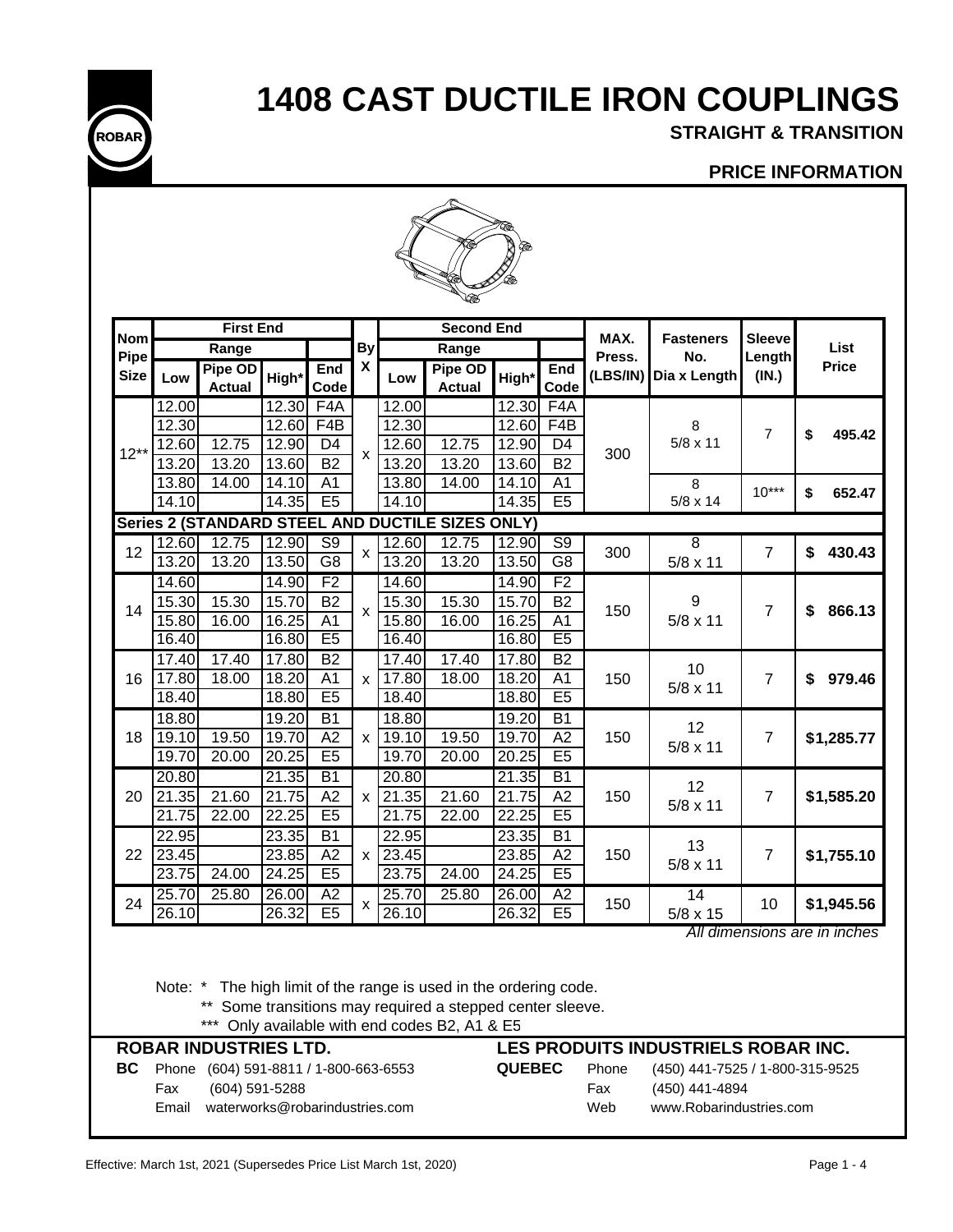# 1408 CAST DUCTILE IRON COUPLINGS

**STRAIGHT & TRANSITION**

**PRICE INFORMATION**

| Nom Pipe Size | First End Range Low | First End Pipe OD Actual | First End High* | First End End Code | By X | Second End Range Low | Second End Pipe OD Actual | Second End High* | Second End End Code | MAX. Press. (LBS/IN) | Fasteners No. Dia x Length | Sleeve Length (IN.) | List Price |
|---|---|---|---|---|---|---|---|---|---|---|---|---|---|
| 12** | 12.00 | | 12.30 | F4A | x | 12.00 | | 12.30 | F4A | 300 | 8 5/8 x 11 | 7 | $ 495.42 |
| | 12.30 | | 12.60 | F4B | | 12.30 | | 12.60 | F4B | | | | |
| | 12.60 | 12.75 | 12.90 | D4 | | 12.60 | 12.75 | 12.90 | D4 | | | | |
| | 13.20 | 13.20 | 13.60 | B2 | | 13.20 | 13.20 | 13.60 | B2 | | | | |
| | 13.80 | 14.00 | 14.10 | A1 | | 13.80 | 14.00 | 14.10 | A1 | | 8 5/8 x 14 | 10*** | $ 652.47 |
| | 14.10 | | 14.35 | E5 | | 14.10 | | 14.35 | E5 | | | | |
| **Series 2 (STANDARD STEEL AND DUCTILE SIZES ONLY)** | | | | | | | | | | | | | |
| 12 | 12.60 | 12.75 | 12.90 | S9 | x | 12.60 | 12.75 | 12.90 | S9 | 300 | 8 5/8 x 11 | 7 | $ 430.43 |
| | 13.20 | 13.20 | 13.50 | G8 | | 13.20 | 13.20 | 13.50 | G8 | | | | |
| 14 | 14.60 | | 14.90 | F2 | x | 14.60 | | 14.90 | F2 | 150 | 9 5/8 x 11 | 7 | $ 866.13 |
| | 15.30 | 15.30 | 15.70 | B2 | | 15.30 | 15.30 | 15.70 | B2 | | | | |
| | 15.80 | 16.00 | 16.25 | A1 | | 15.80 | 16.00 | 16.25 | A1 | | | | |
| | 16.40 | | 16.80 | E5 | | 16.40 | | 16.80 | E5 | | | | |
| 16 | 17.40 | 17.40 | 17.80 | B2 | x | 17.40 | 17.40 | 17.80 | B2 | 150 | 10 5/8 x 11 | 7 | $ 979.46 |
| | 17.80 | 18.00 | 18.20 | A1 | | 17.80 | 18.00 | 18.20 | A1 | | | | |
| | 18.40 | | 18.80 | E5 | | 18.40 | | 18.80 | E5 | | | | |
| 18 | 18.80 | | 19.20 | B1 | x | 18.80 | | 19.20 | B1 | 150 | 12 5/8 x 11 | 7 | $1,285.77 |
| | 19.10 | 19.50 | 19.70 | A2 | | 19.10 | 19.50 | 19.70 | A2 | | | | |
| | 19.70 | 20.00 | 20.25 | E5 | | 19.70 | 20.00 | 20.25 | E5 | | | | |
| 20 | 20.80 | | 21.35 | B1 | x | 20.80 | | 21.35 | B1 | 150 | 12 5/8 x 11 | 7 | $1,585.20 |
| | 21.35 | 21.60 | 21.75 | A2 | | 21.35 | 21.60 | 21.75 | A2 | | | | |
| | 21.75 | 22.00 | 22.25 | E5 | | 21.75 | 22.00 | 22.25 | E5 | | | | |
| 22 | 22.95 | | 23.35 | B1 | x | 22.95 | | 23.35 | B1 | 150 | 13 5/8 x 11 | 7 | $1,755.10 |
| | 23.45 | | 23.85 | A2 | | 23.45 | | 23.85 | A2 | | | | |
| | 23.75 | 24.00 | 24.25 | E5 | | 23.75 | 24.00 | 24.25 | E5 | | | | |
| 24 | 25.70 | 25.80 | 26.00 | A2 | x | 25.70 | 25.80 | 26.00 | A2 | 150 | 14 5/8 x 15 | 10 | $1,945.56 |
| | 26.10 | | 26.32 | E5 | | 26.10 | | 26.32 | E5 | | | | |

*All dimensions are in inches*

Note: * The high limit of the range is used in the ordering code.
** Some transitions may required a stepped center sleeve.
*** Only available with end codes B2, A1 & E5

**ROBAR INDUSTRIES LTD.**

**BC** Phone (604) 591-8811 / 1-800-663-6553
Fax (604) 591-5288
Email waterworks@robarindustries.com

**LES PRODUITS INDUSTRIELS ROBAR INC.**

**QUEBEC** Phone (450) 441-7525 / 1-800-315-9525
Fax (450) 441-4894
Web www.Robarindustries.com

Effective: March 1st, 2021 (Supersedes Price List March 1st, 2020)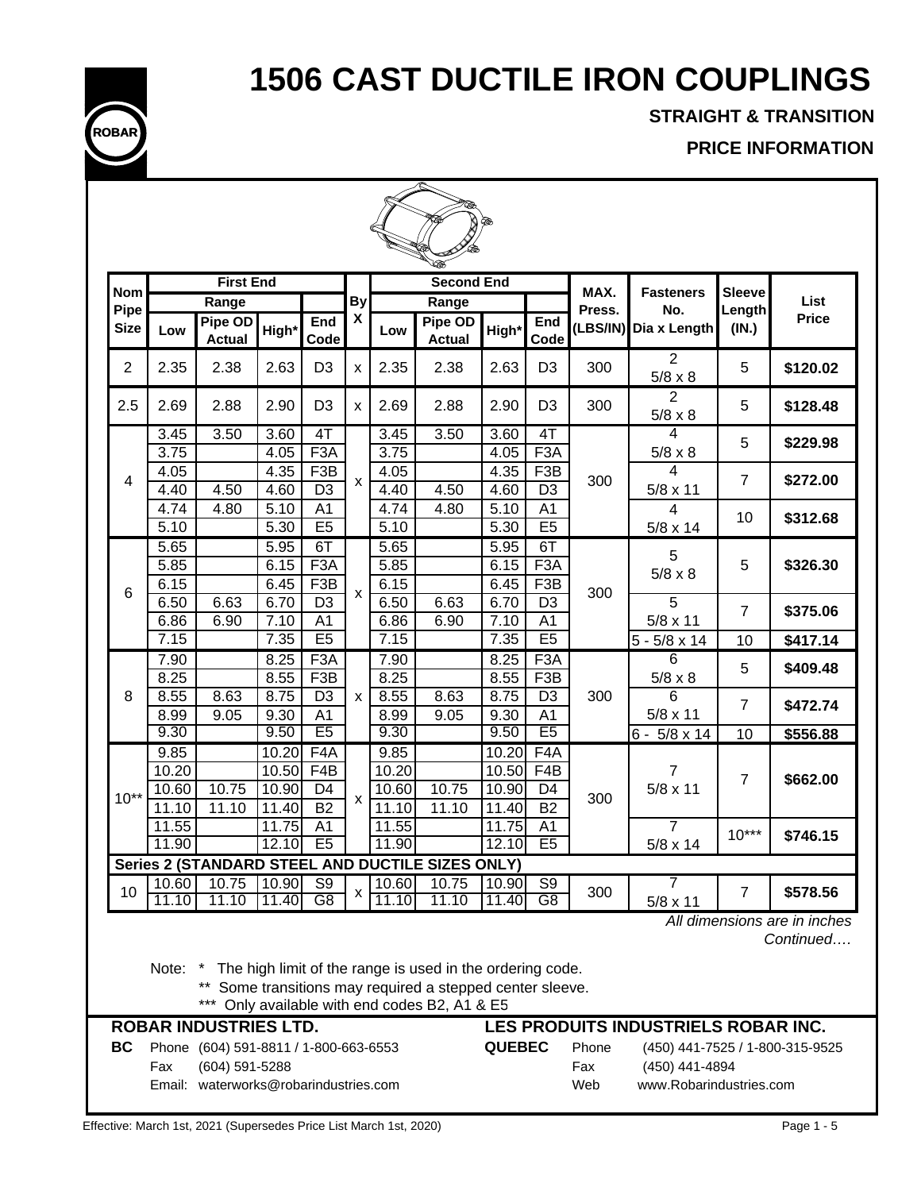# 1506 CAST DUCTILE IRON COUPLINGS

**STRAIGHT & TRANSITION**

**PRICE INFORMATION**

| Nom Pipe Size | First End | | | | By X | Second End | | | | MAX. Press. (LBS/IN) | Fasteners No. Dia x Length | Sleeve Length (IN.) | List Price |
|---|---|---|---|---|---|---|---|---|---|---|---|---|---|
| | Range | | | End Code | | Range | | | End Code | | | | |
| | Low | Pipe OD Actual | High* | | | Low | Pipe OD Actual | High* | | | | | |
| 2 | 2.35 | 2.38 | 2.63 | D3 | x | 2.35 | 2.38 | 2.63 | D3 | 300 | 2 5/8 x 8 | 5 | **$120.02** |
| 2.5 | 2.69 | 2.88 | 2.90 | D3 | x | 2.69 | 2.88 | 2.90 | D3 | 300 | 2 5/8 x 8 | 5 | **$128.48** |
| 4 | 3.45 | 3.50 | 3.60 | 4T | x | 3.45 | 3.50 | 3.60 | 4T | 300 | 4 5/8 x 8 | 5 | **$229.98** |
| | 3.75 | | 4.05 | F3A | | 3.75 | | 4.05 | F3A | | | | |
| | 4.05 | | 4.35 | F3B | | 4.05 | | 4.35 | F3B | | 4 5/8 x 11 | 7 | **$272.00** |
| | 4.40 | 4.50 | 4.60 | D3 | | 4.40 | 4.50 | 4.60 | D3 | | | | |
| | 4.74 | 4.80 | 5.10 | A1 | | 4.74 | 4.80 | 5.10 | A1 | | 4 5/8 x 14 | 10 | **$312.68** |
| | 5.10 | | 5.30 | E5 | | 5.10 | | 5.30 | E5 | | | | |
| 6 | 5.65 | | 5.95 | 6T | x | 5.65 | | 5.95 | 6T | 300 | 5 5/8 x 8 | 5 | **$326.30** |
| | 5.85 | | 6.15 | F3A | | 5.85 | | 6.15 | F3A | | | | |
| | 6.15 | | 6.45 | F3B | | 6.15 | | 6.45 | F3B | | | | |
| | 6.50 | 6.63 | 6.70 | D3 | | 6.50 | 6.63 | 6.70 | D3 | | 5 5/8 x 11 | 7 | **$375.06** |
| | 6.86 | 6.90 | 7.10 | A1 | | 6.86 | 6.90 | 7.10 | A1 | | | | |
| | 7.15 | | 7.35 | E5 | | 7.15 | | 7.35 | E5 | | 5 - 5/8 x 14 | 10 | **$417.14** |
| 8 | 7.90 | | 8.25 | F3A | x | 7.90 | | 8.25 | F3A | 300 | 6 5/8 x 8 | 5 | **$409.48** |
| | 8.25 | | 8.55 | F3B | | 8.25 | | 8.55 | F3B | | | | |
| | 8.55 | 8.63 | 8.75 | D3 | | 8.55 | 8.63 | 8.75 | D3 | | 6 5/8 x 11 | 7 | **$472.74** |
| | 8.99 | 9.05 | 9.30 | A1 | | 8.99 | 9.05 | 9.30 | A1 | | | | |
| | 9.30 | | 9.50 | E5 | | 9.30 | | 9.50 | E5 | | 6 - 5/8 x 14 | 10 | **$556.88** |
| 10** | 9.85 | | 10.20 | F4A | x | 9.85 | | 10.20 | F4A | 300 | 7 5/8 x 11 | 7 | **$662.00** |
| | 10.20 | | 10.50 | F4B | | 10.20 | | 10.50 | F4B | | | | |
| | 10.60 | 10.75 | 10.90 | D4 | | 10.60 | 10.75 | 10.90 | D4 | | | | |
| | 11.10 | 11.10 | 11.40 | B2 | | 11.10 | 11.10 | 11.40 | B2 | | | | |
| | 11.55 | | 11.75 | A1 | | 11.55 | | 11.75 | A1 | | 7 5/8 x 14 | 10*** | **$746.15** |
| | 11.90 | | 12.10 | E5 | | 11.90 | | 12.10 | E5 | | | | |
| **Series 2 (STANDARD STEEL AND DUCTILE SIZES ONLY)** | | | | | | | | | | | | | |
| 10 | 10.60 | 10.75 | 10.90 | S9 | x | 10.60 | 10.75 | 10.90 | S9 | 300 | 7 5/8 x 11 | 7 | **$578.56** |
| | 11.10 | 11.10 | 11.40 | G8 | | 11.10 | 11.10 | 11.40 | G8 | | | | |

*All dimensions are in inches*

*Continued….*

Note: * The high limit of the range is used in the ordering code.
** Some transitions may required a stepped center sleeve.
*** Only available with end codes B2, A1 & E5

**ROBAR INDUSTRIES LTD.**

**BC** Phone (604) 591-8811 / 1-800-663-6553
Fax (604) 591-5288
Email: waterworks@robarindustries.com

**LES PRODUITS INDUSTRIELS ROBAR INC.**

**QUEBEC** Phone (450) 441-7525 / 1-800-315-9525
Fax (450) 441-4894
Web www.Robarindustries.com

Effective: March 1st, 2021 (Supersedes Price List March 1st, 2020)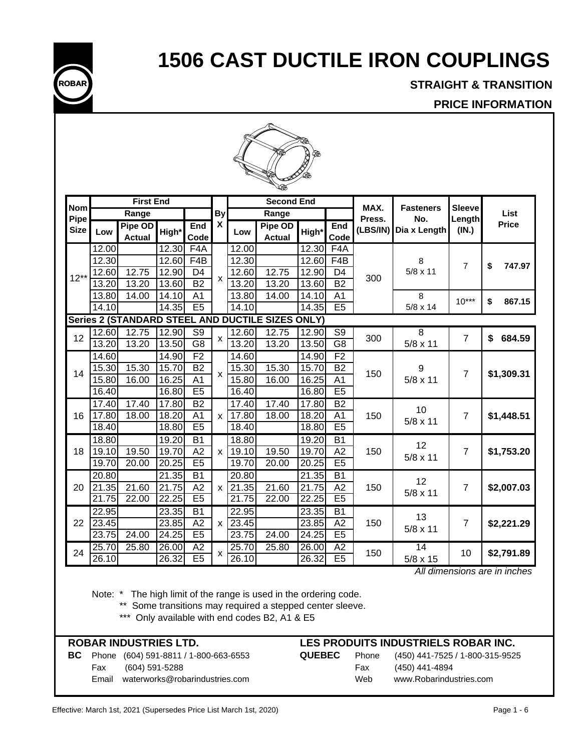# 1506 CAST DUCTILE IRON COUPLINGS

**STRAIGHT & TRANSITION**

**PRICE INFORMATION**

| Nom Pipe Size | First End | | | | By X | Second End | | | | MAX. Press. (LBS/IN) | Fasteners No. Dia x Length | Sleeve Length (IN.) | List Price |
|---|---|---|---|---|---|---|---|---|---|---|---|---|---|
| | Range | | | | | Range | | | | | | | |
| | Low | Pipe OD Actual | High* | End Code | | Low | Pipe OD Actual | High* | End Code | | | | |
| 12** | 12.00 | | 12.30 | F4A | x | 12.00 | | 12.30 | F4A | 300 | 8<br>5/8 x 11 | 7 | $ 747.97 |
| | 12.30 | | 12.60 | F4B | | 12.30 | | 12.60 | F4B | | | | |
| | 12.60 | 12.75 | 12.90 | D4 | | 12.60 | 12.75 | 12.90 | D4 | | | | |
| | 13.20 | 13.20 | 13.60 | B2 | | 13.20 | 13.20 | 13.60 | B2 | | | | |
| | 13.80 | 14.00 | 14.10 | A1 | | 13.80 | 14.00 | 14.10 | A1 | | 8<br>5/8 x 14 | 10*** | $ 867.15 |
| | 14.10 | | 14.35 | E5 | | 14.10 | | 14.35 | E5 | | | | |
| **Series 2 (STANDARD STEEL AND DUCTILE SIZES ONLY)** | | | | | | | | | | | | | |
| 12 | 12.60 | 12.75 | 12.90 | S9 | x | 12.60 | 12.75 | 12.90 | S9 | 300 | 8<br>5/8 x 11 | 7 | $ 684.59 |
| | 13.20 | 13.20 | 13.50 | G8 | | 13.20 | 13.20 | 13.50 | G8 | | | | |
| 14 | 14.60 | | 14.90 | F2 | x | 14.60 | | 14.90 | F2 | 150 | 9<br>5/8 x 11 | 7 | $1,309.31 |
| | 15.30 | 15.30 | 15.70 | B2 | | 15.30 | 15.30 | 15.70 | B2 | | | | |
| | 15.80 | 16.00 | 16.25 | A1 | | 15.80 | 16.00 | 16.25 | A1 | | | | |
| | 16.40 | | 16.80 | E5 | | 16.40 | | 16.80 | E5 | | | | |
| 16 | 17.40 | 17.40 | 17.80 | B2 | x | 17.40 | 17.40 | 17.80 | B2 | 150 | 10<br>5/8 x 11 | 7 | $1,448.51 |
| | 17.80 | 18.00 | 18.20 | A1 | | 17.80 | 18.00 | 18.20 | A1 | | | | |
| | 18.40 | | 18.80 | E5 | | 18.40 | | 18.80 | E5 | | | | |
| 18 | 18.80 | | 19.20 | B1 | x | 18.80 | | 19.20 | B1 | 150 | 12<br>5/8 x 11 | 7 | $1,753.20 |
| | 19.10 | 19.50 | 19.70 | A2 | | 19.10 | 19.50 | 19.70 | A2 | | | | |
| | 19.70 | 20.00 | 20.25 | E5 | | 19.70 | 20.00 | 20.25 | E5 | | | | |
| 20 | 20.80 | | 21.35 | B1 | x | 20.80 | | 21.35 | B1 | 150 | 12<br>5/8 x 11 | 7 | $2,007.03 |
| | 21.35 | 21.60 | 21.75 | A2 | | 21.35 | 21.60 | 21.75 | A2 | | | | |
| | 21.75 | 22.00 | 22.25 | E5 | | 21.75 | 22.00 | 22.25 | E5 | | | | |
| 22 | 22.95 | | 23.35 | B1 | x | 22.95 | | 23.35 | B1 | 150 | 13<br>5/8 x 11 | 7 | $2,221.29 |
| | 23.45 | | 23.85 | A2 | | 23.45 | | 23.85 | A2 | | | | |
| | 23.75 | 24.00 | 24.25 | E5 | | 23.75 | 24.00 | 24.25 | E5 | | | | |
| 24 | 25.70 | 25.80 | 26.00 | A2 | x | 25.70 | 25.80 | 26.00 | A2 | 150 | 14<br>5/8 x 15 | 10 | $2,791.89 |
| | 26.10 | | 26.32 | E5 | | 26.10 | | 26.32 | E5 | | | | |

*All dimensions are in inches*

Note: * The high limit of the range is used in the ordering code.
** Some transitions may required a stepped center sleeve.
*** Only available with end codes B2, A1 & E5

**ROBAR INDUSTRIES LTD.**

**BC** Phone (604) 591-8811 / 1-800-663-6553
Fax (604) 591-5288
Email waterworks@robarindustries.com

**LES PRODUITS INDUSTRIELS ROBAR INC.**

**QUEBEC** Phone (450) 441-7525 / 1-800-315-9525
Fax (450) 441-4894
Web www.Robarindustries.com

Effective: March 1st, 2021 (Supersedes Price List March 1st, 2020)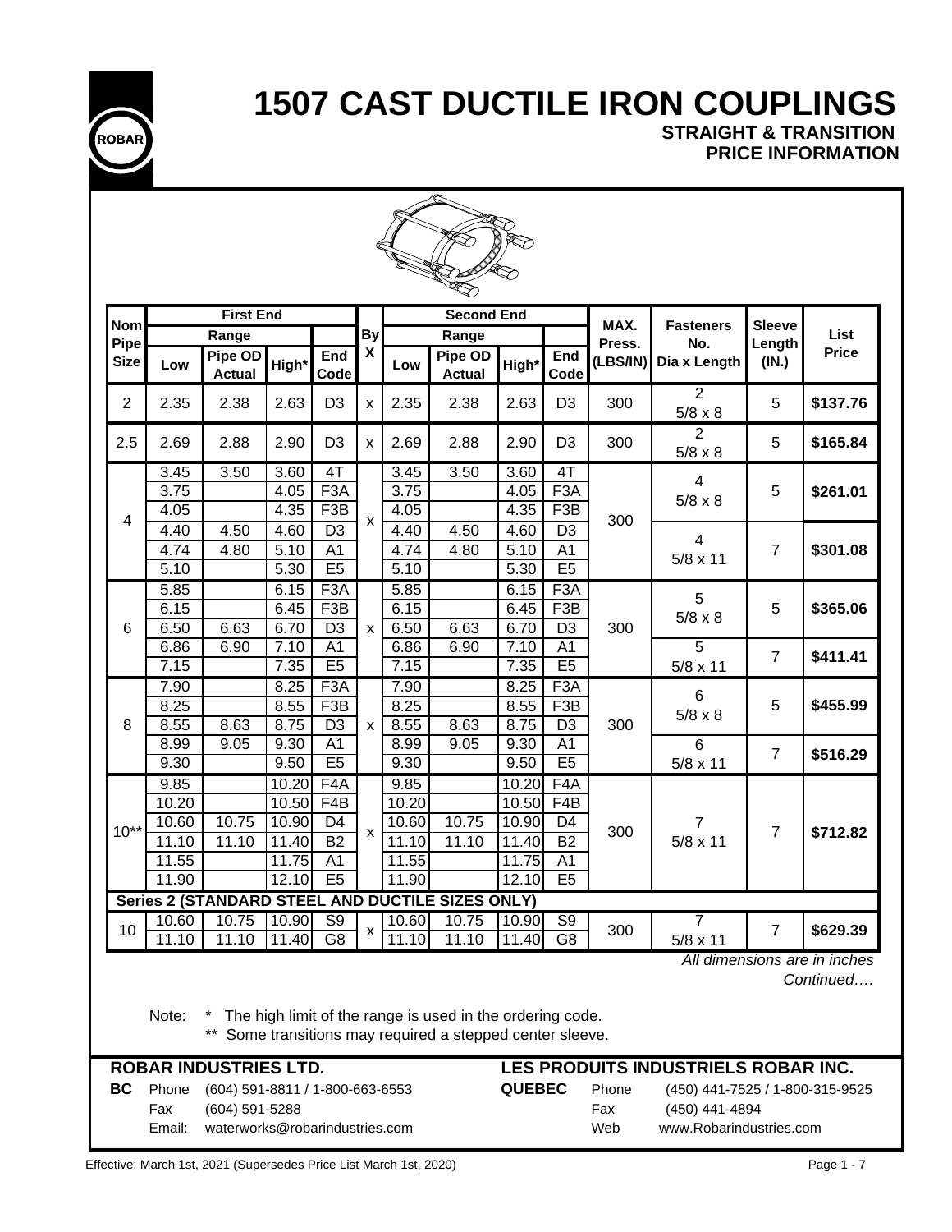# 1507 CAST DUCTILE IRON COUPLINGS

## STRAIGHT & TRANSITION PRICE INFORMATION

| Nom Pipe Size | First End | | | | By X | Second End | | | | MAX. Press. (LBS/IN) | Fasteners No. Dia x Length | Sleeve Length (IN.) | List Price |
|---|---|---|---|---|---|---|---|---|---|---|---|---|---|
| | Range | | | | | Range | | | | | | | |
| | Low | Pipe OD Actual | High* | End Code | | Low | Pipe OD Actual | High* | End Code | | | | |
| 2 | 2.35 | 2.38 | 2.63 | D3 | x | 2.35 | 2.38 | 2.63 | D3 | 300 | 2<br>5/8 x 8 | 5 | $137.76 |
| 2.5 | 2.69 | 2.88 | 2.90 | D3 | x | 2.69 | 2.88 | 2.90 | D3 | 300 | 2<br>5/8 x 8 | 5 | $165.84 |
| 4 | 3.45 | 3.50 | 3.60 | 4T | x | 3.45 | 3.50 | 3.60 | 4T | 300 | 4<br>5/8 x 8 | 5 | $261.01 |
| | 3.75 | | 4.05 | F3A | | 3.75 | | 4.05 | F3A | | | | |
| | 4.05 | | 4.35 | F3B | | 4.05 | | 4.35 | F3B | | | | |
| | 4.40 | 4.50 | 4.60 | D3 | | 4.40 | 4.50 | 4.60 | D3 | | 4<br>5/8 x 11 | 7 | $301.08 |
| | 4.74 | 4.80 | 5.10 | A1 | | 4.74 | 4.80 | 5.10 | A1 | | | | |
| | 5.10 | | 5.30 | E5 | | 5.10 | | 5.30 | E5 | | | | |
| 6 | 5.85 | | 6.15 | F3A | x | 5.85 | | 6.15 | F3A | 300 | 5<br>5/8 x 8 | 5 | $365.06 |
| | 6.15 | | 6.45 | F3B | | 6.15 | | 6.45 | F3B | | | | |
| | 6.50 | 6.63 | 6.70 | D3 | | 6.50 | 6.63 | 6.70 | D3 | | | | |
| | 6.86 | 6.90 | 7.10 | A1 | | 6.86 | 6.90 | 7.10 | A1 | | 5<br>5/8 x 11 | 7 | $411.41 |
| | 7.15 | | 7.35 | E5 | | 7.15 | | 7.35 | E5 | | | | |
| 8 | 7.90 | | 8.25 | F3A | x | 7.90 | | 8.25 | F3A | 300 | 6<br>5/8 x 8 | 5 | $455.99 |
| | 8.25 | | 8.55 | F3B | | 8.25 | | 8.55 | F3B | | | | |
| | 8.55 | 8.63 | 8.75 | D3 | | 8.55 | 8.63 | 8.75 | D3 | | | | |
| | 8.99 | 9.05 | 9.30 | A1 | | 8.99 | 9.05 | 9.30 | A1 | | 6<br>5/8 x 11 | 7 | $516.29 |
| | 9.30 | | 9.50 | E5 | | 9.30 | | 9.50 | E5 | | | | |
| 10** | 9.85 | | 10.20 | F4A | x | 9.85 | | 10.20 | F4A | 300 | 7<br>5/8 x 11 | 7 | $712.82 |
| | 10.20 | | 10.50 | F4B | | 10.20 | | 10.50 | F4B | | | | |
| | 10.60 | 10.75 | 10.90 | D4 | | 10.60 | 10.75 | 10.90 | D4 | | | | |
| | 11.10 | 11.10 | 11.40 | B2 | | 11.10 | 11.10 | 11.40 | B2 | | | | |
| | 11.55 | | 11.75 | A1 | | 11.55 | | 11.75 | A1 | | | | |
| | 11.90 | | 12.10 | E5 | | 11.90 | | 12.10 | E5 | | | | |
| **Series 2 (STANDARD STEEL AND DUCTILE SIZES ONLY)** | | | | | | | | | | | | | |
| 10 | 10.60 | 10.75 | 10.90 | S9 | x | 10.60 | 10.75 | 10.90 | S9 | 300 | 7<br>5/8 x 11 | 7 | $629.39 |
| | 11.10 | 11.10 | 11.40 | G8 | | 11.10 | 11.10 | 11.40 | G8 | | | | |

*All dimensions are in inches*

*Continued….*

Note: * The high limit of the range is used in the ordering code.
** Some transitions may required a stepped center sleeve.

**ROBAR INDUSTRIES LTD.**
**BC** Phone (604) 591-8811 / 1-800-663-6553
Fax (604) 591-5288
Email: waterworks@robarindustries.com

**LES PRODUITS INDUSTRIELS ROBAR INC.**
**QUEBEC** Phone (450) 441-7525 / 1-800-315-9525
Fax (450) 441-4894
Web www.Robarindustries.com

Effective: March 1st, 2021 (Supersedes Price List March 1st, 2020)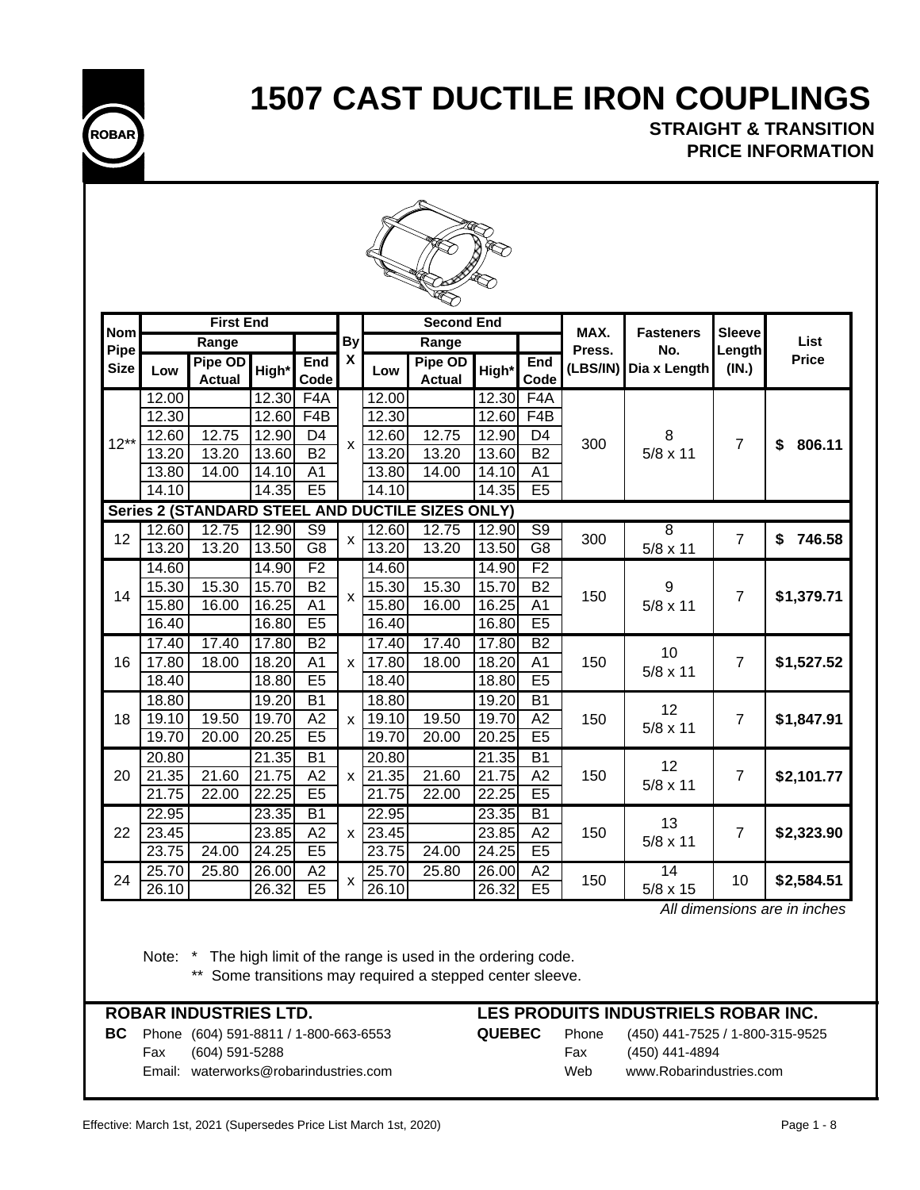# 1507 CAST DUCTILE IRON COUPLINGS

### STRAIGHT & TRANSITION
### PRICE INFORMATION

| Nom Pipe Size | First End | | | | By X | Second End | | | | MAX. Press. (LBS/IN) | Fasteners No. Dia x Length | Sleeve Length (IN.) | List Price |
|---|---|---|---|---|---|---|---|---|---|---|---|---|---|
| | Range | | | | | Range | | | | | | | |
| | Low | Pipe OD Actual | High* | End Code | | Low | Pipe OD Actual | High* | End Code | | | | |
| 12** | 12.00 | | 12.30 | F4A | x | 12.00 | | 12.30 | F4A | 300 | 8 5/8 x 11 | 7 | $ 806.11 |
| | 12.30 | | 12.60 | F4B | | 12.30 | | 12.60 | F4B | | | | |
| | 12.60 | 12.75 | 12.90 | D4 | | 12.60 | 12.75 | 12.90 | D4 | | | | |
| | 13.20 | 13.20 | 13.60 | B2 | | 13.20 | 13.20 | 13.60 | B2 | | | | |
| | 13.80 | 14.00 | 14.10 | A1 | | 13.80 | 14.00 | 14.10 | A1 | | | | |
| | 14.10 | | 14.35 | E5 | | 14.10 | | 14.35 | E5 | | | | |
| **Series 2 (STANDARD STEEL AND DUCTILE SIZES ONLY)** | | | | | | | | | | | | | |
| 12 | 12.60 | 12.75 | 12.90 | S9 | x | 12.60 | 12.75 | 12.90 | S9 | 300 | 8 5/8 x 11 | 7 | $ 746.58 |
| | 13.20 | 13.20 | 13.50 | G8 | | 13.20 | 13.20 | 13.50 | G8 | | | | |
| 14 | 14.60 | | 14.90 | F2 | x | 14.60 | | 14.90 | F2 | 150 | 9 5/8 x 11 | 7 | $1,379.71 |
| | 15.30 | 15.30 | 15.70 | B2 | | 15.30 | 15.30 | 15.70 | B2 | | | | |
| | 15.80 | 16.00 | 16.25 | A1 | | 15.80 | 16.00 | 16.25 | A1 | | | | |
| | 16.40 | | 16.80 | E5 | | 16.40 | | 16.80 | E5 | | | | |
| 16 | 17.40 | 17.40 | 17.80 | B2 | x | 17.40 | 17.40 | 17.80 | B2 | 150 | 10 5/8 x 11 | 7 | $1,527.52 |
| | 17.80 | 18.00 | 18.20 | A1 | | 17.80 | 18.00 | 18.20 | A1 | | | | |
| | 18.40 | | 18.80 | E5 | | 18.40 | | 18.80 | E5 | | | | |
| 18 | 18.80 | | 19.20 | B1 | x | 18.80 | | 19.20 | B1 | 150 | 12 5/8 x 11 | 7 | $1,847.91 |
| | 19.10 | 19.50 | 19.70 | A2 | | 19.10 | 19.50 | 19.70 | A2 | | | | |
| | 19.70 | 20.00 | 20.25 | E5 | | 19.70 | 20.00 | 20.25 | E5 | | | | |
| 20 | 20.80 | | 21.35 | B1 | x | 20.80 | | 21.35 | B1 | 150 | 12 5/8 x 11 | 7 | $2,101.77 |
| | 21.35 | 21.60 | 21.75 | A2 | | 21.35 | 21.60 | 21.75 | A2 | | | | |
| | 21.75 | 22.00 | 22.25 | E5 | | 21.75 | 22.00 | 22.25 | E5 | | | | |
| 22 | 22.95 | | 23.35 | B1 | x | 22.95 | | 23.35 | B1 | 150 | 13 5/8 x 11 | 7 | $2,323.90 |
| | 23.45 | | 23.85 | A2 | | 23.45 | | 23.85 | A2 | | | | |
| | 23.75 | 24.00 | 24.25 | E5 | | 23.75 | 24.00 | 24.25 | E5 | | | | |
| 24 | 25.70 | 25.80 | 26.00 | A2 | x | 25.70 | 25.80 | 26.00 | A2 | 150 | 14 5/8 x 15 | 10 | $2,584.51 |
| | 26.10 | | 26.32 | E5 | | 26.10 | | 26.32 | E5 | | | | |

*All dimensions are in inches*

Note: * The high limit of the range is used in the ordering code.
** Some transitions may required a stepped center sleeve.

**ROBAR INDUSTRIES LTD.**
**BC** Phone (604) 591-8811 / 1-800-663-6553
Fax (604) 591-5288
Email: waterworks@robarindustries.com

**LES PRODUITS INDUSTRIELS ROBAR INC.**
**QUEBEC** Phone (450) 441-7525 / 1-800-315-9525
Fax (450) 441-4894
Web www.Robarindustries.com

Effective: March 1st, 2021 (Supersedes Price List March 1st, 2020)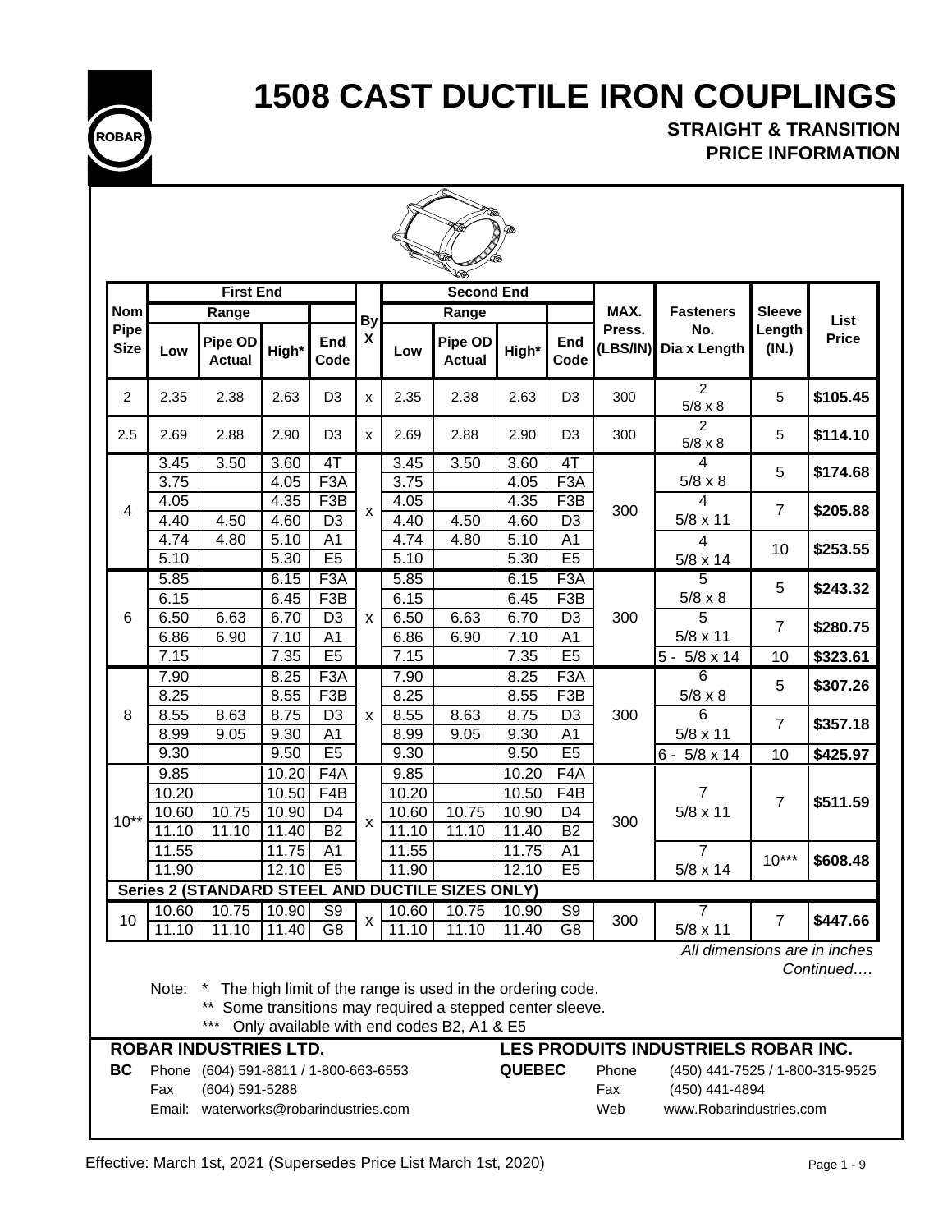# 1508 CAST DUCTILE IRON COUPLINGS

**STRAIGHT & TRANSITION**
**PRICE INFORMATION**

| Nom Pipe Size | First End Range Low | First End Range Pipe OD Actual | First End Range High* | First End End Code | By X | Second End Range Low | Second End Range Pipe OD Actual | Second End Range High* | Second End End Code | MAX. Press. (LBS/IN) | Fasteners No. Dia x Length | Sleeve Length (IN.) | List Price |
|---|---|---|---|---|---|---|---|---|---|---|---|---|---|
| 2 | 2.35 | 2.38 | 2.63 | D3 | x | 2.35 | 2.38 | 2.63 | D3 | 300 | 2 5/8 x 8 | 5 | **$105.45** |
| 2.5 | 2.69 | 2.88 | 2.90 | D3 | x | 2.69 | 2.88 | 2.90 | D3 | 300 | 2 5/8 x 8 | 5 | **$114.10** |
| 4 | 3.45 | 3.50 | 3.60 | 4T | x | 3.45 | 3.50 | 3.60 | 4T | 300 | 4 5/8 x 8 | 5 | **$174.68** |
| | 3.75 | | 4.05 | F3A | | 3.75 | | 4.05 | F3A | | | | |
| | 4.05 | | 4.35 | F3B | | 4.05 | | 4.35 | F3B | | 4 5/8 x 11 | 7 | **$205.88** |
| | 4.40 | 4.50 | 4.60 | D3 | | 4.40 | 4.50 | 4.60 | D3 | | | | |
| | 4.74 | 4.80 | 5.10 | A1 | | 4.74 | 4.80 | 5.10 | A1 | | 4 5/8 x 14 | 10 | **$253.55** |
| | 5.10 | | 5.30 | E5 | | 5.10 | | 5.30 | E5 | | | | |
| 6 | 5.85 | | 6.15 | F3A | x | 5.85 | | 6.15 | F3A | 300 | 5 5/8 x 8 | 5 | **$243.32** |
| | 6.15 | | 6.45 | F3B | | 6.15 | | 6.45 | F3B | | | | |
| | 6.50 | 6.63 | 6.70 | D3 | | 6.50 | 6.63 | 6.70 | D3 | | 5 5/8 x 11 | 7 | **$280.75** |
| | 6.86 | 6.90 | 7.10 | A1 | | 6.86 | 6.90 | 7.10 | A1 | | | | |
| | 7.15 | | 7.35 | E5 | | 7.15 | | 7.35 | E5 | | 5 - 5/8 x 14 | 10 | **$323.61** |
| 8 | 7.90 | | 8.25 | F3A | x | 7.90 | | 8.25 | F3A | 300 | 6 5/8 x 8 | 5 | **$307.26** |
| | 8.25 | | 8.55 | F3B | | 8.25 | | 8.55 | F3B | | | | |
| | 8.55 | 8.63 | 8.75 | D3 | | 8.55 | 8.63 | 8.75 | D3 | | 6 5/8 x 11 | 7 | **$357.18** |
| | 8.99 | 9.05 | 9.30 | A1 | | 8.99 | 9.05 | 9.30 | A1 | | | | |
| | 9.30 | | 9.50 | E5 | | 9.30 | | 9.50 | E5 | | 6 - 5/8 x 14 | 10 | **$425.97** |
| 10** | 9.85 | | 10.20 | F4A | x | 9.85 | | 10.20 | F4A | 300 | 7 5/8 x 11 | 7 | **$511.59** |
| | 10.20 | | 10.50 | F4B | | 10.20 | | 10.50 | F4B | | | | |
| | 10.60 | 10.75 | 10.90 | D4 | | 10.60 | 10.75 | 10.90 | D4 | | | | |
| | 11.10 | 11.10 | 11.40 | B2 | | 11.10 | 11.10 | 11.40 | B2 | | | | |
| | 11.55 | | 11.75 | A1 | | 11.55 | | 11.75 | A1 | | 7 5/8 x 14 | 10*** | **$608.48** |
| | 11.90 | | 12.10 | E5 | | 11.90 | | 12.10 | E5 | | | | |
| **Series 2 (STANDARD STEEL AND DUCTILE SIZES ONLY)** | | | | | | | | | | | | | |
| 10 | 10.60 | 10.75 | 10.90 | S9 | x | 10.60 | 10.75 | 10.90 | S9 | 300 | 7 5/8 x 11 | 7 | **$447.66** |
| | 11.10 | 11.10 | 11.40 | G8 | | 11.10 | 11.10 | 11.40 | G8 | | | | |

*All dimensions are in inches*

*Continued….*

Note: * The high limit of the range is used in the ordering code.
** Some transitions may required a stepped center sleeve.
*** Only available with end codes B2, A1 & E5

**ROBAR INDUSTRIES LTD.**

**BC** Phone (604) 591-8811 / 1-800-663-6553
Fax (604) 591-5288
Email: waterworks@robarindustries.com

**LES PRODUITS INDUSTRIELS ROBAR INC.**

**QUEBEC** Phone (450) 441-7525 / 1-800-315-9525
Fax (450) 441-4894
Web www.Robarindustries.com

Effective: March 1st, 2021 (Supersedes Price List March 1st, 2020)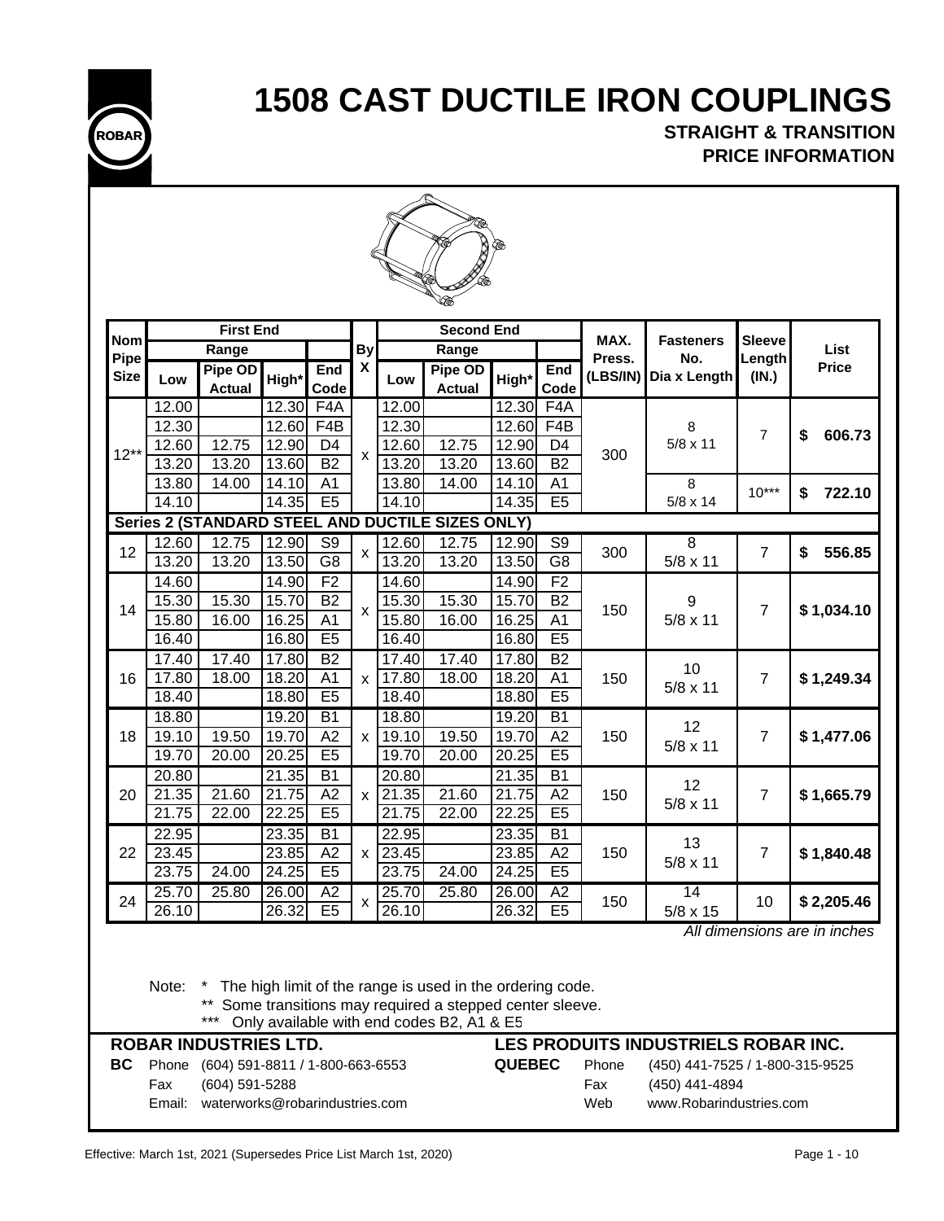# 1508 CAST DUCTILE IRON COUPLINGS

## STRAIGHT & TRANSITION PRICE INFORMATION

| Nom Pipe Size | First End | | | | By X | Second End | | | | MAX. Press. (LBS/IN) | Fasteners No. Dia x Length | Sleeve Length (IN.) | List Price |
|---|---|---|---|---|---|---|---|---|---|---|---|---|---|
| | Range | | | | | Range | | | | | | | |
| | Low | Pipe OD Actual | High* | End Code | | Low | Pipe OD Actual | High* | End Code | | | | |
| 12** | 12.00 | | 12.30 | F4A | x | 12.00 | | 12.30 | F4A | 300 | 8 5/8 x 11 | 7 | $ 606.73 |
| | 12.30 | | 12.60 | F4B | | 12.30 | | 12.60 | F4B | | | | |
| | 12.60 | 12.75 | 12.90 | D4 | | 12.60 | 12.75 | 12.90 | D4 | | | | |
| | 13.20 | 13.20 | 13.60 | B2 | | 13.20 | 13.20 | 13.60 | B2 | | | | |
| | 13.80 | 14.00 | 14.10 | A1 | | 13.80 | 14.00 | 14.10 | A1 | | 8 5/8 x 14 | 10*** | $ 722.10 |
| | 14.10 | | 14.35 | E5 | | 14.10 | | 14.35 | E5 | | | | |
| **Series 2 (STANDARD STEEL AND DUCTILE SIZES ONLY)** | | | | | | | | | | | | | |
| 12 | 12.60 | 12.75 | 12.90 | S9 | x | 12.60 | 12.75 | 12.90 | S9 | 300 | 8 5/8 x 11 | 7 | $ 556.85 |
| | 13.20 | 13.20 | 13.50 | G8 | | 13.20 | 13.20 | 13.50 | G8 | | | | |
| 14 | 14.60 | | 14.90 | F2 | x | 14.60 | | 14.90 | F2 | 150 | 9 5/8 x 11 | 7 | $ 1,034.10 |
| | 15.30 | 15.30 | 15.70 | B2 | | 15.30 | 15.30 | 15.70 | B2 | | | | |
| | 15.80 | 16.00 | 16.25 | A1 | | 15.80 | 16.00 | 16.25 | A1 | | | | |
| | 16.40 | | 16.80 | E5 | | 16.40 | | 16.80 | E5 | | | | |
| 16 | 17.40 | 17.40 | 17.80 | B2 | x | 17.40 | 17.40 | 17.80 | B2 | 150 | 10 5/8 x 11 | 7 | $ 1,249.34 |
| | 17.80 | 18.00 | 18.20 | A1 | | 17.80 | 18.00 | 18.20 | A1 | | | | |
| | 18.40 | | 18.80 | E5 | | 18.40 | | 18.80 | E5 | | | | |
| 18 | 18.80 | | 19.20 | B1 | x | 18.80 | | 19.20 | B1 | 150 | 12 5/8 x 11 | 7 | $ 1,477.06 |
| | 19.10 | 19.50 | 19.70 | A2 | | 19.10 | 19.50 | 19.70 | A2 | | | | |
| | 19.70 | 20.00 | 20.25 | E5 | | 19.70 | 20.00 | 20.25 | E5 | | | | |
| 20 | 20.80 | | 21.35 | B1 | x | 20.80 | | 21.35 | B1 | 150 | 12 5/8 x 11 | 7 | $ 1,665.79 |
| | 21.35 | 21.60 | 21.75 | A2 | | 21.35 | 21.60 | 21.75 | A2 | | | | |
| | 21.75 | 22.00 | 22.25 | E5 | | 21.75 | 22.00 | 22.25 | E5 | | | | |
| 22 | 22.95 | | 23.35 | B1 | x | 22.95 | | 23.35 | B1 | 150 | 13 5/8 x 11 | 7 | $ 1,840.48 |
| | 23.45 | | 23.85 | A2 | | 23.45 | | 23.85 | A2 | | | | |
| | 23.75 | 24.00 | 24.25 | E5 | | 23.75 | 24.00 | 24.25 | E5 | | | | |
| 24 | 25.70 | 25.80 | 26.00 | A2 | x | 25.70 | 25.80 | 26.00 | A2 | 150 | 14 5/8 x 15 | 10 | $ 2,205.46 |
| | 26.10 | | 26.32 | E5 | | 26.10 | | 26.32 | E5 | | | | |

*All dimensions are in inches*

Note: * The high limit of the range is used in the ordering code.
** Some transitions may required a stepped center sleeve.
*** Only available with end codes B2, A1 & E5

**ROBAR INDUSTRIES LTD.**

**BC** Phone (604) 591-8811 / 1-800-663-6553
Fax (604) 591-5288
Email: waterworks@robarindustries.com

**LES PRODUITS INDUSTRIELS ROBAR INC.**

**QUEBEC** Phone (450) 441-7525 / 1-800-315-9525
Fax (450) 441-4894
Web www.Robarindustries.com

Effective: March 1st, 2021 (Supersedes Price List March 1st, 2020)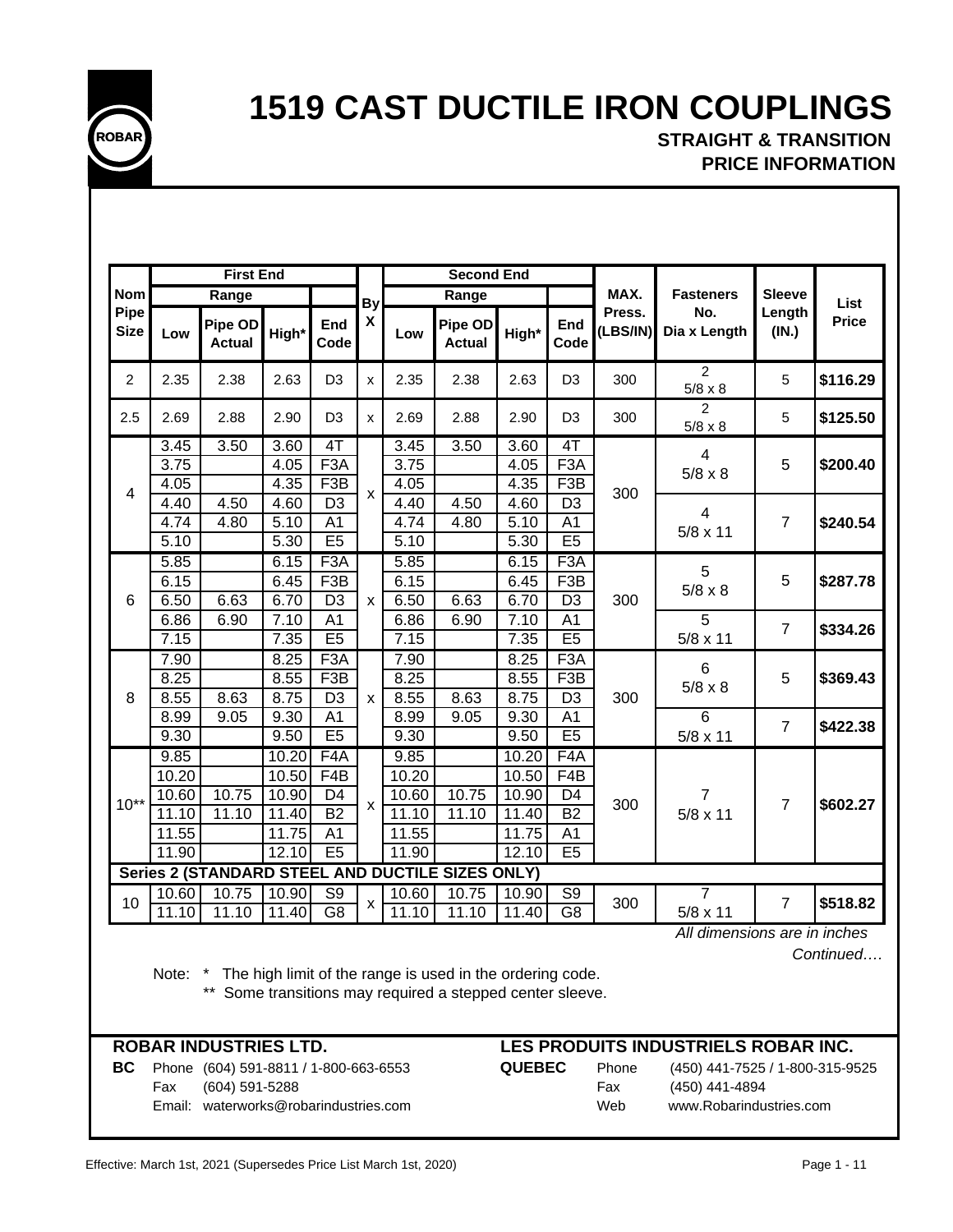# 1519 CAST DUCTILE IRON COUPLINGS

## STRAIGHT & TRANSITION
## PRICE INFORMATION

| Nom Pipe Size | First End Range Low | Pipe OD Actual | High* | End Code | By X | Second End Range Low | Pipe OD Actual | High* | End Code | MAX. Press. (LBS/IN) | Fasteners No. Dia x Length | Sleeve Length (IN.) | List Price |
|---|---|---|---|---|---|---|---|---|---|---|---|---|---|
| 2 | 2.35 | 2.38 | 2.63 | D3 | x | 2.35 | 2.38 | 2.63 | D3 | 300 | 2 5/8 x 8 | 5 | $116.29 |
| 2.5 | 2.69 | 2.88 | 2.90 | D3 | x | 2.69 | 2.88 | 2.90 | D3 | 300 | 2 5/8 x 8 | 5 | $125.50 |
| 4 | 3.45 | 3.50 | 3.60 | 4T | x | 3.45 | 3.50 | 3.60 | 4T | 300 | 4 5/8 x 8 | 5 | $200.40 |
| | 3.75 | | 4.05 | F3A | | 3.75 | | 4.05 | F3A | | | | |
| | 4.05 | | 4.35 | F3B | | 4.05 | | 4.35 | F3B | | | | |
| | 4.40 | 4.50 | 4.60 | D3 | | 4.40 | 4.50 | 4.60 | D3 | | 4 5/8 x 11 | 7 | $240.54 |
| | 4.74 | 4.80 | 5.10 | A1 | | 4.74 | 4.80 | 5.10 | A1 | | | | |
| | 5.10 | | 5.30 | E5 | | 5.10 | | 5.30 | E5 | | | | |
| 6 | 5.85 | | 6.15 | F3A | x | 5.85 | | 6.15 | F3A | 300 | 5 5/8 x 8 | 5 | $287.78 |
| | 6.15 | | 6.45 | F3B | | 6.15 | | 6.45 | F3B | | | | |
| | 6.50 | 6.63 | 6.70 | D3 | | 6.50 | 6.63 | 6.70 | D3 | | | | |
| | 6.86 | 6.90 | 7.10 | A1 | | 6.86 | 6.90 | 7.10 | A1 | | 5 5/8 x 11 | 7 | $334.26 |
| | 7.15 | | 7.35 | E5 | | 7.15 | | 7.35 | E5 | | | | |
| 8 | 7.90 | | 8.25 | F3A | x | 7.90 | | 8.25 | F3A | 300 | 6 5/8 x 8 | 5 | $369.43 |
| | 8.25 | | 8.55 | F3B | | 8.25 | | 8.55 | F3B | | | | |
| | 8.55 | 8.63 | 8.75 | D3 | | 8.55 | 8.63 | 8.75 | D3 | | | | |
| | 8.99 | 9.05 | 9.30 | A1 | | 8.99 | 9.05 | 9.30 | A1 | | 6 5/8 x 11 | 7 | $422.38 |
| | 9.30 | | 9.50 | E5 | | 9.30 | | 9.50 | E5 | | | | |
| 10** | 9.85 | | 10.20 | F4A | x | 9.85 | | 10.20 | F4A | 300 | 7 5/8 x 11 | 7 | $602.27 |
| | 10.20 | | 10.50 | F4B | | 10.20 | | 10.50 | F4B | | | | |
| | 10.60 | 10.75 | 10.90 | D4 | | 10.60 | 10.75 | 10.90 | D4 | | | | |
| | 11.10 | 11.10 | 11.40 | B2 | | 11.10 | 11.10 | 11.40 | B2 | | | | |
| | 11.55 | | 11.75 | A1 | | 11.55 | | 11.75 | A1 | | | | |
| | 11.90 | | 12.10 | E5 | | 11.90 | | 12.10 | E5 | | | | |
| **Series 2 (STANDARD STEEL AND DUCTILE SIZES ONLY)** | | | | | | | | | | | | | |
| 10 | 10.60 | 10.75 | 10.90 | S9 | x | 10.60 | 10.75 | 10.90 | S9 | 300 | 7 5/8 x 11 | 7 | $518.82 |
| | 11.10 | 11.10 | 11.40 | G8 | | 11.10 | 11.10 | 11.40 | G8 | | | | |

*All dimensions are in inches*

*Continued….*

Note: * The high limit of the range is used in the ordering code.
** Some transitions may required a stepped center sleeve.

**ROBAR INDUSTRIES LTD.**

**BC** Phone (604) 591-8811 / 1-800-663-6553
Fax (604) 591-5288
Email: waterworks@robarindustries.com

**LES PRODUITS INDUSTRIELS ROBAR INC.**

**QUEBEC** Phone (450) 441-7525 / 1-800-315-9525
Fax (450) 441-4894
Web www.Robarindustries.com

Effective: March 1st, 2021 (Supersedes Price List March 1st, 2020)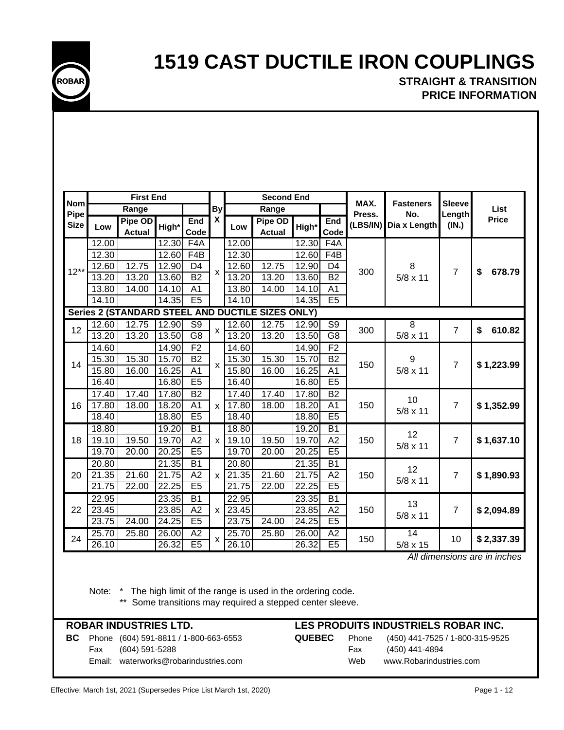ROBAR

# 1519 CAST DUCTILE IRON COUPLINGS

## STRAIGHT & TRANSITION PRICE INFORMATION

| Nom Pipe Size | First End | | | | By X | Second End | | | | MAX. Press. (LBS/IN) | Fasteners No. Dia x Length | Sleeve Length (IN.) | List Price |
|---|---|---|---|---|---|---|---|---|---|---|---|---|---|
| | Range | | | | | Range | | | | | | | |
| | Low | Pipe OD Actual | High* | End Code | | Low | Pipe OD Actual | High* | End Code | | | | |
| 12** | 12.00 | | 12.30 | F4A | x | 12.00 | | 12.30 | F4A | 300 | 8 5/8 x 11 | 7 | $ 678.79 |
| | 12.30 | | 12.60 | F4B | | 12.30 | | 12.60 | F4B | | | | |
| | 12.60 | 12.75 | 12.90 | D4 | | 12.60 | 12.75 | 12.90 | D4 | | | | |
| | 13.20 | 13.20 | 13.60 | B2 | | 13.20 | 13.20 | 13.60 | B2 | | | | |
| | 13.80 | 14.00 | 14.10 | A1 | | 13.80 | 14.00 | 14.10 | A1 | | | | |
| | 14.10 | | 14.35 | E5 | | 14.10 | | 14.35 | E5 | | | | |
| **Series 2 (STANDARD STEEL AND DUCTILE SIZES ONLY)** | | | | | | | | | | | | | |
| 12 | 12.60 | 12.75 | 12.90 | S9 | x | 12.60 | 12.75 | 12.90 | S9 | 300 | 8 5/8 x 11 | 7 | $ 610.82 |
| | 13.20 | 13.20 | 13.50 | G8 | | 13.20 | 13.20 | 13.50 | G8 | | | | |
| 14 | 14.60 | | 14.90 | F2 | x | 14.60 | | 14.90 | F2 | 150 | 9 5/8 x 11 | 7 | $ 1,223.99 |
| | 15.30 | 15.30 | 15.70 | B2 | | 15.30 | 15.30 | 15.70 | B2 | | | | |
| | 15.80 | 16.00 | 16.25 | A1 | | 15.80 | 16.00 | 16.25 | A1 | | | | |
| | 16.40 | | 16.80 | E5 | | 16.40 | | 16.80 | E5 | | | | |
| 16 | 17.40 | 17.40 | 17.80 | B2 | x | 17.40 | 17.40 | 17.80 | B2 | 150 | 10 5/8 x 11 | 7 | $ 1,352.99 |
| | 17.80 | 18.00 | 18.20 | A1 | | 17.80 | 18.00 | 18.20 | A1 | | | | |
| | 18.40 | | 18.80 | E5 | | 18.40 | | 18.80 | E5 | | | | |
| 18 | 18.80 | | 19.20 | B1 | x | 18.80 | | 19.20 | B1 | 150 | 12 5/8 x 11 | 7 | $ 1,637.10 |
| | 19.10 | 19.50 | 19.70 | A2 | | 19.10 | 19.50 | 19.70 | A2 | | | | |
| | 19.70 | 20.00 | 20.25 | E5 | | 19.70 | 20.00 | 20.25 | E5 | | | | |
| 20 | 20.80 | | 21.35 | B1 | x | 20.80 | | 21.35 | B1 | 150 | 12 5/8 x 11 | 7 | $ 1,890.93 |
| | 21.35 | 21.60 | 21.75 | A2 | | 21.35 | 21.60 | 21.75 | A2 | | | | |
| | 21.75 | 22.00 | 22.25 | E5 | | 21.75 | 22.00 | 22.25 | E5 | | | | |
| 22 | 22.95 | | 23.35 | B1 | x | 22.95 | | 23.35 | B1 | 150 | 13 5/8 x 11 | 7 | $ 2,094.89 |
| | 23.45 | | 23.85 | A2 | | 23.45 | | 23.85 | A2 | | | | |
| | 23.75 | 24.00 | 24.25 | E5 | | 23.75 | 24.00 | 24.25 | E5 | | | | |
| 24 | 25.70 | 25.80 | 26.00 | A2 | x | 25.70 | 25.80 | 26.00 | A2 | 150 | 14 5/8 x 15 | 10 | $ 2,337.39 |
| | 26.10 | | 26.32 | E5 | | 26.10 | | 26.32 | E5 | | | | |

*All dimensions are in inches*

Note: * The high limit of the range is used in the ordering code.
** Some transitions may required a stepped center sleeve.

**ROBAR INDUSTRIES LTD.**
**BC** Phone (604) 591-8811 / 1-800-663-6553
Fax (604) 591-5288
Email: waterworks@robarindustries.com

**LES PRODUITS INDUSTRIELS ROBAR INC.**
**QUEBEC** Phone (450) 441-7525 / 1-800-315-9525
Fax (450) 441-4894
Web www.Robarindustries.com

Effective: March 1st, 2021 (Supersedes Price List March 1st, 2020)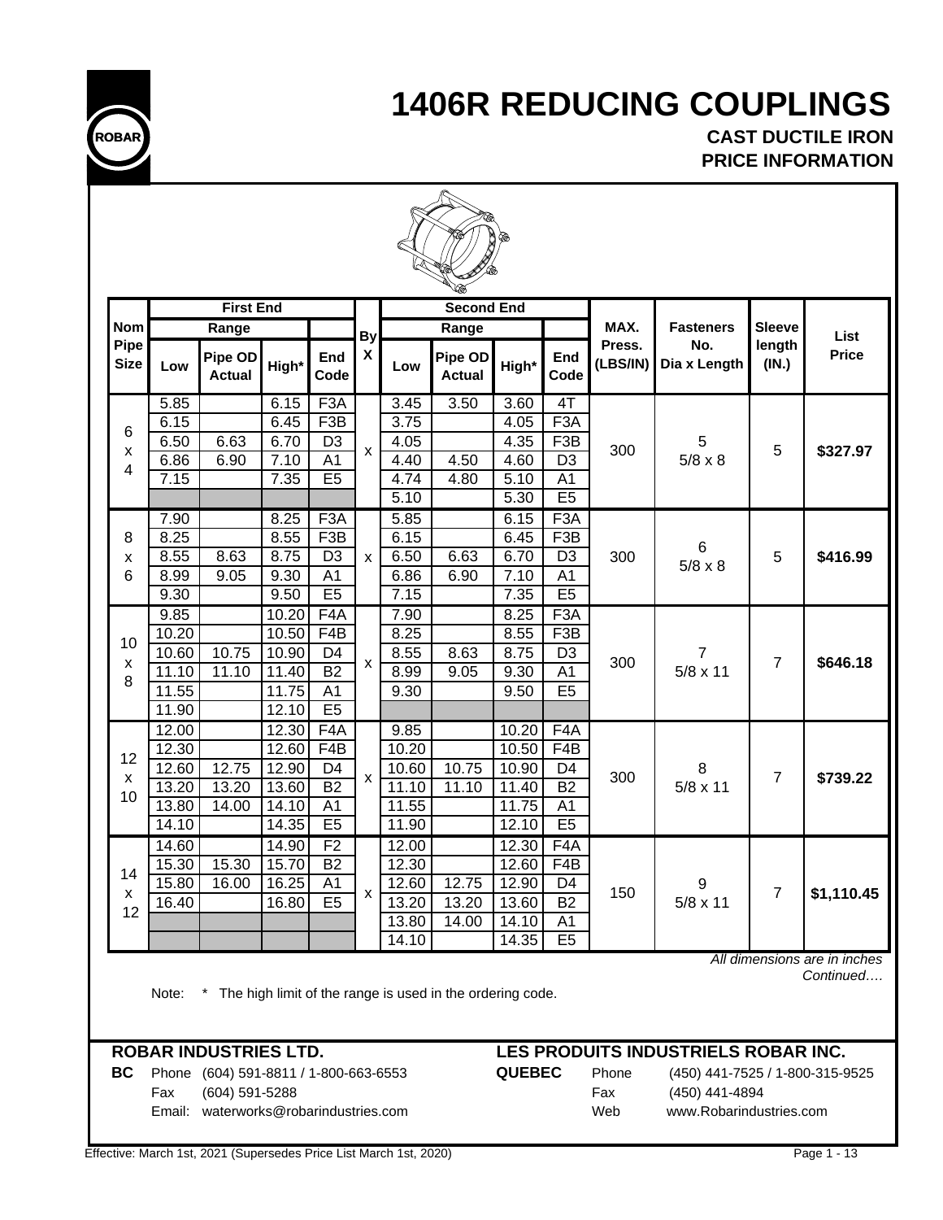# 1406R REDUCING COUPLINGS

## CAST DUCTILE IRON
## PRICE INFORMATION

| Nom Pipe Size | First End Range Low | First End Pipe OD Actual | First End High* | First End End Code | By X | Second End Range Low | Second End Pipe OD Actual | Second End High* | Second End End Code | MAX. Press. (LBS/IN) | Fasteners No. Dia x Length | Sleeve length (IN.) | List Price |
|---|---|---|---|---|---|---|---|---|---|---|---|---|---|
| 6 x 4 | 5.85 | | 6.15 | F3A | x | 3.45 | 3.50 | 3.60 | 4T | 300 | 5 5/8 x 8 | 5 | $327.97 |
| | 6.15 | | 6.45 | F3B | | 3.75 | | 4.05 | F3A | | | | |
| | 6.50 | 6.63 | 6.70 | D3 | | 4.05 | | 4.35 | F3B | | | | |
| | 6.86 | 6.90 | 7.10 | A1 | | 4.40 | 4.50 | 4.60 | D3 | | | | |
| | 7.15 | | 7.35 | E5 | | 4.74 | 4.80 | 5.10 | A1 | | | | |
| | | | | | | 5.10 | | 5.30 | E5 | | | | |
| 8 x 6 | 7.90 | | 8.25 | F3A | x | 5.85 | | 6.15 | F3A | 300 | 6 5/8 x 8 | 5 | $416.99 |
| | 8.25 | | 8.55 | F3B | | 6.15 | | 6.45 | F3B | | | | |
| | 8.55 | 8.63 | 8.75 | D3 | | 6.50 | 6.63 | 6.70 | D3 | | | | |
| | 8.99 | 9.05 | 9.30 | A1 | | 6.86 | 6.90 | 7.10 | A1 | | | | |
| | 9.30 | | 9.50 | E5 | | 7.15 | | 7.35 | E5 | | | | |
| 10 x 8 | 9.85 | | 10.20 | F4A | x | 7.90 | | 8.25 | F3A | 300 | 7 5/8 x 11 | 7 | $646.18 |
| | 10.20 | | 10.50 | F4B | | 8.25 | | 8.55 | F3B | | | | |
| | 10.60 | 10.75 | 10.90 | D4 | | 8.55 | 8.63 | 8.75 | D3 | | | | |
| | 11.10 | 11.10 | 11.40 | B2 | | 8.99 | 9.05 | 9.30 | A1 | | | | |
| | 11.55 | | 11.75 | A1 | | 9.30 | | 9.50 | E5 | | | | |
| | 11.90 | | 12.10 | E5 | | | | | | | | | |
| 12 x 10 | 12.00 | | 12.30 | F4A | x | 9.85 | | 10.20 | F4A | 300 | 8 5/8 x 11 | 7 | $739.22 |
| | 12.30 | | 12.60 | F4B | | 10.20 | | 10.50 | F4B | | | | |
| | 12.60 | 12.75 | 12.90 | D4 | | 10.60 | 10.75 | 10.90 | D4 | | | | |
| | 13.20 | 13.20 | 13.60 | B2 | | 11.10 | 11.10 | 11.40 | B2 | | | | |
| | 13.80 | 14.00 | 14.10 | A1 | | 11.55 | | 11.75 | A1 | | | | |
| | 14.10 | | 14.35 | E5 | | 11.90 | | 12.10 | E5 | | | | |
| 14 x 12 | 14.60 | | 14.90 | F2 | x | 12.00 | | 12.30 | F4A | 150 | 9 5/8 x 11 | 7 | $1,110.45 |
| | 15.30 | 15.30 | 15.70 | B2 | | 12.30 | | 12.60 | F4B | | | | |
| | 15.80 | 16.00 | 16.25 | A1 | | 12.60 | 12.75 | 12.90 | D4 | | | | |
| | 16.40 | | 16.80 | E5 | | 13.20 | 13.20 | 13.60 | B2 | | | | |
| | | | | | | 13.80 | 14.00 | 14.10 | A1 | | | | |
| | | | | | | 14.10 | | 14.35 | E5 | | | | |

*All dimensions are in inches*

*Continued….*

Note: * The high limit of the range is used in the ordering code.

**ROBAR INDUSTRIES LTD.**

**BC** Phone (604) 591-8811 / 1-800-663-6553
Fax (604) 591-5288
Email: waterworks@robarindustries.com

**LES PRODUITS INDUSTRIELS ROBAR INC.**

**QUEBEC** Phone (450) 441-7525 / 1-800-315-9525
Fax (450) 441-4894
Web www.Robarindustries.com

Effective: March 1st, 2021 (Supersedes Price List March 1st, 2020)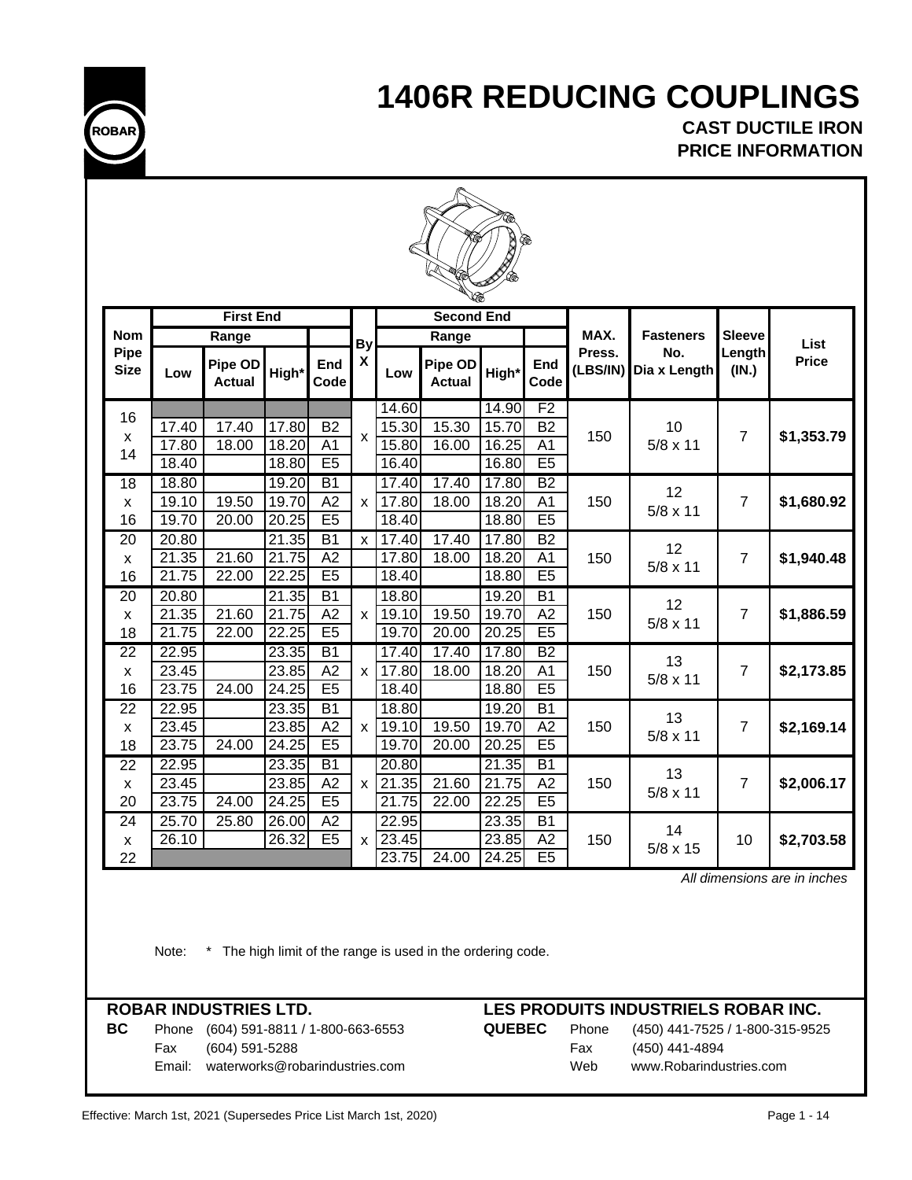# 1406R REDUCING COUPLINGS

### CAST DUCTILE IRON
### PRICE INFORMATION

| Nom Pipe Size | First End Range Low | First End Range Pipe OD Actual | First End Range High* | First End End Code | By X | Second End Range Low | Second End Range Pipe OD Actual | Second End Range High* | Second End End Code | MAX. Press. (LBS/IN) | Fasteners No. Dia x Length | Sleeve Length (IN.) | List Price |
|---|---|---|---|---|---|---|---|---|---|---|---|---|---|
| 16 x 14 | | | | | x | 14.60 | | 14.90 | F2 | 150 | 10 5/8 x 11 | 7 | $1,353.79 |
| | 17.40 | 17.40 | 17.80 | B2 | | 15.30 | 15.30 | 15.70 | B2 | | | | |
| | 17.80 | 18.00 | 18.20 | A1 | | 15.80 | 16.00 | 16.25 | A1 | | | | |
| | 18.40 | | 18.80 | E5 | | 16.40 | | 16.80 | E5 | | | | |
| 18 x 16 | 18.80 | | 19.20 | B1 | x | 17.40 | 17.40 | 17.80 | B2 | 150 | 12 5/8 x 11 | 7 | $1,680.92 |
| | 19.10 | 19.50 | 19.70 | A2 | | 17.80 | 18.00 | 18.20 | A1 | | | | |
| | 19.70 | 20.00 | 20.25 | E5 | | 18.40 | | 18.80 | E5 | | | | |
| 20 x 16 | 20.80 | | 21.35 | B1 | x | 17.40 | 17.40 | 17.80 | B2 | 150 | 12 5/8 x 11 | 7 | $1,940.48 |
| | 21.35 | 21.60 | 21.75 | A2 | | 17.80 | 18.00 | 18.20 | A1 | | | | |
| | 21.75 | 22.00 | 22.25 | E5 | | 18.40 | | 18.80 | E5 | | | | |
| 20 x 18 | 20.80 | | 21.35 | B1 | x | 18.80 | | 19.20 | B1 | 150 | 12 5/8 x 11 | 7 | $1,886.59 |
| | 21.35 | 21.60 | 21.75 | A2 | | 19.10 | 19.50 | 19.70 | A2 | | | | |
| | 21.75 | 22.00 | 22.25 | E5 | | 19.70 | 20.00 | 20.25 | E5 | | | | |
| 22 x 16 | 22.95 | | 23.35 | B1 | x | 17.40 | 17.40 | 17.80 | B2 | 150 | 13 5/8 x 11 | 7 | $2,173.85 |
| | 23.45 | | 23.85 | A2 | | 17.80 | 18.00 | 18.20 | A1 | | | | |
| | 23.75 | 24.00 | 24.25 | E5 | | 18.40 | | 18.80 | E5 | | | | |
| 22 x 18 | 22.95 | | 23.35 | B1 | x | 18.80 | | 19.20 | B1 | 150 | 13 5/8 x 11 | 7 | $2,169.14 |
| | 23.45 | | 23.85 | A2 | | 19.10 | 19.50 | 19.70 | A2 | | | | |
| | 23.75 | 24.00 | 24.25 | E5 | | 19.70 | 20.00 | 20.25 | E5 | | | | |
| 22 x 20 | 22.95 | | 23.35 | B1 | x | 20.80 | | 21.35 | B1 | 150 | 13 5/8 x 11 | 7 | $2,006.17 |
| | 23.45 | | 23.85 | A2 | | 21.35 | 21.60 | 21.75 | A2 | | | | |
| | 23.75 | 24.00 | 24.25 | E5 | | 21.75 | 22.00 | 22.25 | E5 | | | | |
| 24 x 22 | 25.70 | 25.80 | 26.00 | A2 | x | 22.95 | | 23.35 | B1 | 150 | 14 5/8 x 15 | 10 | $2,703.58 |
| | 26.10 | | 26.32 | E5 | | 23.45 | | 23.85 | A2 | | | | |
| | | | | | | 23.75 | 24.00 | 24.25 | E5 | | | | |

*All dimensions are in inches*

Note: * The high limit of the range is used in the ordering code.

**ROBAR INDUSTRIES LTD.**

**BC** Phone (604) 591-8811 / 1-800-663-6553
Fax (604) 591-5288
Email: waterworks@robarindustries.com

**LES PRODUITS INDUSTRIELS ROBAR INC.**

**QUEBEC** Phone (450) 441-7525 / 1-800-315-9525
Fax (450) 441-4894
Web www.Robarindustries.com

Effective: March 1st, 2021 (Supersedes Price List March 1st, 2020)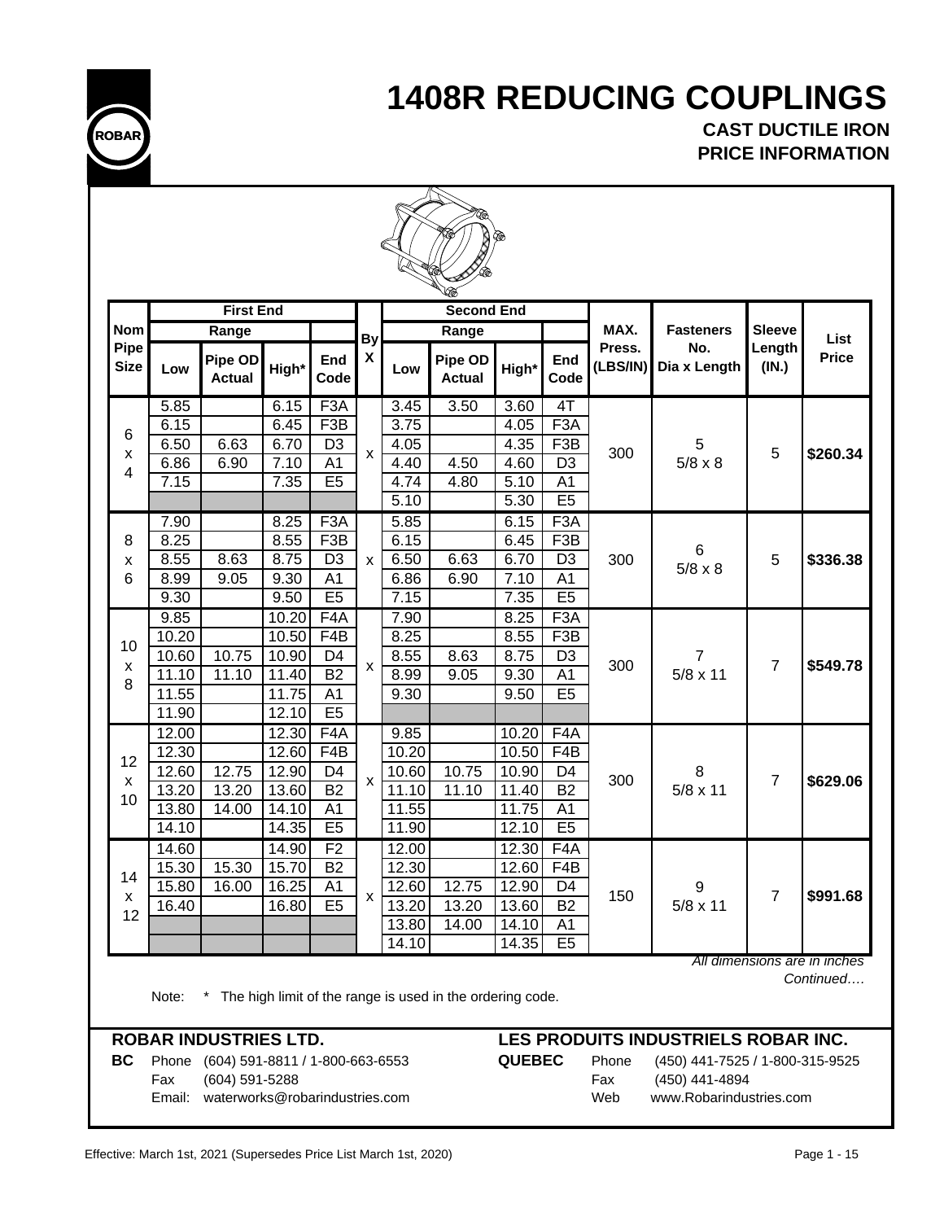# 1408R REDUCING COUPLINGS

**CAST DUCTILE IRON**
**PRICE INFORMATION**

| Nom Pipe Size | First End Range Low | First End Pipe OD Actual | First End High* | First End End Code | By X | Second End Range Low | Second End Pipe OD Actual | Second End High* | Second End End Code | MAX. Press. (LBS/IN) | Fasteners No. Dia x Length | Sleeve Length (IN.) | List Price |
|---|---|---|---|---|---|---|---|---|---|---|---|---|---|
| 6 x 4 | 5.85 | | 6.15 | F3A | x | 3.45 | 3.50 | 3.60 | 4T | 300 | 5 5/8 x 8 | 5 | $260.34 |
| | 6.15 | | 6.45 | F3B | | 3.75 | | 4.05 | F3A | | | | |
| | 6.50 | 6.63 | 6.70 | D3 | | 4.05 | | 4.35 | F3B | | | | |
| | 6.86 | 6.90 | 7.10 | A1 | | 4.40 | 4.50 | 4.60 | D3 | | | | |
| | 7.15 | | 7.35 | E5 | | 4.74 | 4.80 | 5.10 | A1 | | | | |
| | | | | | | 5.10 | | 5.30 | E5 | | | | |
| 8 x 6 | 7.90 | | 8.25 | F3A | x | 5.85 | | 6.15 | F3A | 300 | 6 5/8 x 8 | 5 | $336.38 |
| | 8.25 | | 8.55 | F3B | | 6.15 | | 6.45 | F3B | | | | |
| | 8.55 | 8.63 | 8.75 | D3 | | 6.50 | 6.63 | 6.70 | D3 | | | | |
| | 8.99 | 9.05 | 9.30 | A1 | | 6.86 | 6.90 | 7.10 | A1 | | | | |
| | 9.30 | | 9.50 | E5 | | 7.15 | | 7.35 | E5 | | | | |
| 10 x 8 | 9.85 | | 10.20 | F4A | x | 7.90 | | 8.25 | F3A | 300 | 7 5/8 x 11 | 7 | $549.78 |
| | 10.20 | | 10.50 | F4B | | 8.25 | | 8.55 | F3B | | | | |
| | 10.60 | 10.75 | 10.90 | D4 | | 8.55 | 8.63 | 8.75 | D3 | | | | |
| | 11.10 | 11.10 | 11.40 | B2 | | 8.99 | 9.05 | 9.30 | A1 | | | | |
| | 11.55 | | 11.75 | A1 | | 9.30 | | 9.50 | E5 | | | | |
| | 11.90 | | 12.10 | E5 | | | | | | | | | |
| 12 x 10 | 12.00 | | 12.30 | F4A | x | 9.85 | | 10.20 | F4A | 300 | 8 5/8 x 11 | 7 | $629.06 |
| | 12.30 | | 12.60 | F4B | | 10.20 | | 10.50 | F4B | | | | |
| | 12.60 | 12.75 | 12.90 | D4 | | 10.60 | 10.75 | 10.90 | D4 | | | | |
| | 13.20 | 13.20 | 13.60 | B2 | | 11.10 | 11.10 | 11.40 | B2 | | | | |
| | 13.80 | 14.00 | 14.10 | A1 | | 11.55 | | 11.75 | A1 | | | | |
| | 14.10 | | 14.35 | E5 | | 11.90 | | 12.10 | E5 | | | | |
| 14 x 12 | 14.60 | | 14.90 | F2 | x | 12.00 | | 12.30 | F4A | 150 | 9 5/8 x 11 | 7 | $991.68 |
| | 15.30 | 15.30 | 15.70 | B2 | | 12.30 | | 12.60 | F4B | | | | |
| | 15.80 | 16.00 | 16.25 | A1 | | 12.60 | 12.75 | 12.90 | D4 | | | | |
| | 16.40 | | 16.80 | E5 | | 13.20 | 13.20 | 13.60 | B2 | | | | |
| | | | | | | 13.80 | 14.00 | 14.10 | A1 | | | | |
| | | | | | | 14.10 | | 14.35 | E5 | | | | |

*All dimensions are in inches*

*Continued….*

Note: * The high limit of the range is used in the ordering code.

**ROBAR INDUSTRIES LTD.**

**BC** Phone (604) 591-8811 / 1-800-663-6553
Fax (604) 591-5288
Email: waterworks@robarindustries.com

**LES PRODUITS INDUSTRIELS ROBAR INC.**

**QUEBEC** Phone (450) 441-7525 / 1-800-315-9525
Fax (450) 441-4894
Web www.Robarindustries.com

Effective: March 1st, 2021 (Supersedes Price List March 1st, 2020)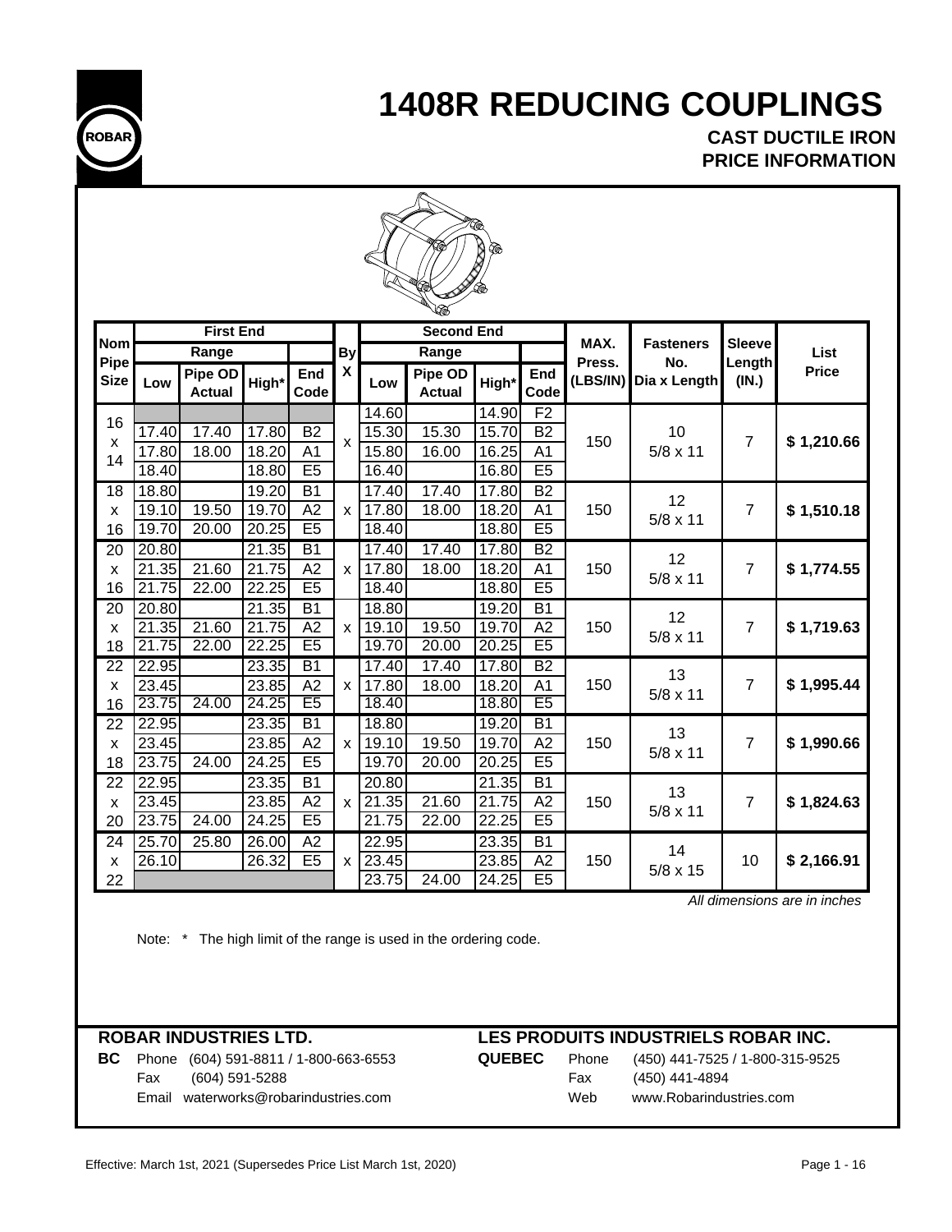# 1408R REDUCING COUPLINGS

## CAST DUCTILE IRON
## PRICE INFORMATION

| Nom Pipe Size | First End | | | | By X | Second End | | | | MAX. Press. (LBS/IN) | Fasteners No. Dia x Length | Sleeve Length (IN.) | List Price |
|---|---|---|---|---|---|---|---|---|---|---|---|---|---|
| | Range | | | | | Range | | | | | | | |
| | Low | Pipe OD Actual | High* | End Code | | Low | Pipe OD Actual | High* | End Code | | | | |
| 16 x 14 | | | | | x | 14.60 | | 14.90 | F2 | 150 | 10<br>5/8 x 11 | 7 | $ 1,210.66 |
| | 17.40 | 17.40 | 17.80 | B2 | | 15.30 | 15.30 | 15.70 | B2 | | | | |
| | 17.80 | 18.00 | 18.20 | A1 | | 15.80 | 16.00 | 16.25 | A1 | | | | |
| | 18.40 | | 18.80 | E5 | | 16.40 | | 16.80 | E5 | | | | |
| 18 x 16 | 18.80 | | 19.20 | B1 | x | 17.40 | 17.40 | 17.80 | B2 | 150 | 12<br>5/8 x 11 | 7 | $ 1,510.18 |
| | 19.10 | 19.50 | 19.70 | A2 | | 17.80 | 18.00 | 18.20 | A1 | | | | |
| | 19.70 | 20.00 | 20.25 | E5 | | 18.40 | | 18.80 | E5 | | | | |
| 20 x 16 | 20.80 | | 21.35 | B1 | x | 17.40 | 17.40 | 17.80 | B2 | 150 | 12<br>5/8 x 11 | 7 | $ 1,774.55 |
| | 21.35 | 21.60 | 21.75 | A2 | | 17.80 | 18.00 | 18.20 | A1 | | | | |
| | 21.75 | 22.00 | 22.25 | E5 | | 18.40 | | 18.80 | E5 | | | | |
| 20 x 18 | 20.80 | | 21.35 | B1 | x | 18.80 | | 19.20 | B1 | 150 | 12<br>5/8 x 11 | 7 | $ 1,719.63 |
| | 21.35 | 21.60 | 21.75 | A2 | | 19.10 | 19.50 | 19.70 | A2 | | | | |
| | 21.75 | 22.00 | 22.25 | E5 | | 19.70 | 20.00 | 20.25 | E5 | | | | |
| 22 x 16 | 22.95 | | 23.35 | B1 | x | 17.40 | 17.40 | 17.80 | B2 | 150 | 13<br>5/8 x 11 | 7 | $ 1,995.44 |
| | 23.45 | | 23.85 | A2 | | 17.80 | 18.00 | 18.20 | A1 | | | | |
| | 23.75 | 24.00 | 24.25 | E5 | | 18.40 | | 18.80 | E5 | | | | |
| 22 x 18 | 22.95 | | 23.35 | B1 | x | 18.80 | | 19.20 | B1 | 150 | 13<br>5/8 x 11 | 7 | $ 1,990.66 |
| | 23.45 | | 23.85 | A2 | | 19.10 | 19.50 | 19.70 | A2 | | | | |
| | 23.75 | 24.00 | 24.25 | E5 | | 19.70 | 20.00 | 20.25 | E5 | | | | |
| 22 x 20 | 22.95 | | 23.35 | B1 | x | 20.80 | | 21.35 | B1 | 150 | 13<br>5/8 x 11 | 7 | $ 1,824.63 |
| | 23.45 | | 23.85 | A2 | | 21.35 | 21.60 | 21.75 | A2 | | | | |
| | 23.75 | 24.00 | 24.25 | E5 | | 21.75 | 22.00 | 22.25 | E5 | | | | |
| 24 x 22 | 25.70 | 25.80 | 26.00 | A2 | x | 22.95 | | 23.35 | B1 | 150 | 14<br>5/8 x 15 | 10 | $ 2,166.91 |
| | 26.10 | | 26.32 | E5 | | 23.45 | | 23.85 | A2 | | | | |
| | | | | | | 23.75 | 24.00 | 24.25 | E5 | | | | |

*All dimensions are in inches*

Note: * The high limit of the range is used in the ordering code.

**ROBAR INDUSTRIES LTD.**

**BC** Phone (604) 591-8811 / 1-800-663-6553
Fax (604) 591-5288
Email waterworks@robarindustries.com

**LES PRODUITS INDUSTRIELS ROBAR INC.**

**QUEBEC** Phone (450) 441-7525 / 1-800-315-9525
Fax (450) 441-4894
Web www.Robarindustries.com

Effective: March 1st, 2021 (Supersedes Price List March 1st, 2020)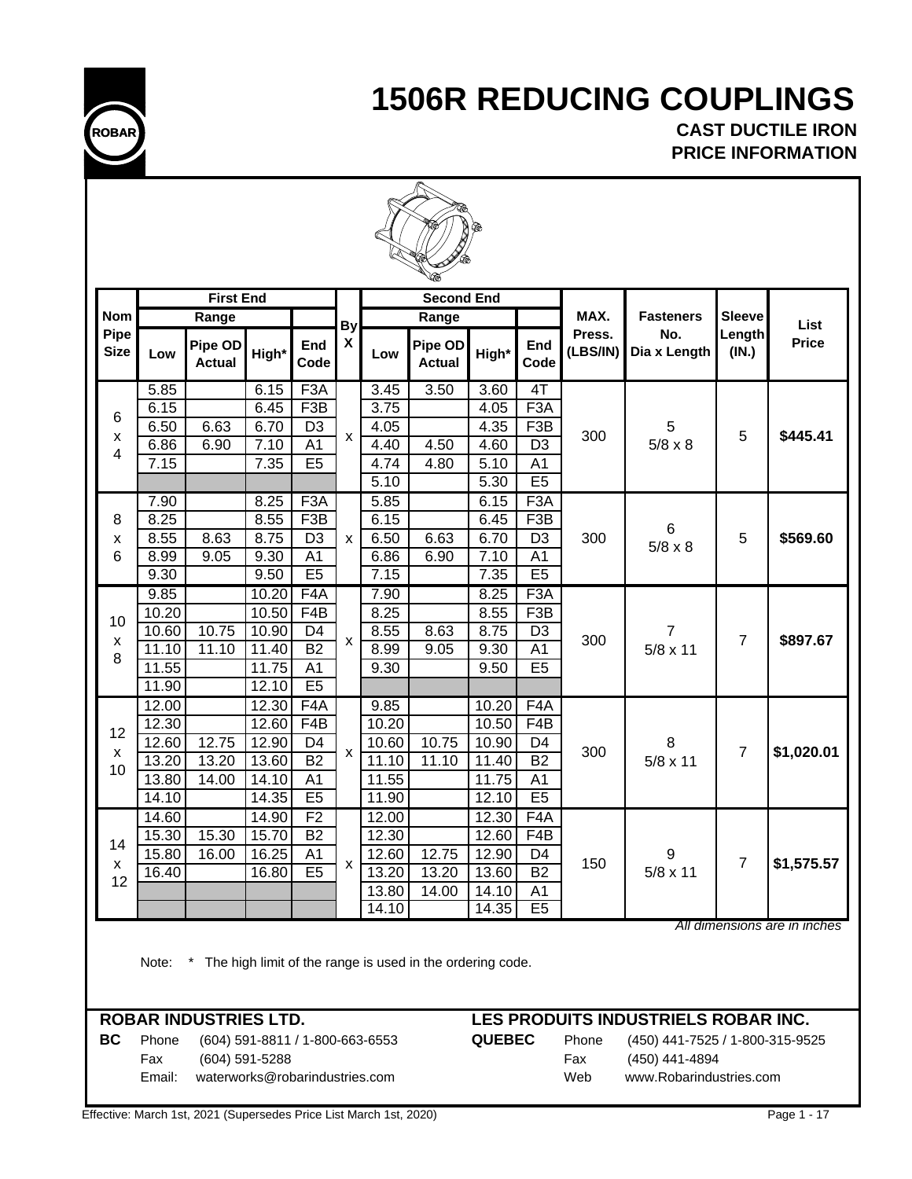# 1506R REDUCING COUPLINGS

**CAST DUCTILE IRON**
**PRICE INFORMATION**

| Nom Pipe Size | First End | | | | By X | Second End | | | | MAX. Press. (LBS/IN) | Fasteners No. Dia x Length | Sleeve Length (IN.) | List Price |
|---|---|---|---|---|---|---|---|---|---|---|---|---|---|
| | Range | | | | | Range | | | | | | | |
| | Low | Pipe OD Actual | High* | End Code | | Low | Pipe OD Actual | High* | End Code | | | | |
| 6 x 4 | 5.85 | | 6.15 | F3A | x | 3.45 | 3.50 | 3.60 | 4T | 300 | 5 5/8 x 8 | 5 | **$445.41** |
| | 6.15 | | 6.45 | F3B | | 3.75 | | 4.05 | F3A | | | | |
| | 6.50 | 6.63 | 6.70 | D3 | | 4.05 | | 4.35 | F3B | | | | |
| | 6.86 | 6.90 | 7.10 | A1 | | 4.40 | 4.50 | 4.60 | D3 | | | | |
| | 7.15 | | 7.35 | E5 | | 4.74 | 4.80 | 5.10 | A1 | | | | |
| | | | | | | 5.10 | | 5.30 | E5 | | | | |
| 8 x 6 | 7.90 | | 8.25 | F3A | x | 5.85 | | 6.15 | F3A | 300 | 6 5/8 x 8 | 5 | **$569.60** |
| | 8.25 | | 8.55 | F3B | | 6.15 | | 6.45 | F3B | | | | |
| | 8.55 | 8.63 | 8.75 | D3 | | 6.50 | 6.63 | 6.70 | D3 | | | | |
| | 8.99 | 9.05 | 9.30 | A1 | | 6.86 | 6.90 | 7.10 | A1 | | | | |
| | 9.30 | | 9.50 | E5 | | 7.15 | | 7.35 | E5 | | | | |
| 10 x 8 | 9.85 | | 10.20 | F4A | x | 7.90 | | 8.25 | F3A | 300 | 7 5/8 x 11 | 7 | **$897.67** |
| | 10.20 | | 10.50 | F4B | | 8.25 | | 8.55 | F3B | | | | |
| | 10.60 | 10.75 | 10.90 | D4 | | 8.55 | 8.63 | 8.75 | D3 | | | | |
| | 11.10 | 11.10 | 11.40 | B2 | | 8.99 | 9.05 | 9.30 | A1 | | | | |
| | 11.55 | | 11.75 | A1 | | 9.30 | | 9.50 | E5 | | | | |
| | 11.90 | | 12.10 | E5 | | | | | | | | | |
| 12 x 10 | 12.00 | | 12.30 | F4A | x | 9.85 | | 10.20 | F4A | 300 | 8 5/8 x 11 | 7 | **$1,020.01** |
| | 12.30 | | 12.60 | F4B | | 10.20 | | 10.50 | F4B | | | | |
| | 12.60 | 12.75 | 12.90 | D4 | | 10.60 | 10.75 | 10.90 | D4 | | | | |
| | 13.20 | 13.20 | 13.60 | B2 | | 11.10 | 11.10 | 11.40 | B2 | | | | |
| | 13.80 | 14.00 | 14.10 | A1 | | 11.55 | | 11.75 | A1 | | | | |
| | 14.10 | | 14.35 | E5 | | 11.90 | | 12.10 | E5 | | | | |
| 14 x 12 | 14.60 | | 14.90 | F2 | x | 12.00 | | 12.30 | F4A | 150 | 9 5/8 x 11 | 7 | **$1,575.57** |
| | 15.30 | 15.30 | 15.70 | B2 | | 12.30 | | 12.60 | F4B | | | | |
| | 15.80 | 16.00 | 16.25 | A1 | | 12.60 | 12.75 | 12.90 | D4 | | | | |
| | 16.40 | | 16.80 | E5 | | 13.20 | 13.20 | 13.60 | B2 | | | | |
| | | | | | | 13.80 | 14.00 | 14.10 | A1 | | | | |
| | | | | | | 14.10 | | 14.35 | E5 | | | | |

*All dimensions are in inches*

Note: * The high limit of the range is used in the ordering code.

**ROBAR INDUSTRIES LTD.**

**BC** Phone (604) 591-8811 / 1-800-663-6553
Fax (604) 591-5288
Email: waterworks@robarindustries.com

**LES PRODUITS INDUSTRIELS ROBAR INC.**

**QUEBEC** Phone (450) 441-7525 / 1-800-315-9525
Fax (450) 441-4894
Web www.Robarindustries.com

Effective: March 1st, 2021 (Supersedes Price List March 1st, 2020)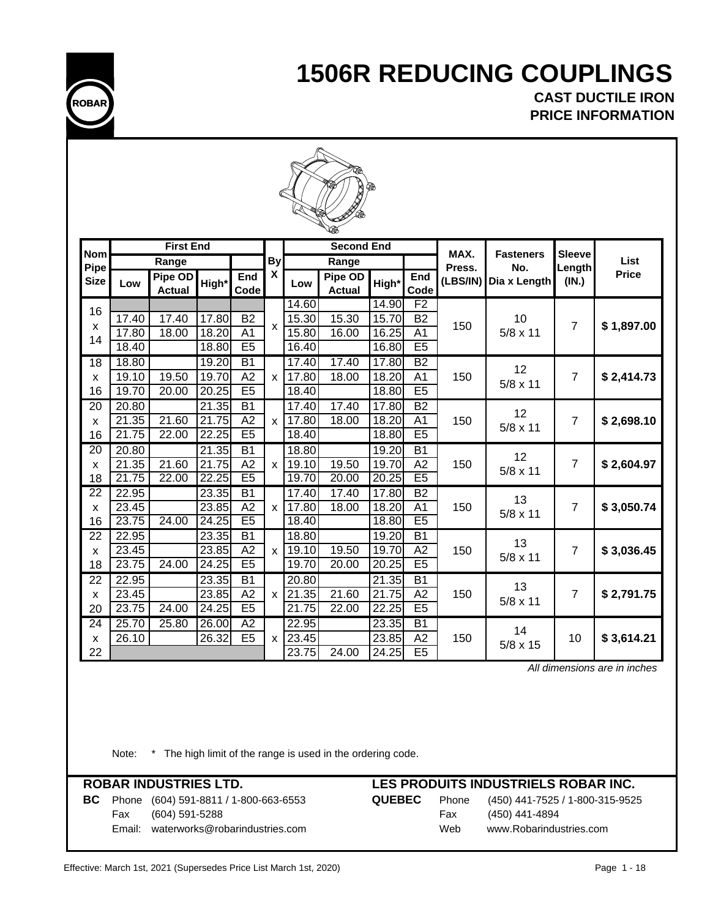# 1506R REDUCING COUPLINGS

**CAST DUCTILE IRON**
**PRICE INFORMATION**

| Nom Pipe Size | First End | | | | By X | Second End | | | | MAX. Press. (LBS/IN) | Fasteners No. Dia x Length | Sleeve Length (IN.) | List Price |
|---|---|---|---|---|---|---|---|---|---|---|---|---|---|
| | Range | | | | | Range | | | | | | | |
| | Low | Pipe OD Actual | High* | End Code | | Low | Pipe OD Actual | High* | End Code | | | | |
| 16 x 14 | | | | | x | 14.60 | | 14.90 | F2 | 150 | 10 5/8 x 11 | 7 | $ 1,897.00 |
| | 17.40 | 17.40 | 17.80 | B2 | | 15.30 | 15.30 | 15.70 | B2 | | | | |
| | 17.80 | 18.00 | 18.20 | A1 | | 15.80 | 16.00 | 16.25 | A1 | | | | |
| | 18.40 | | 18.80 | E5 | | 16.40 | | 16.80 | E5 | | | | |
| 18 x 16 | 18.80 | | 19.20 | B1 | x | 17.40 | 17.40 | 17.80 | B2 | 150 | 12 5/8 x 11 | 7 | $ 2,414.73 |
| | 19.10 | 19.50 | 19.70 | A2 | | 17.80 | 18.00 | 18.20 | A1 | | | | |
| | 19.70 | 20.00 | 20.25 | E5 | | 18.40 | | 18.80 | E5 | | | | |
| 20 x 16 | 20.80 | | 21.35 | B1 | x | 17.40 | 17.40 | 17.80 | B2 | 150 | 12 5/8 x 11 | 7 | $ 2,698.10 |
| | 21.35 | 21.60 | 21.75 | A2 | | 17.80 | 18.00 | 18.20 | A1 | | | | |
| | 21.75 | 22.00 | 22.25 | E5 | | 18.40 | | 18.80 | E5 | | | | |
| 20 x 18 | 20.80 | | 21.35 | B1 | x | 18.80 | | 19.20 | B1 | 150 | 12 5/8 x 11 | 7 | $ 2,604.97 |
| | 21.35 | 21.60 | 21.75 | A2 | | 19.10 | 19.50 | 19.70 | A2 | | | | |
| | 21.75 | 22.00 | 22.25 | E5 | | 19.70 | 20.00 | 20.25 | E5 | | | | |
| 22 x 16 | 22.95 | | 23.35 | B1 | x | 17.40 | 17.40 | 17.80 | B2 | 150 | 13 5/8 x 11 | 7 | $ 3,050.74 |
| | 23.45 | | 23.85 | A2 | | 17.80 | 18.00 | 18.20 | A1 | | | | |
| | 23.75 | 24.00 | 24.25 | E5 | | 18.40 | | 18.80 | E5 | | | | |
| 22 x 18 | 22.95 | | 23.35 | B1 | x | 18.80 | | 19.20 | B1 | 150 | 13 5/8 x 11 | 7 | $ 3,036.45 |
| | 23.45 | | 23.85 | A2 | | 19.10 | 19.50 | 19.70 | A2 | | | | |
| | 23.75 | 24.00 | 24.25 | E5 | | 19.70 | 20.00 | 20.25 | E5 | | | | |
| 22 x 20 | 22.95 | | 23.35 | B1 | x | 20.80 | | 21.35 | B1 | 150 | 13 5/8 x 11 | 7 | $ 2,791.75 |
| | 23.45 | | 23.85 | A2 | | 21.35 | 21.60 | 21.75 | A2 | | | | |
| | 23.75 | 24.00 | 24.25 | E5 | | 21.75 | 22.00 | 22.25 | E5 | | | | |
| 24 x 22 | 25.70 | 25.80 | 26.00 | A2 | x | 22.95 | | 23.35 | B1 | 150 | 14 5/8 x 15 | 10 | $ 3,614.21 |
| | 26.10 | | 26.32 | E5 | | 23.45 | | 23.85 | A2 | | | | |
| | | | | | | 23.75 | 24.00 | 24.25 | E5 | | | | |

*All dimensions are in inches*

Note: * The high limit of the range is used in the ordering code.

**ROBAR INDUSTRIES LTD.**

**BC** Phone (604) 591-8811 / 1-800-663-6553
Fax (604) 591-5288
Email: waterworks@robarindustries.com

**LES PRODUITS INDUSTRIELS ROBAR INC.**

**QUEBEC** Phone (450) 441-7525 / 1-800-315-9525
Fax (450) 441-4894
Web www.Robarindustries.com

Effective: March 1st, 2021 (Supersedes Price List March 1st, 2020)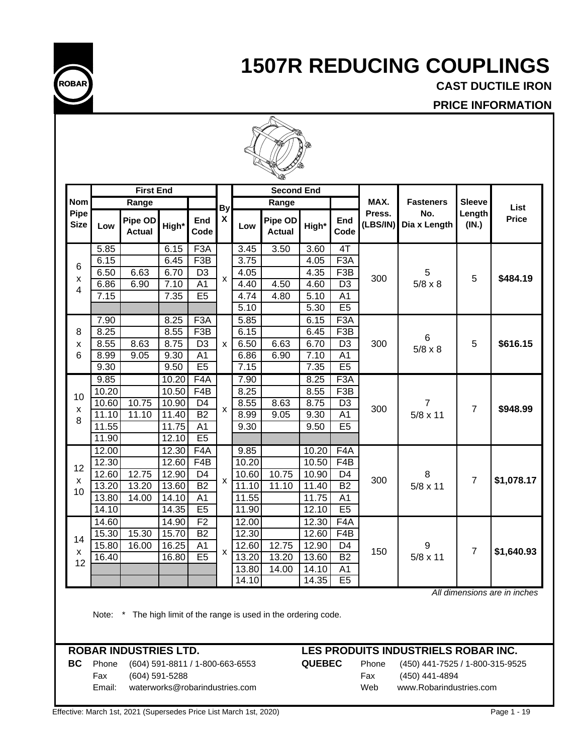# 1507R REDUCING COUPLINGS

**CAST DUCTILE IRON**

**PRICE INFORMATION**

| Nom Pipe Size | First End Range Low | First End Pipe OD Actual | First End High* | First End End Code | By X | Second End Range Low | Second End Pipe OD Actual | Second End High* | Second End End Code | MAX. Press. (LBS/IN) | Fasteners No. Dia x Length | Sleeve Length (IN.) | List Price |
|---|---|---|---|---|---|---|---|---|---|---|---|---|---|
| 6 x 4 | 5.85 | | 6.15 | F3A | x | 3.45 | 3.50 | 3.60 | 4T | 300 | 5 5/8 x 8 | 5 | **$484.19** |
| | 6.15 | | 6.45 | F3B | | 3.75 | | 4.05 | F3A | | | | |
| | 6.50 | 6.63 | 6.70 | D3 | | 4.05 | | 4.35 | F3B | | | | |
| | 6.86 | 6.90 | 7.10 | A1 | | 4.40 | 4.50 | 4.60 | D3 | | | | |
| | 7.15 | | 7.35 | E5 | | 4.74 | 4.80 | 5.10 | A1 | | | | |
| | | | | | | 5.10 | | 5.30 | E5 | | | | |
| 8 x 6 | 7.90 | | 8.25 | F3A | x | 5.85 | | 6.15 | F3A | 300 | 6 5/8 x 8 | 5 | **$616.15** |
| | 8.25 | | 8.55 | F3B | | 6.15 | | 6.45 | F3B | | | | |
| | 8.55 | 8.63 | 8.75 | D3 | | 6.50 | 6.63 | 6.70 | D3 | | | | |
| | 8.99 | 9.05 | 9.30 | A1 | | 6.86 | 6.90 | 7.10 | A1 | | | | |
| | 9.30 | | 9.50 | E5 | | 7.15 | | 7.35 | E5 | | | | |
| 10 x 8 | 9.85 | | 10.20 | F4A | x | 7.90 | | 8.25 | F3A | 300 | 7 5/8 x 11 | 7 | **$948.99** |
| | 10.20 | | 10.50 | F4B | | 8.25 | | 8.55 | F3B | | | | |
| | 10.60 | 10.75 | 10.90 | D4 | | 8.55 | 8.63 | 8.75 | D3 | | | | |
| | 11.10 | 11.10 | 11.40 | B2 | | 8.99 | 9.05 | 9.30 | A1 | | | | |
| | 11.55 | | 11.75 | A1 | | 9.30 | | 9.50 | E5 | | | | |
| | 11.90 | | 12.10 | E5 | | | | | | | | | |
| 12 x 10 | 12.00 | | 12.30 | F4A | x | 9.85 | | 10.20 | F4A | 300 | 8 5/8 x 11 | 7 | **$1,078.17** |
| | 12.30 | | 12.60 | F4B | | 10.20 | | 10.50 | F4B | | | | |
| | 12.60 | 12.75 | 12.90 | D4 | | 10.60 | 10.75 | 10.90 | D4 | | | | |
| | 13.20 | 13.20 | 13.60 | B2 | | 11.10 | 11.10 | 11.40 | B2 | | | | |
| | 13.80 | 14.00 | 14.10 | A1 | | 11.55 | | 11.75 | A1 | | | | |
| | 14.10 | | 14.35 | E5 | | 11.90 | | 12.10 | E5 | | | | |
| 14 x 12 | 14.60 | | 14.90 | F2 | x | 12.00 | | 12.30 | F4A | 150 | 9 5/8 x 11 | 7 | **$1,640.93** |
| | 15.30 | 15.30 | 15.70 | B2 | | 12.30 | | 12.60 | F4B | | | | |
| | 15.80 | 16.00 | 16.25 | A1 | | 12.60 | 12.75 | 12.90 | D4 | | | | |
| | 16.40 | | 16.80 | E5 | | 13.20 | 13.20 | 13.60 | B2 | | | | |
| | | | | | | 13.80 | 14.00 | 14.10 | A1 | | | | |
| | | | | | | 14.10 | | 14.35 | E5 | | | | |

*All dimensions are in inches*

Note: * The high limit of the range is used in the ordering code.

**ROBAR INDUSTRIES LTD.**

**BC** Phone (604) 591-8811 / 1-800-663-6553
Fax (604) 591-5288
Email: waterworks@robarindustries.com

**LES PRODUITS INDUSTRIELS ROBAR INC.**

**QUEBEC** Phone (450) 441-7525 / 1-800-315-9525
Fax (450) 441-4894
Web www.Robarindustries.com

Effective: March 1st, 2021 (Supersedes Price List March 1st, 2020)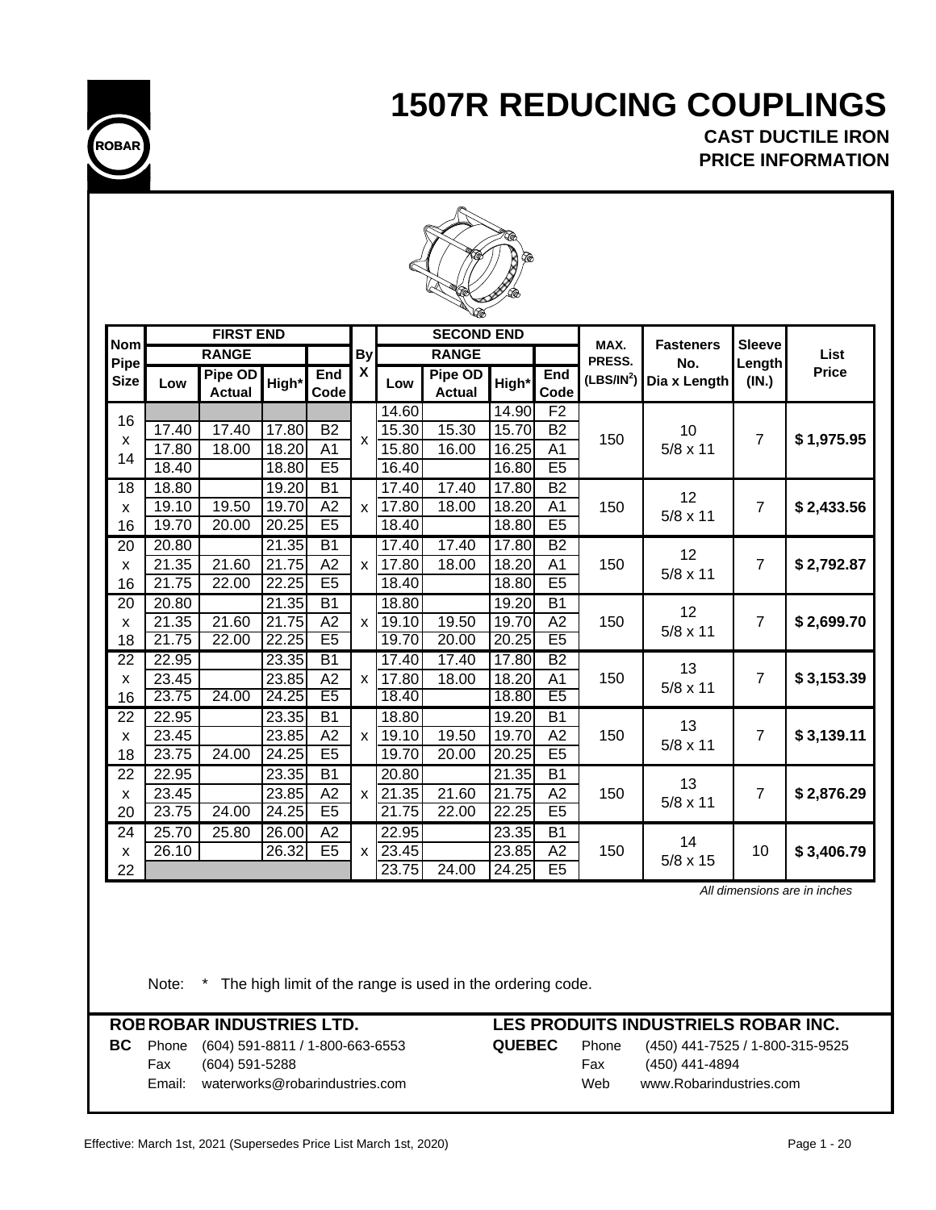# 1507R REDUCING COUPLINGS

## CAST DUCTILE IRON
## PRICE INFORMATION

| Nom Pipe Size | FIRST END | | | | By X | SECOND END | | | | MAX. PRESS. ($LBS/IN^2$) | Fasteners No. Dia x Length | Sleeve Length (IN.) | List Price |
|---|---|---|---|---|---|---|---|---|---|---|---|---|---|
| | RANGE | | | | | RANGE | | | | | | | |
| | Low | Pipe OD Actual | High* | End Code | | Low | Pipe OD Actual | High* | End Code | | | | |
| 16 x 14 | | | | | x | 14.60 | | 14.90 | F2 | 150 | 10 5/8 x 11 | 7 | $ 1,975.95 |
| | 17.40 | 17.40 | 17.80 | B2 | | 15.30 | 15.30 | 15.70 | B2 | | | | |
| | 17.80 | 18.00 | 18.20 | A1 | | 15.80 | 16.00 | 16.25 | A1 | | | | |
| | 18.40 | | 18.80 | E5 | | 16.40 | | 16.80 | E5 | | | | |
| 18 x 16 | 18.80 | | 19.20 | B1 | x | 17.40 | 17.40 | 17.80 | B2 | 150 | 12 5/8 x 11 | 7 | $ 2,433.56 |
| | 19.10 | 19.50 | 19.70 | A2 | | 17.80 | 18.00 | 18.20 | A1 | | | | |
| | 19.70 | 20.00 | 20.25 | E5 | | 18.40 | | 18.80 | E5 | | | | |
| 20 x 16 | 20.80 | | 21.35 | B1 | x | 17.40 | 17.40 | 17.80 | B2 | 150 | 12 5/8 x 11 | 7 | $ 2,792.87 |
| | 21.35 | 21.60 | 21.75 | A2 | | 17.80 | 18.00 | 18.20 | A1 | | | | |
| | 21.75 | 22.00 | 22.25 | E5 | | 18.40 | | 18.80 | E5 | | | | |
| 20 x 18 | 20.80 | | 21.35 | B1 | x | 18.80 | | 19.20 | B1 | 150 | 12 5/8 x 11 | 7 | $ 2,699.70 |
| | 21.35 | 21.60 | 21.75 | A2 | | 19.10 | 19.50 | 19.70 | A2 | | | | |
| | 21.75 | 22.00 | 22.25 | E5 | | 19.70 | 20.00 | 20.25 | E5 | | | | |
| 22 x 16 | 22.95 | | 23.35 | B1 | x | 17.40 | 17.40 | 17.80 | B2 | 150 | 13 5/8 x 11 | 7 | $ 3,153.39 |
| | 23.45 | | 23.85 | A2 | | 17.80 | 18.00 | 18.20 | A1 | | | | |
| | 23.75 | 24.00 | 24.25 | E5 | | 18.40 | | 18.80 | E5 | | | | |
| 22 x 18 | 22.95 | | 23.35 | B1 | x | 18.80 | | 19.20 | B1 | 150 | 13 5/8 x 11 | 7 | $ 3,139.11 |
| | 23.45 | | 23.85 | A2 | | 19.10 | 19.50 | 19.70 | A2 | | | | |
| | 23.75 | 24.00 | 24.25 | E5 | | 19.70 | 20.00 | 20.25 | E5 | | | | |
| 22 x 20 | 22.95 | | 23.35 | B1 | x | 20.80 | | 21.35 | B1 | 150 | 13 5/8 x 11 | 7 | $ 2,876.29 |
| | 23.45 | | 23.85 | A2 | | 21.35 | 21.60 | 21.75 | A2 | | | | |
| | 23.75 | 24.00 | 24.25 | E5 | | 21.75 | 22.00 | 22.25 | E5 | | | | |
| 24 x 22 | 25.70 | 25.80 | 26.00 | A2 | x | 22.95 | | 23.35 | B1 | 150 | 14 5/8 x 15 | 10 | $ 3,406.79 |
| | 26.10 | | 26.32 | E5 | | 23.45 | | 23.85 | A2 | | | | |
| | | | | | | 23.75 | 24.00 | 24.25 | E5 | | | | |

*All dimensions are in inches*

Note: * The high limit of the range is used in the ordering code.

**ROBAR INDUSTRIES LTD.**

**BC** Phone (604) 591-8811 / 1-800-663-6553
Fax (604) 591-5288
Email: waterworks@robarindustries.com

**LES PRODUITS INDUSTRIELS ROBAR INC.**

**QUEBEC** Phone (450) 441-7525 / 1-800-315-9525
Fax (450) 441-4894
Web www.Robarindustries.com

Effective: March 1st, 2021 (Supersedes Price List March 1st, 2020)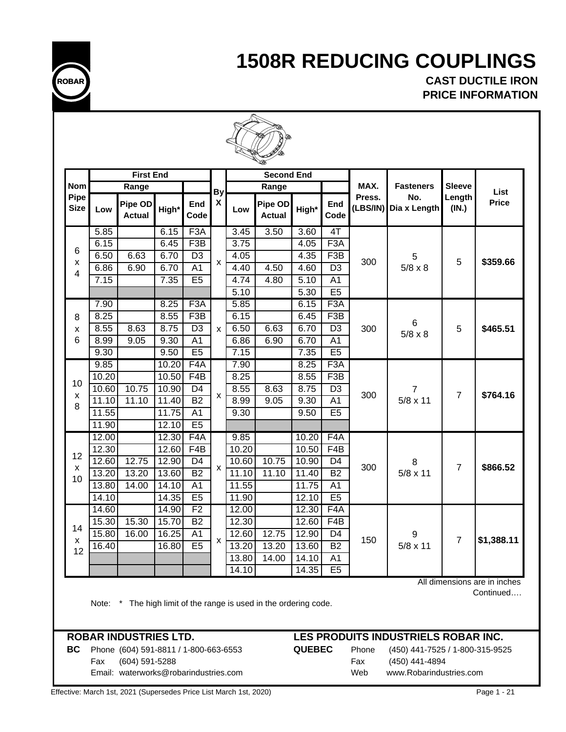# 1508R REDUCING COUPLINGS

### CAST DUCTILE IRON
### PRICE INFORMATION

| Nom Pipe Size | First End Range | | | | By X | Second End Range | | | | MAX. Press. (LBS/IN) | Fasteners No. Dia x Length | Sleeve Length (IN.) | List Price |
|---|---|---|---|---|---|---|---|---|---|---|---|---|---|
| | Low | Pipe OD Actual | High* | End Code | | Low | Pipe OD Actual | High* | End Code | | | | |
| 6 x 4 | 5.85 | | 6.15 | F3A | x | 3.45 | 3.50 | 3.60 | 4T | 300 | 5 5/8 x 8 | 5 | $359.66 |
| | 6.15 | | 6.45 | F3B | | 3.75 | | 4.05 | F3A | | | | |
| | 6.50 | 6.63 | 6.70 | D3 | | 4.05 | | 4.35 | F3B | | | | |
| | 6.86 | 6.90 | 6.70 | A1 | | 4.40 | 4.50 | 4.60 | D3 | | | | |
| | 7.15 | | 7.35 | E5 | | 4.74 | 4.80 | 5.10 | A1 | | | | |
| | | | | | | 5.10 | | 5.30 | E5 | | | | |
| 8 x 6 | 7.90 | | 8.25 | F3A | x | 5.85 | | 6.15 | F3A | 300 | 6 5/8 x 8 | 5 | $465.51 |
| | 8.25 | | 8.55 | F3B | | 6.15 | | 6.45 | F3B | | | | |
| | 8.55 | 8.63 | 8.75 | D3 | | 6.50 | 6.63 | 6.70 | D3 | | | | |
| | 8.99 | 9.05 | 9.30 | A1 | | 6.86 | 6.90 | 6.70 | A1 | | | | |
| | 9.30 | | 9.50 | E5 | | 7.15 | | 7.35 | E5 | | | | |
| 10 x 8 | 9.85 | | 10.20 | F4A | x | 7.90 | | 8.25 | F3A | 300 | 7 5/8 x 11 | 7 | $764.16 |
| | 10.20 | | 10.50 | F4B | | 8.25 | | 8.55 | F3B | | | | |
| | 10.60 | 10.75 | 10.90 | D4 | | 8.55 | 8.63 | 8.75 | D3 | | | | |
| | 11.10 | 11.10 | 11.40 | B2 | | 8.99 | 9.05 | 9.30 | A1 | | | | |
| | 11.55 | | 11.75 | A1 | | 9.30 | | 9.50 | E5 | | | | |
| | 11.90 | | 12.10 | E5 | | | | | | | | | |
| 12 x 10 | 12.00 | | 12.30 | F4A | x | 9.85 | | 10.20 | F4A | 300 | 8 5/8 x 11 | 7 | $866.52 |
| | 12.30 | | 12.60 | F4B | | 10.20 | | 10.50 | F4B | | | | |
| | 12.60 | 12.75 | 12.90 | D4 | | 10.60 | 10.75 | 10.90 | D4 | | | | |
| | 13.20 | 13.20 | 13.60 | B2 | | 11.10 | 11.10 | 11.40 | B2 | | | | |
| | 13.80 | 14.00 | 14.10 | A1 | | 11.55 | | 11.75 | A1 | | | | |
| | 14.10 | | 14.35 | E5 | | 11.90 | | 12.10 | E5 | | | | |
| 14 x 12 | 14.60 | | 14.90 | F2 | x | 12.00 | | 12.30 | F4A | 150 | 9 5/8 x 11 | 7 | $1,388.11 |
| | 15.30 | 15.30 | 15.70 | B2 | | 12.30 | | 12.60 | F4B | | | | |
| | 15.80 | 16.00 | 16.25 | A1 | | 12.60 | 12.75 | 12.90 | D4 | | | | |
| | 16.40 | | 16.80 | E5 | | 13.20 | 13.20 | 13.60 | B2 | | | | |
| | | | | | | 13.80 | 14.00 | 14.10 | A1 | | | | |
| | | | | | | 14.10 | | 14.35 | E5 | | | | |

All dimensions are in inches

Continued….

Note: * The high limit of the range is used in the ordering code.

**ROBAR INDUSTRIES LTD.**

**BC** Phone (604) 591-8811 / 1-800-663-6553
Fax (604) 591-5288
Email: waterworks@robarindustries.com

**LES PRODUITS INDUSTRIELS ROBAR INC.**

**QUEBEC** Phone (450) 441-7525 / 1-800-315-9525
Fax (450) 441-4894
Web www.Robarindustries.com

Effective: March 1st, 2021 (Supersedes Price List March 1st, 2020)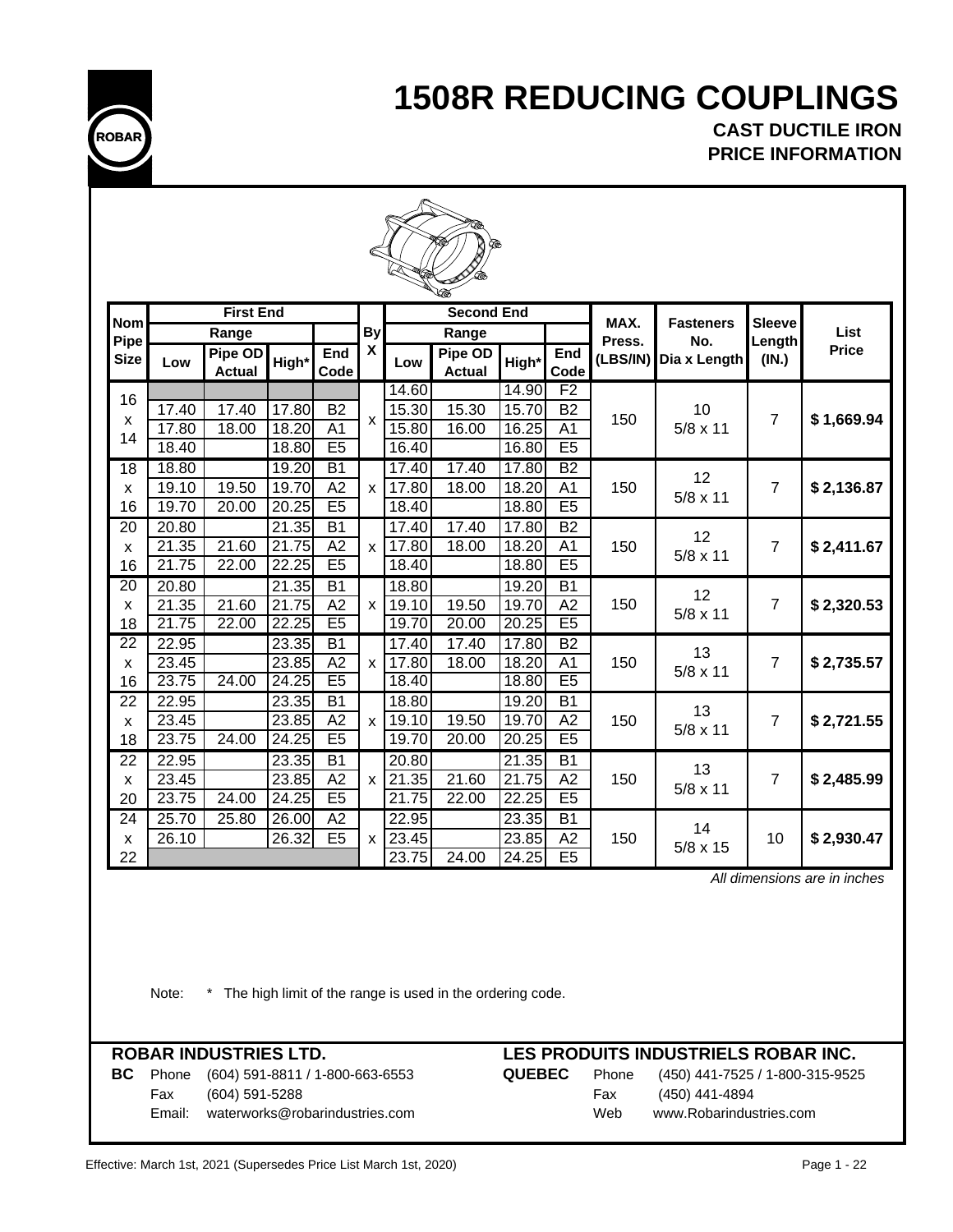# 1508R REDUCING COUPLINGS

**CAST DUCTILE IRON**
**PRICE INFORMATION**

| Nom Pipe Size | First End | | | | By X | Second End | | | | MAX. Press. (LBS/IN) | Fasteners No. Dia x Length | Sleeve Length (IN.) | List Price |
|---|---|---|---|---|---|---|---|---|---|---|---|---|---|
| | Range | | | | | Range | | | | | | | |
| | Low | Pipe OD Actual | High* | End Code | | Low | Pipe OD Actual | High* | End Code | | | | |
| 16 x 14 | | | | | x | 14.60 | | 14.90 | F2 | 150 | 10 5/8 x 11 | 7 | $ 1,669.94 |
| | 17.40 | 17.40 | 17.80 | B2 | | 15.30 | 15.30 | 15.70 | B2 | | | | |
| | 17.80 | 18.00 | 18.20 | A1 | | 15.80 | 16.00 | 16.25 | A1 | | | | |
| | 18.40 | | 18.80 | E5 | | 16.40 | | 16.80 | E5 | | | | |
| 18 x 16 | 18.80 | | 19.20 | B1 | x | 17.40 | 17.40 | 17.80 | B2 | 150 | 12 5/8 x 11 | 7 | $ 2,136.87 |
| | 19.10 | 19.50 | 19.70 | A2 | | 17.80 | 18.00 | 18.20 | A1 | | | | |
| | 19.70 | 20.00 | 20.25 | E5 | | 18.40 | | 18.80 | E5 | | | | |
| 20 x 16 | 20.80 | | 21.35 | B1 | x | 17.40 | 17.40 | 17.80 | B2 | 150 | 12 5/8 x 11 | 7 | $ 2,411.67 |
| | 21.35 | 21.60 | 21.75 | A2 | | 17.80 | 18.00 | 18.20 | A1 | | | | |
| | 21.75 | 22.00 | 22.25 | E5 | | 18.40 | | 18.80 | E5 | | | | |
| 20 x 18 | 20.80 | | 21.35 | B1 | x | 18.80 | | 19.20 | B1 | 150 | 12 5/8 x 11 | 7 | $ 2,320.53 |
| | 21.35 | 21.60 | 21.75 | A2 | | 19.10 | 19.50 | 19.70 | A2 | | | | |
| | 21.75 | 22.00 | 22.25 | E5 | | 19.70 | 20.00 | 20.25 | E5 | | | | |
| 22 x 16 | 22.95 | | 23.35 | B1 | x | 17.40 | 17.40 | 17.80 | B2 | 150 | 13 5/8 x 11 | 7 | $ 2,735.57 |
| | 23.45 | | 23.85 | A2 | | 17.80 | 18.00 | 18.20 | A1 | | | | |
| | 23.75 | 24.00 | 24.25 | E5 | | 18.40 | | 18.80 | E5 | | | | |
| 22 x 18 | 22.95 | | 23.35 | B1 | x | 18.80 | | 19.20 | B1 | 150 | 13 5/8 x 11 | 7 | $ 2,721.55 |
| | 23.45 | | 23.85 | A2 | | 19.10 | 19.50 | 19.70 | A2 | | | | |
| | 23.75 | 24.00 | 24.25 | E5 | | 19.70 | 20.00 | 20.25 | E5 | | | | |
| 22 x 20 | 22.95 | | 23.35 | B1 | x | 20.80 | | 21.35 | B1 | 150 | 13 5/8 x 11 | 7 | $ 2,485.99 |
| | 23.45 | | 23.85 | A2 | | 21.35 | 21.60 | 21.75 | A2 | | | | |
| | 23.75 | 24.00 | 24.25 | E5 | | 21.75 | 22.00 | 22.25 | E5 | | | | |
| 24 x 22 | 25.70 | 25.80 | 26.00 | A2 | x | 22.95 | | 23.35 | B1 | 150 | 14 5/8 x 15 | 10 | $ 2,930.47 |
| | 26.10 | | 26.32 | E5 | | 23.45 | | 23.85 | A2 | | | | |
| | | | | | | 23.75 | 24.00 | 24.25 | E5 | | | | |

*All dimensions are in inches*

Note: * The high limit of the range is used in the ordering code.

**ROBAR INDUSTRIES LTD.**

**BC** Phone (604) 591-8811 / 1-800-663-6553
Fax (604) 591-5288
Email: waterworks@robarindustries.com

**LES PRODUITS INDUSTRIELS ROBAR INC.**

**QUEBEC** Phone (450) 441-7525 / 1-800-315-9525
Fax (450) 441-4894
Web www.Robarindustries.com

Effective: March 1st, 2021 (Supersedes Price List March 1st, 2020)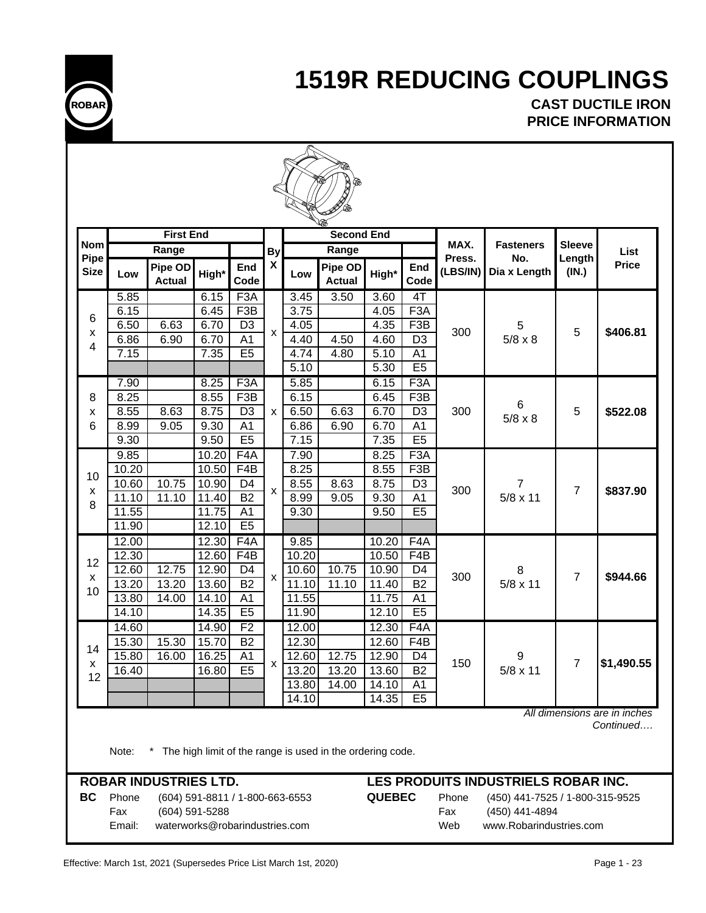# 1519R REDUCING COUPLINGS

**CAST DUCTILE IRON**
**PRICE INFORMATION**

| Nom Pipe Size | First End | | | | By X | Second End | | | | MAX. Press. (LBS/IN) | Fasteners No. Dia x Length | Sleeve Length (IN.) | List Price |
|---|---|---|---|---|---|---|---|---|---|---|---|---|---|
| | Range | | | | | Range | | | | | | | |
| | Low | Pipe OD Actual | High* | End Code | | Low | Pipe OD Actual | High* | End Code | | | | |
| 6 x 4 | 5.85 | | 6.15 | F3A | x | 3.45 | 3.50 | 3.60 | 4T | 300 | 5 5/8 x 8 | 5 | **$406.81** |
| | 6.15 | | 6.45 | F3B | | 3.75 | | 4.05 | F3A | | | | |
| | 6.50 | 6.63 | 6.70 | D3 | | 4.05 | | 4.35 | F3B | | | | |
| | 6.86 | 6.90 | 6.70 | A1 | | 4.40 | 4.50 | 4.60 | D3 | | | | |
| | 7.15 | | 7.35 | E5 | | 4.74 | 4.80 | 5.10 | A1 | | | | |
| | | | | | | 5.10 | | 5.30 | E5 | | | | |
| 8 x 6 | 7.90 | | 8.25 | F3A | x | 5.85 | | 6.15 | F3A | 300 | 6 5/8 x 8 | 5 | **$522.08** |
| | 8.25 | | 8.55 | F3B | | 6.15 | | 6.45 | F3B | | | | |
| | 8.55 | 8.63 | 8.75 | D3 | | 6.50 | 6.63 | 6.70 | D3 | | | | |
| | 8.99 | 9.05 | 9.30 | A1 | | 6.86 | 6.90 | 6.70 | A1 | | | | |
| | 9.30 | | 9.50 | E5 | | 7.15 | | 7.35 | E5 | | | | |
| 10 x 8 | 9.85 | | 10.20 | F4A | x | 7.90 | | 8.25 | F3A | 300 | 7 5/8 x 11 | 7 | **$837.90** |
| | 10.20 | | 10.50 | F4B | | 8.25 | | 8.55 | F3B | | | | |
| | 10.60 | 10.75 | 10.90 | D4 | | 8.55 | 8.63 | 8.75 | D3 | | | | |
| | 11.10 | 11.10 | 11.40 | B2 | | 8.99 | 9.05 | 9.30 | A1 | | | | |
| | 11.55 | | 11.75 | A1 | | 9.30 | | 9.50 | E5 | | | | |
| | 11.90 | | 12.10 | E5 | | | | | | | | | |
| 12 x 10 | 12.00 | | 12.30 | F4A | x | 9.85 | | 10.20 | F4A | 300 | 8 5/8 x 11 | 7 | **$944.66** |
| | 12.30 | | 12.60 | F4B | | 10.20 | | 10.50 | F4B | | | | |
| | 12.60 | 12.75 | 12.90 | D4 | | 10.60 | 10.75 | 10.90 | D4 | | | | |
| | 13.20 | 13.20 | 13.60 | B2 | | 11.10 | 11.10 | 11.40 | B2 | | | | |
| | 13.80 | 14.00 | 14.10 | A1 | | 11.55 | | 11.75 | A1 | | | | |
| | 14.10 | | 14.35 | E5 | | 11.90 | | 12.10 | E5 | | | | |
| 14 x 12 | 14.60 | | 14.90 | F2 | x | 12.00 | | 12.30 | F4A | 150 | 9 5/8 x 11 | 7 | **$1,490.55** |
| | 15.30 | 15.30 | 15.70 | B2 | | 12.30 | | 12.60 | F4B | | | | |
| | 15.80 | 16.00 | 16.25 | A1 | | 12.60 | 12.75 | 12.90 | D4 | | | | |
| | 16.40 | | 16.80 | E5 | | 13.20 | 13.20 | 13.60 | B2 | | | | |
| | | | | | | 13.80 | 14.00 | 14.10 | A1 | | | | |
| | | | | | | 14.10 | | 14.35 | E5 | | | | |

*All dimensions are in inches*
*Continued….*

Note: * The high limit of the range is used in the ordering code.

**ROBAR INDUSTRIES LTD.**

**BC** Phone (604) 591-8811 / 1-800-663-6553
Fax (604) 591-5288
Email: waterworks@robarindustries.com

**LES PRODUITS INDUSTRIELS ROBAR INC.**

**QUEBEC** Phone (450) 441-7525 / 1-800-315-9525
Fax (450) 441-4894
Web www.Robarindustries.com

Effective: March 1st, 2021 (Supersedes Price List March 1st, 2020)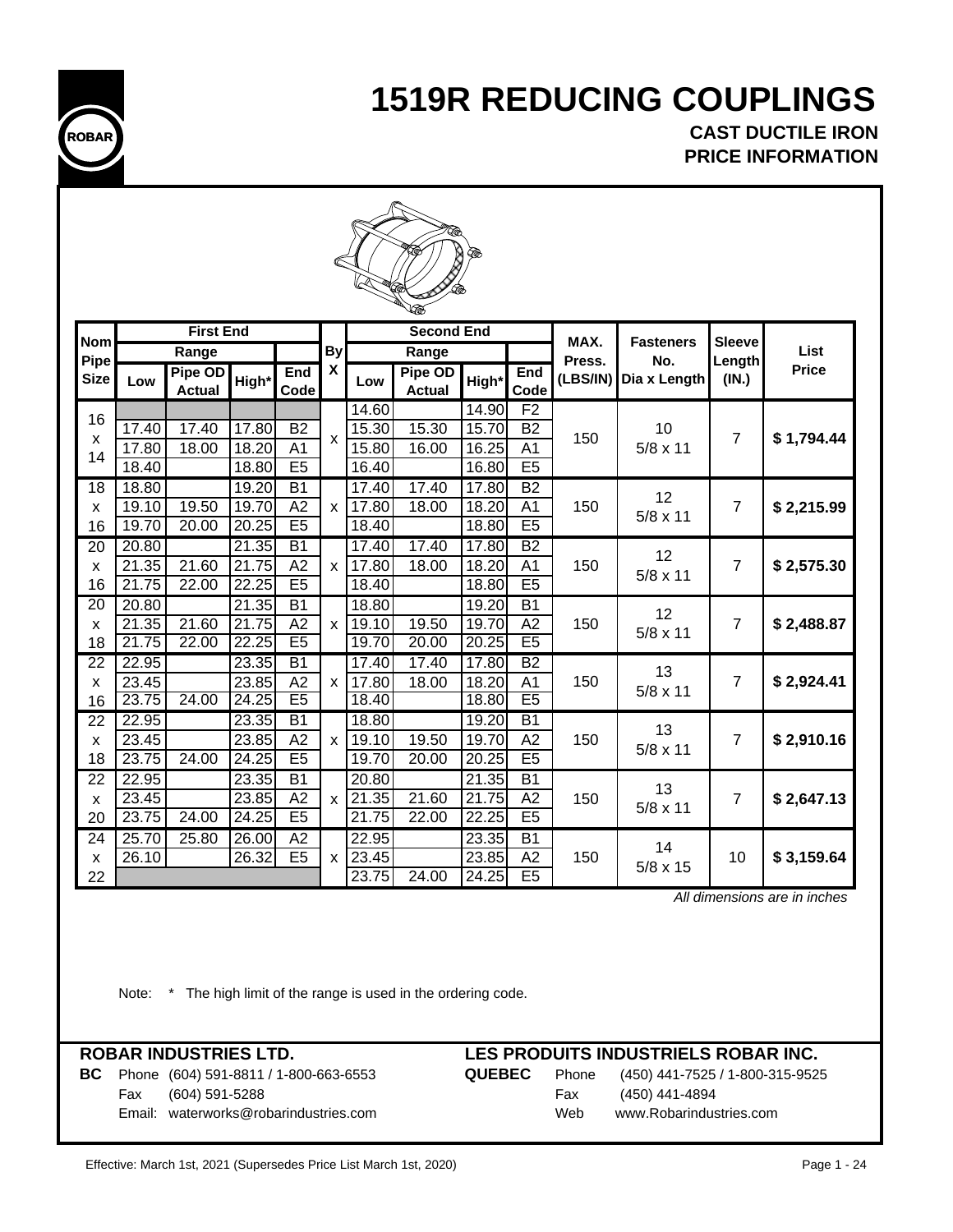# 1519R REDUCING COUPLINGS

## CAST DUCTILE IRON
## PRICE INFORMATION

| Nom Pipe Size | First End | | | | By X | Second End | | | | MAX. Press. (LBS/IN) | Fasteners No. Dia x Length | Sleeve Length (IN.) | List Price |
|---|---|---|---|---|---|---|---|---|---|---|---|---|---|
| | Range | | | | | Range | | | | | | | |
| | Low | Pipe OD Actual | High* | End Code | | Low | Pipe OD Actual | High* | End Code | | | | |
| 16 x 14 | | | | | x | 14.60 | | 14.90 | F2 | 150 | 10 5/8 x 11 | 7 | $ 1,794.44 |
| | 17.40 | 17.40 | 17.80 | B2 | | 15.30 | 15.30 | 15.70 | B2 | | | | |
| | 17.80 | 18.00 | 18.20 | A1 | | 15.80 | 16.00 | 16.25 | A1 | | | | |
| | 18.40 | | 18.80 | E5 | | 16.40 | | 16.80 | E5 | | | | |
| 18 x 16 | 18.80 | | 19.20 | B1 | x | 17.40 | 17.40 | 17.80 | B2 | 150 | 12 5/8 x 11 | 7 | $ 2,215.99 |
| | 19.10 | 19.50 | 19.70 | A2 | | 17.80 | 18.00 | 18.20 | A1 | | | | |
| | 19.70 | 20.00 | 20.25 | E5 | | 18.40 | | 18.80 | E5 | | | | |
| 20 x 16 | 20.80 | | 21.35 | B1 | x | 17.40 | 17.40 | 17.80 | B2 | 150 | 12 5/8 x 11 | 7 | $ 2,575.30 |
| | 21.35 | 21.60 | 21.75 | A2 | | 17.80 | 18.00 | 18.20 | A1 | | | | |
| | 21.75 | 22.00 | 22.25 | E5 | | 18.40 | | 18.80 | E5 | | | | |
| 20 x 18 | 20.80 | | 21.35 | B1 | x | 18.80 | | 19.20 | B1 | 150 | 12 5/8 x 11 | 7 | $ 2,488.87 |
| | 21.35 | 21.60 | 21.75 | A2 | | 19.10 | 19.50 | 19.70 | A2 | | | | |
| | 21.75 | 22.00 | 22.25 | E5 | | 19.70 | 20.00 | 20.25 | E5 | | | | |
| 22 x 16 | 22.95 | | 23.35 | B1 | x | 17.40 | 17.40 | 17.80 | B2 | 150 | 13 5/8 x 11 | 7 | $ 2,924.41 |
| | 23.45 | | 23.85 | A2 | | 17.80 | 18.00 | 18.20 | A1 | | | | |
| | 23.75 | 24.00 | 24.25 | E5 | | 18.40 | | 18.80 | E5 | | | | |
| 22 x 18 | 22.95 | | 23.35 | B1 | x | 18.80 | | 19.20 | B1 | 150 | 13 5/8 x 11 | 7 | $ 2,910.16 |
| | 23.45 | | 23.85 | A2 | | 19.10 | 19.50 | 19.70 | A2 | | | | |
| | 23.75 | 24.00 | 24.25 | E5 | | 19.70 | 20.00 | 20.25 | E5 | | | | |
| 22 x 20 | 22.95 | | 23.35 | B1 | x | 20.80 | | 21.35 | B1 | 150 | 13 5/8 x 11 | 7 | $ 2,647.13 |
| | 23.45 | | 23.85 | A2 | | 21.35 | 21.60 | 21.75 | A2 | | | | |
| | 23.75 | 24.00 | 24.25 | E5 | | 21.75 | 22.00 | 22.25 | E5 | | | | |
| 24 x 22 | 25.70 | 25.80 | 26.00 | A2 | x | 22.95 | | 23.35 | B1 | 150 | 14 5/8 x 15 | 10 | $ 3,159.64 |
| | 26.10 | | 26.32 | E5 | | 23.45 | | 23.85 | A2 | | | | |
| | | | | | | 23.75 | 24.00 | 24.25 | E5 | | | | |

*All dimensions are in inches*

Note: * The high limit of the range is used in the ordering code.

**ROBAR INDUSTRIES LTD.**

**BC** Phone (604) 591-8811 / 1-800-663-6553
Fax (604) 591-5288
Email: waterworks@robarindustries.com

**LES PRODUITS INDUSTRIELS ROBAR INC.**

**QUEBEC** Phone (450) 441-7525 / 1-800-315-9525
Fax (450) 441-4894
Web www.Robarindustries.com

Effective: March 1st, 2021 (Supersedes Price List March 1st, 2020)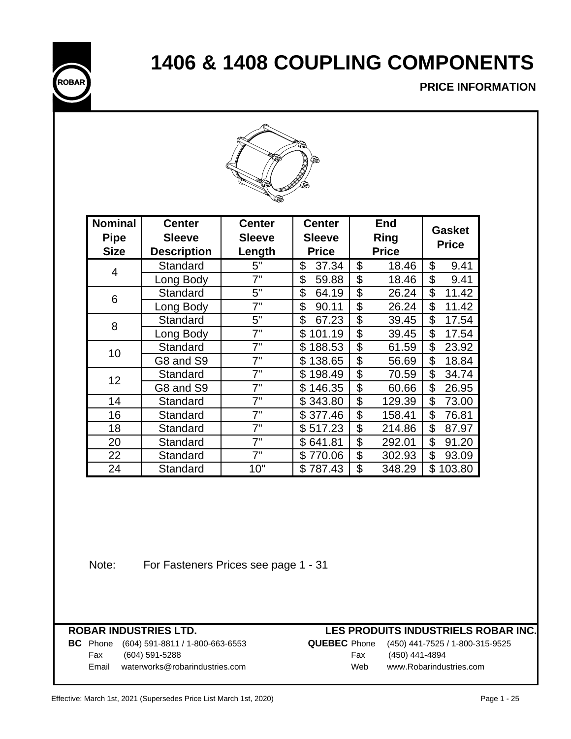# 1406 & 1408 COUPLING COMPONENTS

**PRICE INFORMATION**

| Nominal Pipe Size | Center Sleeve Description | Center Sleeve Length | Center Sleeve Price | End Ring Price | Gasket Price |
|---|---|---|---|---|---|
| 4 | Standard | 5" | $ 37.34 | $ 18.46 | $ 9.41 |
| | Long Body | 7" | $ 59.88 | $ 18.46 | $ 9.41 |
| 6 | Standard | 5" | $ 64.19 | $ 26.24 | $ 11.42 |
| | Long Body | 7" | $ 90.11 | $ 26.24 | $ 11.42 |
| 8 | Standard | 5" | $ 67.23 | $ 39.45 | $ 17.54 |
| | Long Body | 7" | $ 101.19 | $ 39.45 | $ 17.54 |
| 10 | Standard | 7" | $ 188.53 | $ 61.59 | $ 23.92 |
| | G8 and S9 | 7" | $ 138.65 | $ 56.69 | $ 18.84 |
| 12 | Standard | 7" | $ 198.49 | $ 70.59 | $ 34.74 |
| | G8 and S9 | 7" | $ 146.35 | $ 60.66 | $ 26.95 |
| 14 | Standard | 7" | $ 343.80 | $ 129.39 | $ 73.00 |
| 16 | Standard | 7" | $ 377.46 | $ 158.41 | $ 76.81 |
| 18 | Standard | 7" | $ 517.23 | $ 214.86 | $ 87.97 |
| 20 | Standard | 7" | $ 641.81 | $ 292.01 | $ 91.20 |
| 22 | Standard | 7" | $ 770.06 | $ 302.93 | $ 93.09 |
| 24 | Standard | 10" | $ 787.43 | $ 348.29 | $ 103.80 |

Note: For Fasteners Prices see page 1 - 31

**ROBAR INDUSTRIES LTD.**

**BC** Phone (604) 591-8811 / 1-800-663-6553
Fax (604) 591-5288
Email waterworks@robarindustries.com

**LES PRODUITS INDUSTRIELS ROBAR INC.**

**QUEBEC** Phone (450) 441-7525 / 1-800-315-9525
Fax (450) 441-4894
Web www.Robarindustries.com

Effective: March 1st, 2021 (Supersedes Price List March 1st, 2020)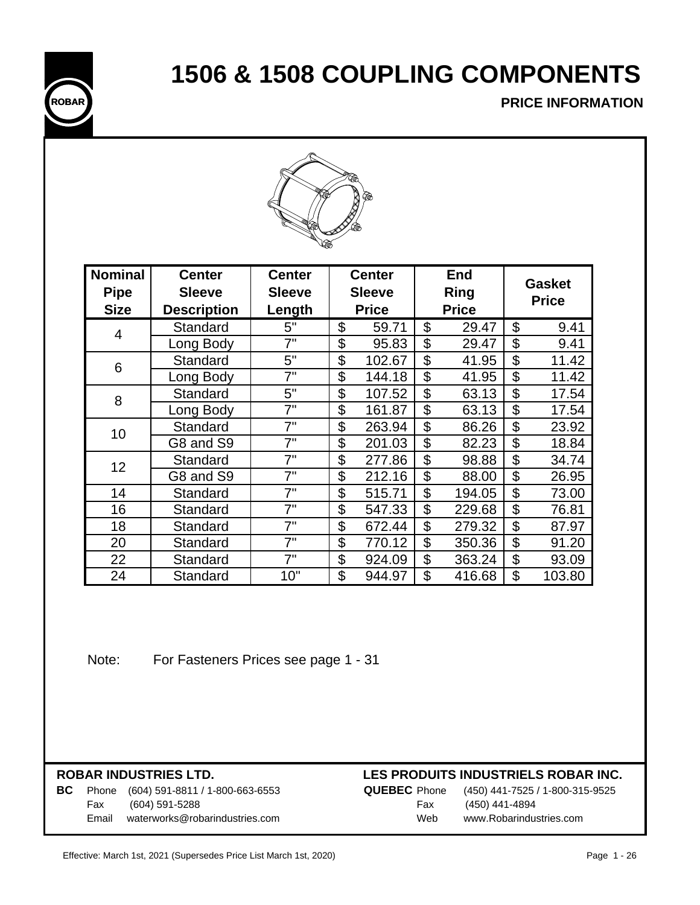# 1506 & 1508 COUPLING COMPONENTS

**PRICE INFORMATION**

| Nominal Pipe Size | Center Sleeve Description | Center Sleeve Length | Center Sleeve Price | End Ring Price | Gasket Price |
|---|---|---|---|---|---|
| 4 | Standard | 5" | $ 59.71 | $ 29.47 | $ 9.41 |
| | Long Body | 7" | $ 95.83 | $ 29.47 | $ 9.41 |
| 6 | Standard | 5" | $ 102.67 | $ 41.95 | $ 11.42 |
| | Long Body | 7" | $ 144.18 | $ 41.95 | $ 11.42 |
| 8 | Standard | 5" | $ 107.52 | $ 63.13 | $ 17.54 |
| | Long Body | 7" | $ 161.87 | $ 63.13 | $ 17.54 |
| 10 | Standard | 7" | $ 263.94 | $ 86.26 | $ 23.92 |
| | G8 and S9 | 7" | $ 201.03 | $ 82.23 | $ 18.84 |
| 12 | Standard | 7" | $ 277.86 | $ 98.88 | $ 34.74 |
| | G8 and S9 | 7" | $ 212.16 | $ 88.00 | $ 26.95 |
| 14 | Standard | 7" | $ 515.71 | $ 194.05 | $ 73.00 |
| 16 | Standard | 7" | $ 547.33 | $ 229.68 | $ 76.81 |
| 18 | Standard | 7" | $ 672.44 | $ 279.32 | $ 87.97 |
| 20 | Standard | 7" | $ 770.12 | $ 350.36 | $ 91.20 |
| 22 | Standard | 7" | $ 924.09 | $ 363.24 | $ 93.09 |
| 24 | Standard | 10" | $ 944.97 | $ 416.68 | $ 103.80 |

Note: For Fasteners Prices see page 1 - 31

**ROBAR INDUSTRIES LTD.**

**BC** Phone (604) 591-8811 / 1-800-663-6553
Fax (604) 591-5288
Email waterworks@robarindustries.com

**LES PRODUITS INDUSTRIELS ROBAR INC.**

**QUEBEC** Phone (450) 441-7525 / 1-800-315-9525
Fax (450) 441-4894
Web www.Robarindustries.com

Effective: March 1st, 2021 (Supersedes Price List March 1st, 2020)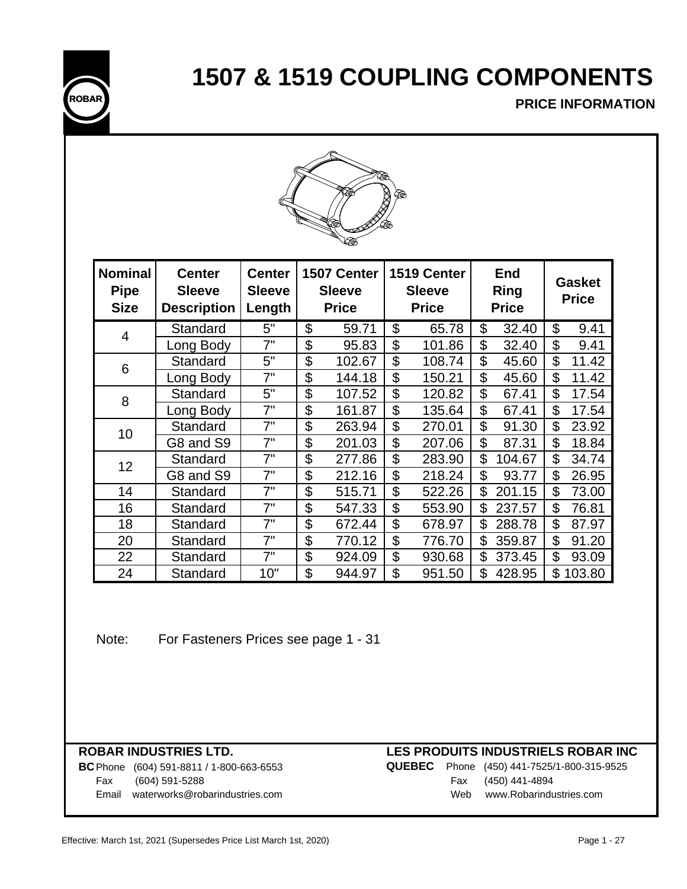# 1507 & 1519 COUPLING COMPONENTS

**PRICE INFORMATION**

| Nominal Pipe Size | Center Sleeve Description | Center Sleeve Length | 1507 Center Sleeve Price | 1519 Center Sleeve Price | End Ring Price | Gasket Price |
|---|---|---|---|---|---|---|
| 4 | Standard | 5" | $ 59.71 | $ 65.78 | $ 32.40 | $ 9.41 |
| | Long Body | 7" | $ 95.83 | $ 101.86 | $ 32.40 | $ 9.41 |
| 6 | Standard | 5" | $ 102.67 | $ 108.74 | $ 45.60 | $ 11.42 |
| | Long Body | 7" | $ 144.18 | $ 150.21 | $ 45.60 | $ 11.42 |
| 8 | Standard | 5" | $ 107.52 | $ 120.82 | $ 67.41 | $ 17.54 |
| | Long Body | 7" | $ 161.87 | $ 135.64 | $ 67.41 | $ 17.54 |
| 10 | Standard | 7" | $ 263.94 | $ 270.01 | $ 91.30 | $ 23.92 |
| | G8 and S9 | 7" | $ 201.03 | $ 207.06 | $ 87.31 | $ 18.84 |
| 12 | Standard | 7" | $ 277.86 | $ 283.90 | $ 104.67 | $ 34.74 |
| | G8 and S9 | 7" | $ 212.16 | $ 218.24 | $ 93.77 | $ 26.95 |
| 14 | Standard | 7" | $ 515.71 | $ 522.26 | $ 201.15 | $ 73.00 |
| 16 | Standard | 7" | $ 547.33 | $ 553.90 | $ 237.57 | $ 76.81 |
| 18 | Standard | 7" | $ 672.44 | $ 678.97 | $ 288.78 | $ 87.97 |
| 20 | Standard | 7" | $ 770.12 | $ 776.70 | $ 359.87 | $ 91.20 |
| 22 | Standard | 7" | $ 924.09 | $ 930.68 | $ 373.45 | $ 93.09 |
| 24 | Standard | 10" | $ 944.97 | $ 951.50 | $ 428.95 | $ 103.80 |

Note: For Fasteners Prices see page 1 - 31

**ROBAR INDUSTRIES LTD.**

**BC** Phone (604) 591-8811 / 1-800-663-6553
Fax (604) 591-5288
Email waterworks@robarindustries.com

**LES PRODUITS INDUSTRIELS ROBAR INC**

**QUEBEC** Phone (450) 441-7525/1-800-315-9525
Fax (450) 441-4894
Web www.Robarindustries.com

Effective: March 1st, 2021 (Supersedes Price List March 1st, 2020)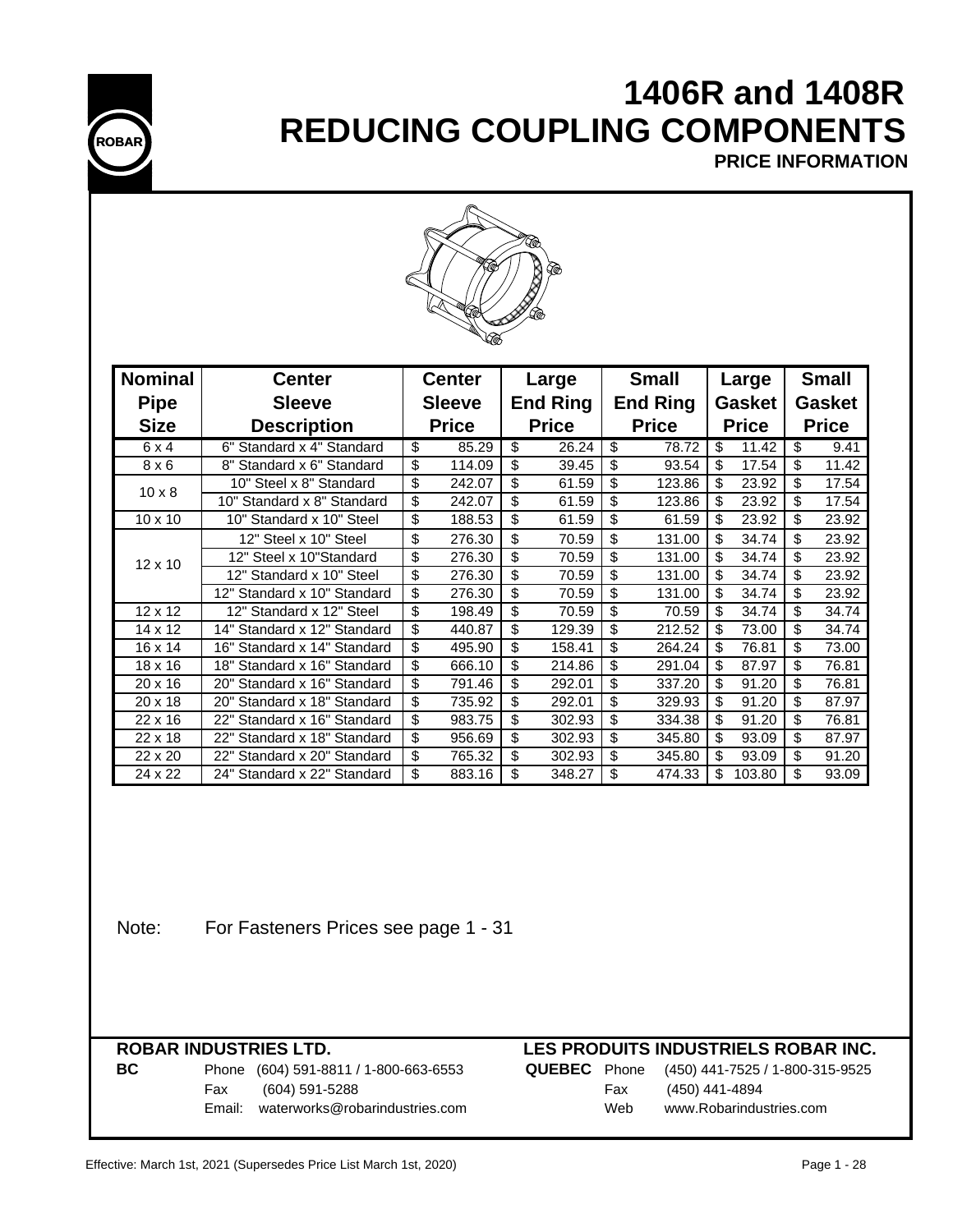# 1406R and 1408R REDUCING COUPLING COMPONENTS

**PRICE INFORMATION**

| Nominal Pipe Size | Center Sleeve Description | Center Sleeve Price | Large End Ring Price | Small End Ring Price | Large Gasket Price | Small Gasket Price |
|---|---|---|---|---|---|---|
| 6 x 4 | 6" Standard x 4" Standard | $ 85.29 | $ 26.24 | $ 78.72 | $ 11.42 | $ 9.41 |
| 8 x 6 | 8" Standard x 6" Standard | $ 114.09 | $ 39.45 | $ 93.54 | $ 17.54 | $ 11.42 |
| 10 x 8 | 10" Steel x 8" Standard | $ 242.07 | $ 61.59 | $ 123.86 | $ 23.92 | $ 17.54 |
| | 10" Standard x 8" Standard | $ 242.07 | $ 61.59 | $ 123.86 | $ 23.92 | $ 17.54 |
| 10 x 10 | 10" Standard x 10" Steel | $ 188.53 | $ 61.59 | $ 61.59 | $ 23.92 | $ 23.92 |
| 12 x 10 | 12" Steel x 10" Steel | $ 276.30 | $ 70.59 | $ 131.00 | $ 34.74 | $ 23.92 |
| | 12" Steel x 10"Standard | $ 276.30 | $ 70.59 | $ 131.00 | $ 34.74 | $ 23.92 |
| | 12" Standard x 10" Steel | $ 276.30 | $ 70.59 | $ 131.00 | $ 34.74 | $ 23.92 |
| | 12" Standard x 10" Standard | $ 276.30 | $ 70.59 | $ 131.00 | $ 34.74 | $ 23.92 |
| 12 x 12 | 12" Standard x 12" Steel | $ 198.49 | $ 70.59 | $ 70.59 | $ 34.74 | $ 34.74 |
| 14 x 12 | 14" Standard x 12" Standard | $ 440.87 | $ 129.39 | $ 212.52 | $ 73.00 | $ 34.74 |
| 16 x 14 | 16" Standard x 14" Standard | $ 495.90 | $ 158.41 | $ 264.24 | $ 76.81 | $ 73.00 |
| 18 x 16 | 18" Standard x 16" Standard | $ 666.10 | $ 214.86 | $ 291.04 | $ 87.97 | $ 76.81 |
| 20 x 16 | 20" Standard x 16" Standard | $ 791.46 | $ 292.01 | $ 337.20 | $ 91.20 | $ 76.81 |
| 20 x 18 | 20" Standard x 18" Standard | $ 735.92 | $ 292.01 | $ 329.93 | $ 91.20 | $ 87.97 |
| 22 x 16 | 22" Standard x 16" Standard | $ 983.75 | $ 302.93 | $ 334.38 | $ 91.20 | $ 76.81 |
| 22 x 18 | 22" Standard x 18" Standard | $ 956.69 | $ 302.93 | $ 345.80 | $ 93.09 | $ 87.97 |
| 22 x 20 | 22" Standard x 20" Standard | $ 765.32 | $ 302.93 | $ 345.80 | $ 93.09 | $ 91.20 |
| 24 x 22 | 24" Standard x 22" Standard | $ 883.16 | $ 348.27 | $ 474.33 | $ 103.80 | $ 93.09 |

Note: For Fasteners Prices see page 1 - 31

**ROBAR INDUSTRIES LTD.**

**BC** Phone (604) 591-8811 / 1-800-663-6553
Fax (604) 591-5288
Email: waterworks@robarindustries.com

**LES PRODUITS INDUSTRIELS ROBAR INC.**

**QUEBEC** Phone (450) 441-7525 / 1-800-315-9525
Fax (450) 441-4894
Web www.Robarindustries.com

Effective: March 1st, 2021 (Supersedes Price List March 1st, 2020)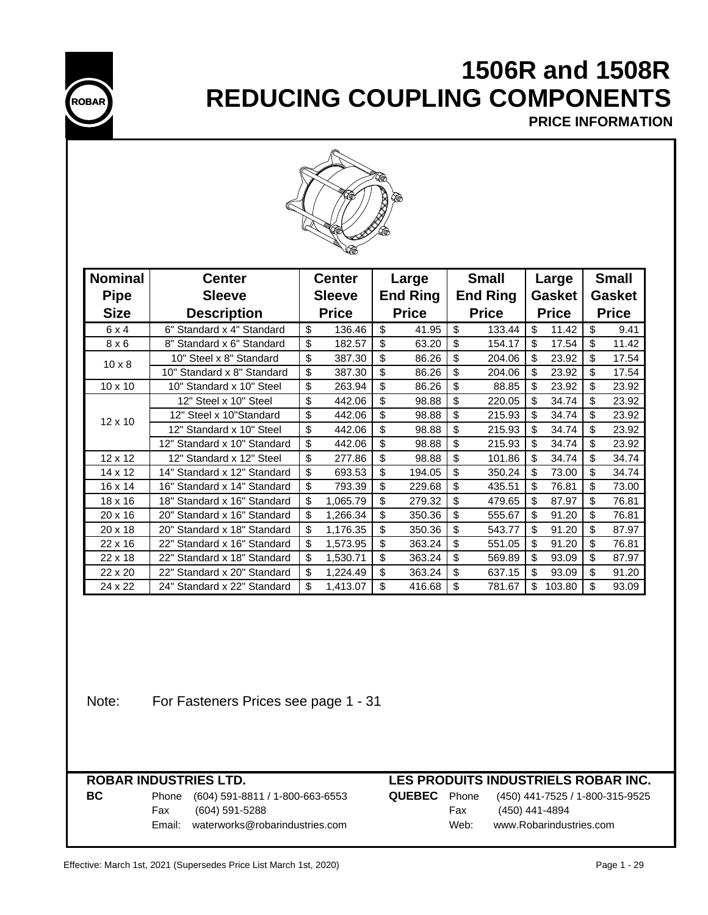# 1506R and 1508R
# REDUCING COUPLING COMPONENTS

**PRICE INFORMATION**

| Nominal Pipe Size | Center Sleeve Description | Center Sleeve Price | Large End Ring Price | Small End Ring Price | Large Gasket Price | Small Gasket Price |
|---|---|---|---|---|---|---|
| 6 x 4 | 6" Standard x 4" Standard | $ 136.46 | $ 41.95 | $ 133.44 | $ 11.42 | $ 9.41 |
| 8 x 6 | 8" Standard x 6" Standard | $ 182.57 | $ 63.20 | $ 154.17 | $ 17.54 | $ 11.42 |
| 10 x 8 | 10" Steel x 8" Standard | $ 387.30 | $ 86.26 | $ 204.06 | $ 23.92 | $ 17.54 |
| | 10" Standard x 8" Standard | $ 387.30 | $ 86.26 | $ 204.06 | $ 23.92 | $ 17.54 |
| 10 x 10 | 10" Standard x 10" Steel | $ 263.94 | $ 86.26 | $ 88.85 | $ 23.92 | $ 23.92 |
| 12 x 10 | 12" Steel x 10" Steel | $ 442.06 | $ 98.88 | $ 220.05 | $ 34.74 | $ 23.92 |
| | 12" Steel x 10"Standard | $ 442.06 | $ 98.88 | $ 215.93 | $ 34.74 | $ 23.92 |
| | 12" Standard x 10" Steel | $ 442.06 | $ 98.88 | $ 215.93 | $ 34.74 | $ 23.92 |
| | 12" Standard x 10" Standard | $ 442.06 | $ 98.88 | $ 215.93 | $ 34.74 | $ 23.92 |
| 12 x 12 | 12" Standard x 12" Steel | $ 277.86 | $ 98.88 | $ 101.86 | $ 34.74 | $ 34.74 |
| 14 x 12 | 14" Standard x 12" Standard | $ 693.53 | $ 194.05 | $ 350.24 | $ 73.00 | $ 34.74 |
| 16 x 14 | 16" Standard x 14" Standard | $ 793.39 | $ 229.68 | $ 435.51 | $ 76.81 | $ 73.00 |
| 18 x 16 | 18" Standard x 16" Standard | $ 1,065.79 | $ 279.32 | $ 479.65 | $ 87.97 | $ 76.81 |
| 20 x 16 | 20" Standard x 16" Standard | $ 1,266.34 | $ 350.36 | $ 555.67 | $ 91.20 | $ 76.81 |
| 20 x 18 | 20" Standard x 18" Standard | $ 1,176.35 | $ 350.36 | $ 543.77 | $ 91.20 | $ 87.97 |
| 22 x 16 | 22" Standard x 16" Standard | $ 1,573.95 | $ 363.24 | $ 551.05 | $ 91.20 | $ 76.81 |
| 22 x 18 | 22" Standard x 18" Standard | $ 1,530.71 | $ 363.24 | $ 569.89 | $ 93.09 | $ 87.97 |
| 22 x 20 | 22" Standard x 20" Standard | $ 1,224.49 | $ 363.24 | $ 637.15 | $ 93.09 | $ 91.20 |
| 24 x 22 | 24" Standard x 22" Standard | $ 1,413.07 | $ 416.68 | $ 781.67 | $ 103.80 | $ 93.09 |

Note: For Fasteners Prices see page 1 - 31

**ROBAR INDUSTRIES LTD.**

**BC** Phone (604) 591-8811 / 1-800-663-6553
Fax (604) 591-5288
Email: waterworks@robarindustries.com

**LES PRODUITS INDUSTRIELS ROBAR INC.**

**QUEBEC** Phone (450) 441-7525 / 1-800-315-9525
Fax (450) 441-4894
Web: www.Robarindustries.com

Effective: March 1st, 2021 (Supersedes Price List March 1st, 2020)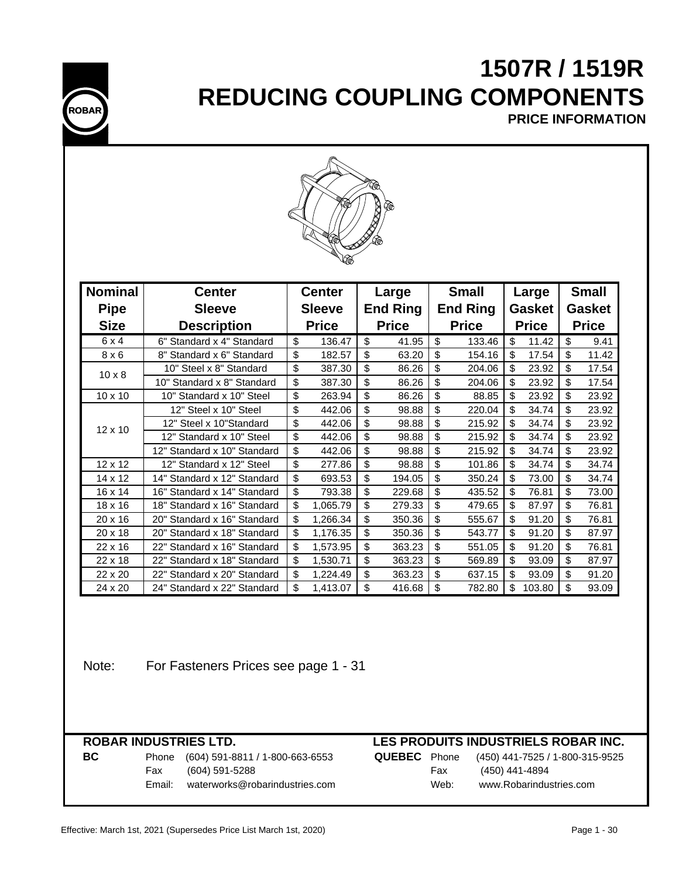# 1507R / 1519R
# REDUCING COUPLING COMPONENTS
### PRICE INFORMATION

| Nominal Pipe Size | Center Sleeve Description | Center Sleeve Price | Large End Ring Price | Small End Ring Price | Large Gasket Price | Small Gasket Price |
|---|---|---|---|---|---|---|
| 6 x 4 | 6" Standard x 4" Standard | $ 136.47 | $ 41.95 | $ 133.46 | $ 11.42 | $ 9.41 |
| 8 x 6 | 8" Standard x 6" Standard | $ 182.57 | $ 63.20 | $ 154.16 | $ 17.54 | $ 11.42 |
| 10 x 8 | 10" Steel x 8" Standard | $ 387.30 | $ 86.26 | $ 204.06 | $ 23.92 | $ 17.54 |
| | 10" Standard x 8" Standard | $ 387.30 | $ 86.26 | $ 204.06 | $ 23.92 | $ 17.54 |
| 10 x 10 | 10" Standard x 10" Steel | $ 263.94 | $ 86.26 | $ 88.85 | $ 23.92 | $ 23.92 |
| 12 x 10 | 12" Steel x 10" Steel | $ 442.06 | $ 98.88 | $ 220.04 | $ 34.74 | $ 23.92 |
| | 12" Steel x 10"Standard | $ 442.06 | $ 98.88 | $ 215.92 | $ 34.74 | $ 23.92 |
| | 12" Standard x 10" Steel | $ 442.06 | $ 98.88 | $ 215.92 | $ 34.74 | $ 23.92 |
| | 12" Standard x 10" Standard | $ 442.06 | $ 98.88 | $ 215.92 | $ 34.74 | $ 23.92 |
| 12 x 12 | 12" Standard x 12" Steel | $ 277.86 | $ 98.88 | $ 101.86 | $ 34.74 | $ 34.74 |
| 14 x 12 | 14" Standard x 12" Standard | $ 693.53 | $ 194.05 | $ 350.24 | $ 73.00 | $ 34.74 |
| 16 x 14 | 16" Standard x 14" Standard | $ 793.38 | $ 229.68 | $ 435.52 | $ 76.81 | $ 73.00 |
| 18 x 16 | 18" Standard x 16" Standard | $ 1,065.79 | $ 279.33 | $ 479.65 | $ 87.97 | $ 76.81 |
| 20 x 16 | 20" Standard x 16" Standard | $ 1,266.34 | $ 350.36 | $ 555.67 | $ 91.20 | $ 76.81 |
| 20 x 18 | 20" Standard x 18" Standard | $ 1,176.35 | $ 350.36 | $ 543.77 | $ 91.20 | $ 87.97 |
| 22 x 16 | 22" Standard x 16" Standard | $ 1,573.95 | $ 363.23 | $ 551.05 | $ 91.20 | $ 76.81 |
| 22 x 18 | 22" Standard x 18" Standard | $ 1,530.71 | $ 363.23 | $ 569.89 | $ 93.09 | $ 87.97 |
| 22 x 20 | 22" Standard x 20" Standard | $ 1,224.49 | $ 363.23 | $ 637.15 | $ 93.09 | $ 91.20 |
| 24 x 20 | 24" Standard x 22" Standard | $ 1,413.07 | $ 416.68 | $ 782.80 | $ 103.80 | $ 93.09 |

Note: For Fasteners Prices see page 1 - 31

**ROBAR INDUSTRIES LTD.**

**BC**
Phone (604) 591-8811 / 1-800-663-6553
Fax (604) 591-5288
Email: waterworks@robarindustries.com

**LES PRODUITS INDUSTRIELS ROBAR INC.**

**QUEBEC**
Phone (450) 441-7525 / 1-800-315-9525
Fax (450) 441-4894
Web: www.Robarindustries.com

Effective: March 1st, 2021 (Supersedes Price List March 1st, 2020)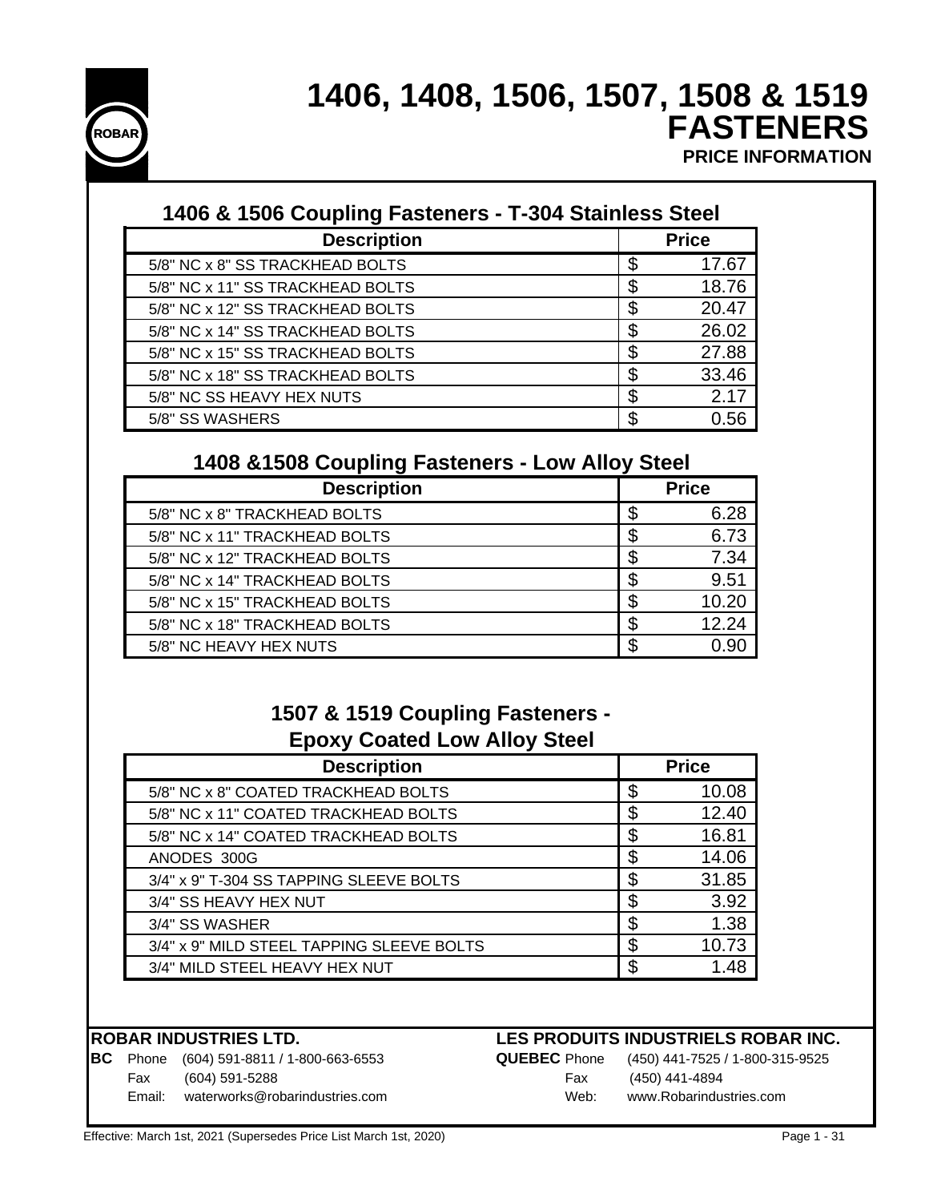# 1406, 1408, 1506, 1507, 1508 & 1519 FASTENERS

**PRICE INFORMATION**

## 1406 & 1506 Coupling Fasteners - T-304 Stainless Steel

| Description | Price |
|---|---|
| 5/8" NC x 8" SS TRACKHEAD BOLTS | $ 17.67 |
| 5/8" NC x 11" SS TRACKHEAD BOLTS | $ 18.76 |
| 5/8" NC x 12" SS TRACKHEAD BOLTS | $ 20.47 |
| 5/8" NC x 14" SS TRACKHEAD BOLTS | $ 26.02 |
| 5/8" NC x 15" SS TRACKHEAD BOLTS | $ 27.88 |
| 5/8" NC x 18" SS TRACKHEAD BOLTS | $ 33.46 |
| 5/8" NC SS HEAVY HEX NUTS | $ 2.17 |
| 5/8" SS WASHERS | $ 0.56 |

## 1408 &1508 Coupling Fasteners - Low Alloy Steel

| Description | Price |
|---|---|
| 5/8" NC x 8" TRACKHEAD BOLTS | $ 6.28 |
| 5/8" NC x 11" TRACKHEAD BOLTS | $ 6.73 |
| 5/8" NC x 12" TRACKHEAD BOLTS | $ 7.34 |
| 5/8" NC x 14" TRACKHEAD BOLTS | $ 9.51 |
| 5/8" NC x 15" TRACKHEAD BOLTS | $ 10.20 |
| 5/8" NC x 18" TRACKHEAD BOLTS | $ 12.24 |
| 5/8" NC HEAVY HEX NUTS | $ 0.90 |

## 1507 & 1519 Coupling Fasteners - Epoxy Coated Low Alloy Steel

| Description | Price |
|---|---|
| 5/8" NC x 8" COATED TRACKHEAD BOLTS | $ 10.08 |
| 5/8" NC x 11" COATED TRACKHEAD BOLTS | $ 12.40 |
| 5/8" NC x 14" COATED TRACKHEAD BOLTS | $ 16.81 |
| ANODES 300G | $ 14.06 |
| 3/4" x 9" T-304 SS TAPPING SLEEVE BOLTS | $ 31.85 |
| 3/4" SS HEAVY HEX NUT | $ 3.92 |
| 3/4" SS WASHER | $ 1.38 |
| 3/4" x 9" MILD STEEL TAPPING SLEEVE BOLTS | $ 10.73 |
| 3/4" MILD STEEL HEAVY HEX NUT | $ 1.48 |

**ROBAR INDUSTRIES LTD.**

**BC** Phone (604) 591-8811 / 1-800-663-6553
Fax (604) 591-5288
Email: waterworks@robarindustries.com

**LES PRODUITS INDUSTRIELS ROBAR INC.**

**QUEBEC** Phone (450) 441-7525 / 1-800-315-9525
Fax (450) 441-4894
Web: www.Robarindustries.com

Effective: March 1st, 2021 (Supersedes Price List March 1st, 2020)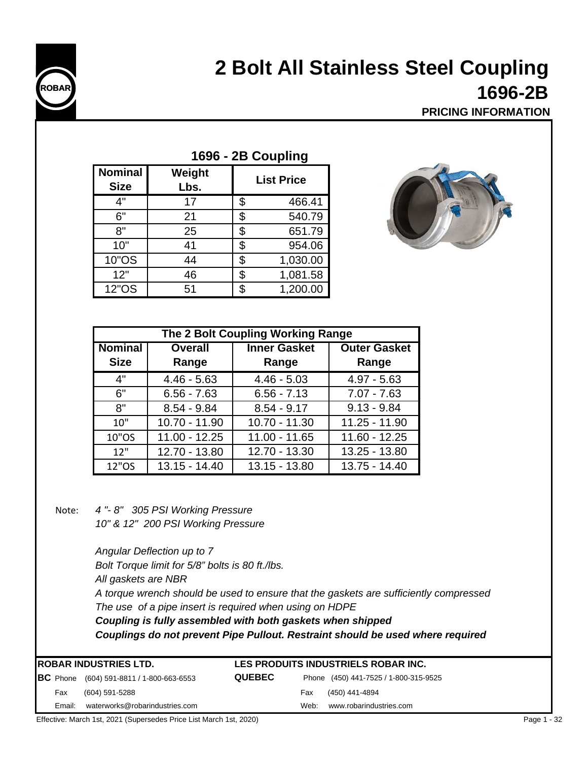# 2 Bolt All Stainless Steel Coupling

## 1696-2B

**PRICING INFORMATION**

### 1696 - 2B Coupling

| Nominal Size | Weight Lbs. | List Price |
|---|---|---|
| 4" | 17 | $ 466.41 |
| 6" | 21 | $ 540.79 |
| 8" | 25 | $ 651.79 |
| 10" | 41 | $ 954.06 |
| 10"OS | 44 | $ 1,030.00 |
| 12" | 46 | $ 1,081.58 |
| 12"OS | 51 | $ 1,200.00 |

| The 2 Bolt Coupling Working Range | | | |
|---|---|---|---|
| **Nominal Size** | **Overall Range** | **Inner Gasket Range** | **Outer Gasket Range** |
| 4" | 4.46 - 5.63 | 4.46 - 5.03 | 4.97 - 5.63 |
| 6" | 6.56 - 7.63 | 6.56 - 7.13 | 7.07 - 7.63 |
| 8" | 8.54 - 9.84 | 8.54 - 9.17 | 9.13 - 9.84 |
| 10" | 10.70 - 11.90 | 10.70 - 11.30 | 11.25 - 11.90 |
| 10"OS | 11.00 - 12.25 | 11.00 - 11.65 | 11.60 - 12.25 |
| 12" | 12.70 - 13.80 | 12.70 - 13.30 | 13.25 - 13.80 |
| 12"OS | 13.15 - 14.40 | 13.15 - 13.80 | 13.75 - 14.40 |

Note: *4 "- 8"  305 PSI Working Pressure*
*10" & 12"  200 PSI Working Pressure*

*Angular Deflection up to 7*
*Bolt Torque limit for 5/8" bolts is 80 ft./lbs.*
*All gaskets are NBR*
*A torque wrench should be used to ensure that the gaskets are sufficiently compressed*
*The use of a pipe insert is required when using on HDPE*
***Coupling is fully assembled with both gaskets when shipped***
***Couplings do not prevent Pipe Pullout. Restraint should be used where required***

**ROBAR INDUSTRIES LTD.**
**BC** Phone (604) 591-8811 / 1-800-663-6553
Fax (604) 591-5288
Email: waterworks@robarindustries.com

**LES PRODUITS INDUSTRIELS ROBAR INC.**
**QUEBEC** Phone (450) 441-7525 / 1-800-315-9525
Fax (450) 441-4894
Web: www.robarindustries.com

Effective: March 1st, 2021 (Supersedes Price List March 1st, 2020)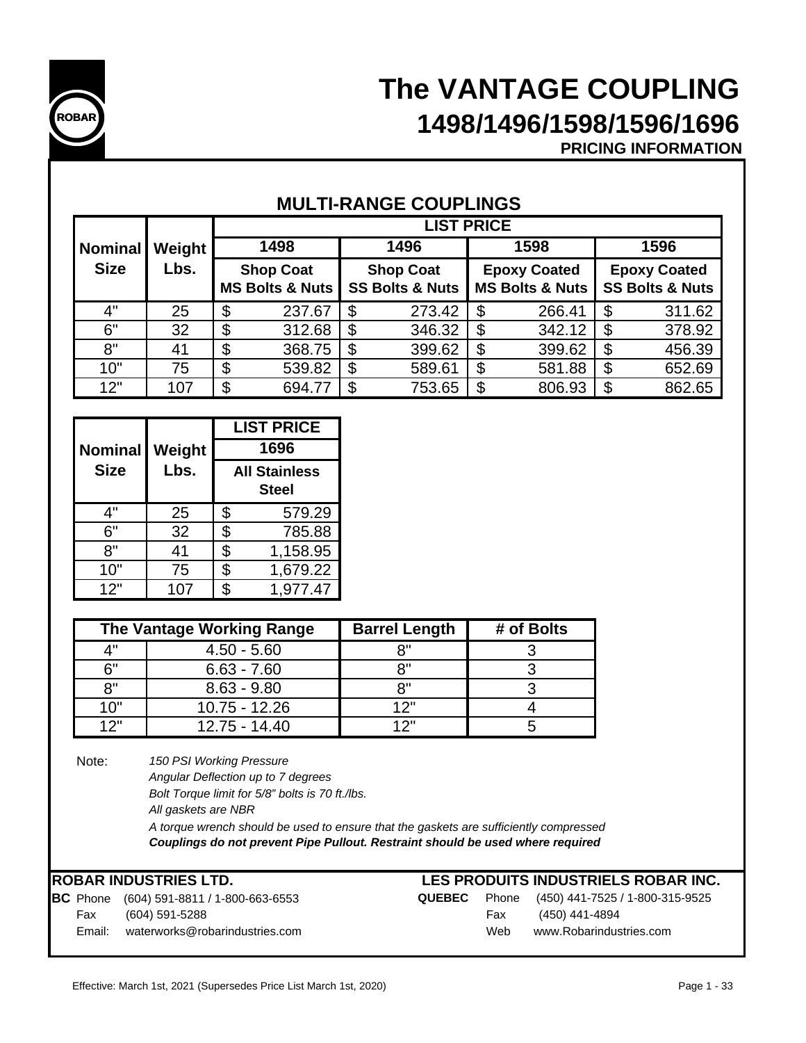ROBAR

# The VANTAGE COUPLING

## 1498/1496/1598/1596/1696

**PRICING INFORMATION**

### MULTI-RANGE COUPLINGS

| Nominal Size | Weight Lbs. | LIST PRICE | | | |
|---|---|---|---|---|---|
| | | **1498** | **1496** | **1598** | **1596** |
| | | **Shop Coat MS Bolts & Nuts** | **Shop Coat SS Bolts & Nuts** | **Epoxy Coated MS Bolts & Nuts** | **Epoxy Coated SS Bolts & Nuts** |
| 4" | 25 | $ 237.67 | $ 273.42 | $ 266.41 | $ 311.62 |
| 6" | 32 | $ 312.68 | $ 346.32 | $ 342.12 | $ 378.92 |
| 8" | 41 | $ 368.75 | $ 399.62 | $ 399.62 | $ 456.39 |
| 10" | 75 | $ 539.82 | $ 589.61 | $ 581.88 | $ 652.69 |
| 12" | 107 | $ 694.77 | $ 753.65 | $ 806.93 | $ 862.65 |

| Nominal Size | Weight Lbs. | LIST PRICE |
|---|---|---|
| | | **1696** |
| | | **All Stainless Steel** |
| 4" | 25 | $ 579.29 |
| 6" | 32 | $ 785.88 |
| 8" | 41 | $ 1,158.95 |
| 10" | 75 | $ 1,679.22 |
| 12" | 107 | $ 1,977.47 |

| The Vantage Working Range | | Barrel Length | # of Bolts |
|---|---|---|---|
| 4" | 4.50 - 5.60 | 8" | 3 |
| 6" | 6.63 - 7.60 | 8" | 3 |
| 8" | 8.63 - 9.80 | 8" | 3 |
| 10" | 10.75 - 12.26 | 12" | 4 |
| 12" | 12.75 - 14.40 | 12" | 5 |

Note:
*150 PSI Working Pressure*
*Angular Deflection up to 7 degrees*
*Bolt Torque limit for 5/8" bolts is 70 ft./lbs.*
*All gaskets are NBR*
*A torque wrench should be used to ensure that the gaskets are sufficiently compressed*
***Couplings do not prevent Pipe Pullout. Restraint should be used where required***

**ROBAR INDUSTRIES LTD.**
**BC** Phone (604) 591-8811 / 1-800-663-6553
Fax (604) 591-5288
Email: waterworks@robarindustries.com

**LES PRODUITS INDUSTRIELS ROBAR INC.**
**QUEBEC** Phone (450) 441-7525 / 1-800-315-9525
Fax (450) 441-4894
Web www.Robarindustries.com

Effective: March 1st, 2021 (Supersedes Price List March 1st, 2020)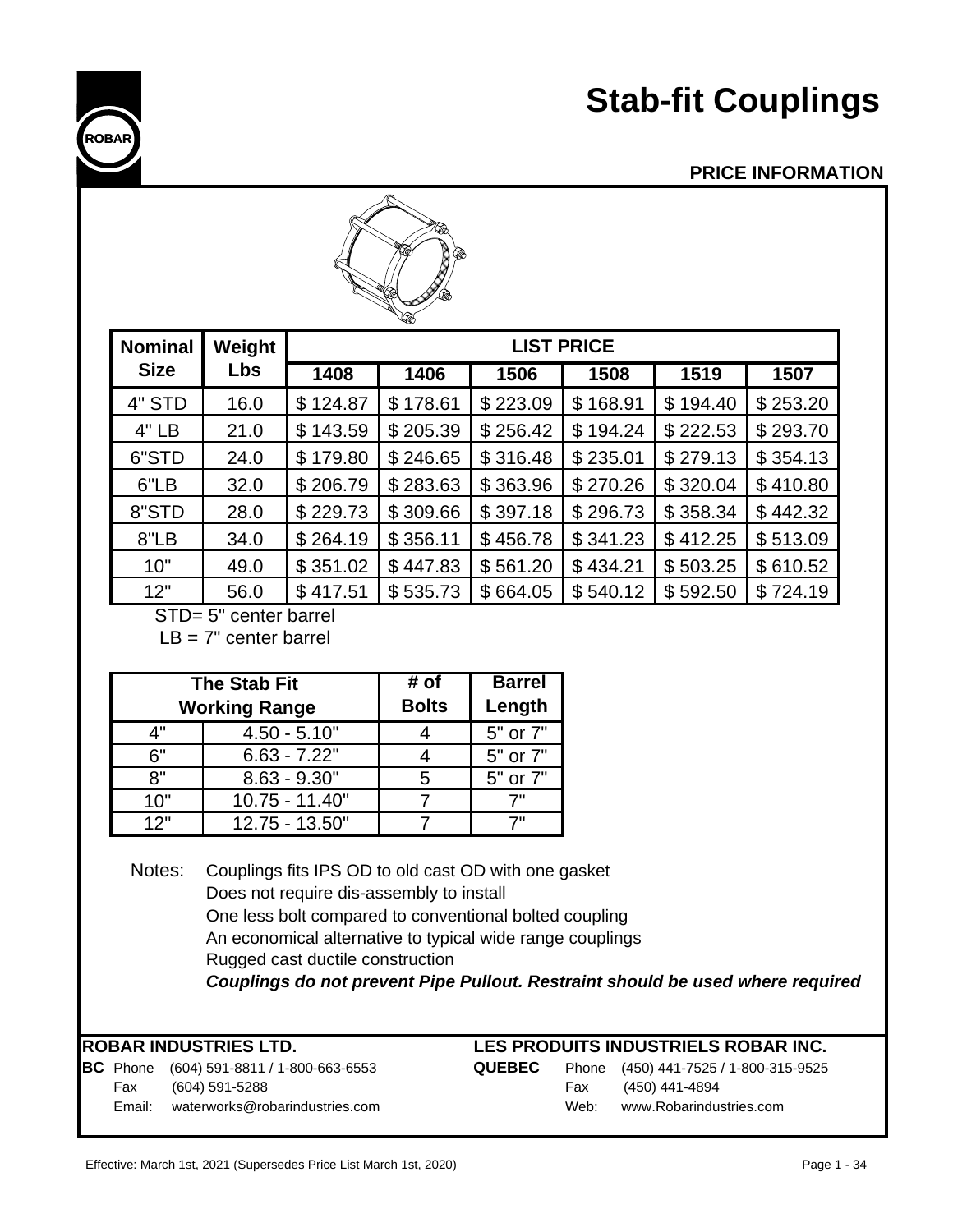# Stab-fit Couplings

## PRICE INFORMATION

| Nominal Size | Weight Lbs | LIST PRICE | | | | | |
|---|---|---|---|---|---|---|---|
| | | 1408 | 1406 | 1506 | 1508 | 1519 | 1507 |
| 4" STD | 16.0 | $ 124.87 | $ 178.61 | $ 223.09 | $ 168.91 | $ 194.40 | $ 253.20 |
| 4" LB | 21.0 | $ 143.59 | $ 205.39 | $ 256.42 | $ 194.24 | $ 222.53 | $ 293.70 |
| 6"STD | 24.0 | $ 179.80 | $ 246.65 | $ 316.48 | $ 235.01 | $ 279.13 | $ 354.13 |
| 6"LB | 32.0 | $ 206.79 | $ 283.63 | $ 363.96 | $ 270.26 | $ 320.04 | $ 410.80 |
| 8"STD | 28.0 | $ 229.73 | $ 309.66 | $ 397.18 | $ 296.73 | $ 358.34 | $ 442.32 |
| 8"LB | 34.0 | $ 264.19 | $ 356.11 | $ 456.78 | $ 341.23 | $ 412.25 | $ 513.09 |
| 10" | 49.0 | $ 351.02 | $ 447.83 | $ 561.20 | $ 434.21 | $ 503.25 | $ 610.52 |
| 12" | 56.0 | $ 417.51 | $ 535.73 | $ 664.05 | $ 540.12 | $ 592.50 | $ 724.19 |

STD= 5" center barrel
LB = 7" center barrel

| The Stab Fit Working Range | | # of Bolts | Barrel Length |
|---|---|---|---|
| 4" | 4.50 - 5.10" | 4 | 5" or 7" |
| 6" | 6.63 - 7.22" | 4 | 5" or 7" |
| 8" | 8.63 - 9.30" | 5 | 5" or 7" |
| 10" | 10.75 - 11.40" | 7 | 7" |
| 12" | 12.75 - 13.50" | 7 | 7" |

Notes:
- Couplings fits IPS OD to old cast OD with one gasket
- Does not require dis-assembly to install
- One less bolt compared to conventional bolted coupling
- An economical alternative to typical wide range couplings
- Rugged cast ductile construction
- ***Couplings do not prevent Pipe Pullout. Restraint should be used where required***

**ROBAR INDUSTRIES LTD.**
**BC** Phone (604) 591-8811 / 1-800-663-6553
Fax (604) 591-5288
Email: waterworks@robarindustries.com

**LES PRODUITS INDUSTRIELS ROBAR INC.**
**QUEBEC** Phone (450) 441-7525 / 1-800-315-9525
Fax (450) 441-4894
Web: www.Robarindustries.com

Effective: March 1st, 2021 (Supersedes Price List March 1st, 2020)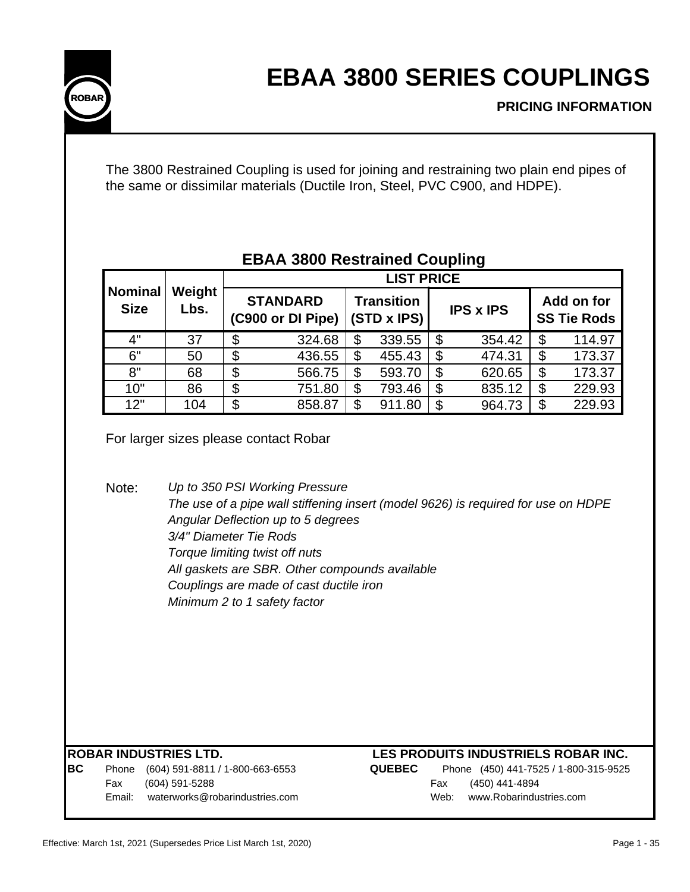# EBAA 3800 SERIES COUPLINGS

**PRICING INFORMATION**

The 3800 Restrained Coupling is used for joining and restraining two plain end pipes of the same or dissimilar materials (Ductile Iron, Steel, PVC C900, and HDPE).

## EBAA 3800 Restrained Coupling

| Nominal Size | Weight Lbs. | LIST PRICE | | | |
|---|---|---|---|---|---|
| | | STANDARD (C900 or DI Pipe) | Transition (STD x IPS) | IPS x IPS | Add on for SS Tie Rods |
| 4" | 37 | $ 324.68 | $ 339.55 | $ 354.42 | $ 114.97 |
| 6" | 50 | $ 436.55 | $ 455.43 | $ 474.31 | $ 173.37 |
| 8" | 68 | $ 566.75 | $ 593.70 | $ 620.65 | $ 173.37 |
| 10" | 86 | $ 751.80 | $ 793.46 | $ 835.12 | $ 229.93 |
| 12" | 104 | $ 858.87 | $ 911.80 | $ 964.73 | $ 229.93 |

For larger sizes please contact Robar

Note:
*Up to 350 PSI Working Pressure*
*The use of a pipe wall stiffening insert (model 9626) is required for use on HDPE*
*Angular Deflection up to 5 degrees*
*3/4" Diameter Tie Rods*
*Torque limiting twist off nuts*
*All gaskets are SBR. Other compounds available*
*Couplings are made of cast ductile iron*
*Minimum 2 to 1 safety factor*

**ROBAR INDUSTRIES LTD.**
**BC** Phone (604) 591-8811 / 1-800-663-6553
Fax (604) 591-5288
Email: waterworks@robarindustries.com

**LES PRODUITS INDUSTRIELS ROBAR INC.**
**QUEBEC** Phone (450) 441-7525 / 1-800-315-9525
Fax (450) 441-4894
Web: www.Robarindustries.com

Effective: March 1st, 2021 (Supersedes Price List March 1st, 2020)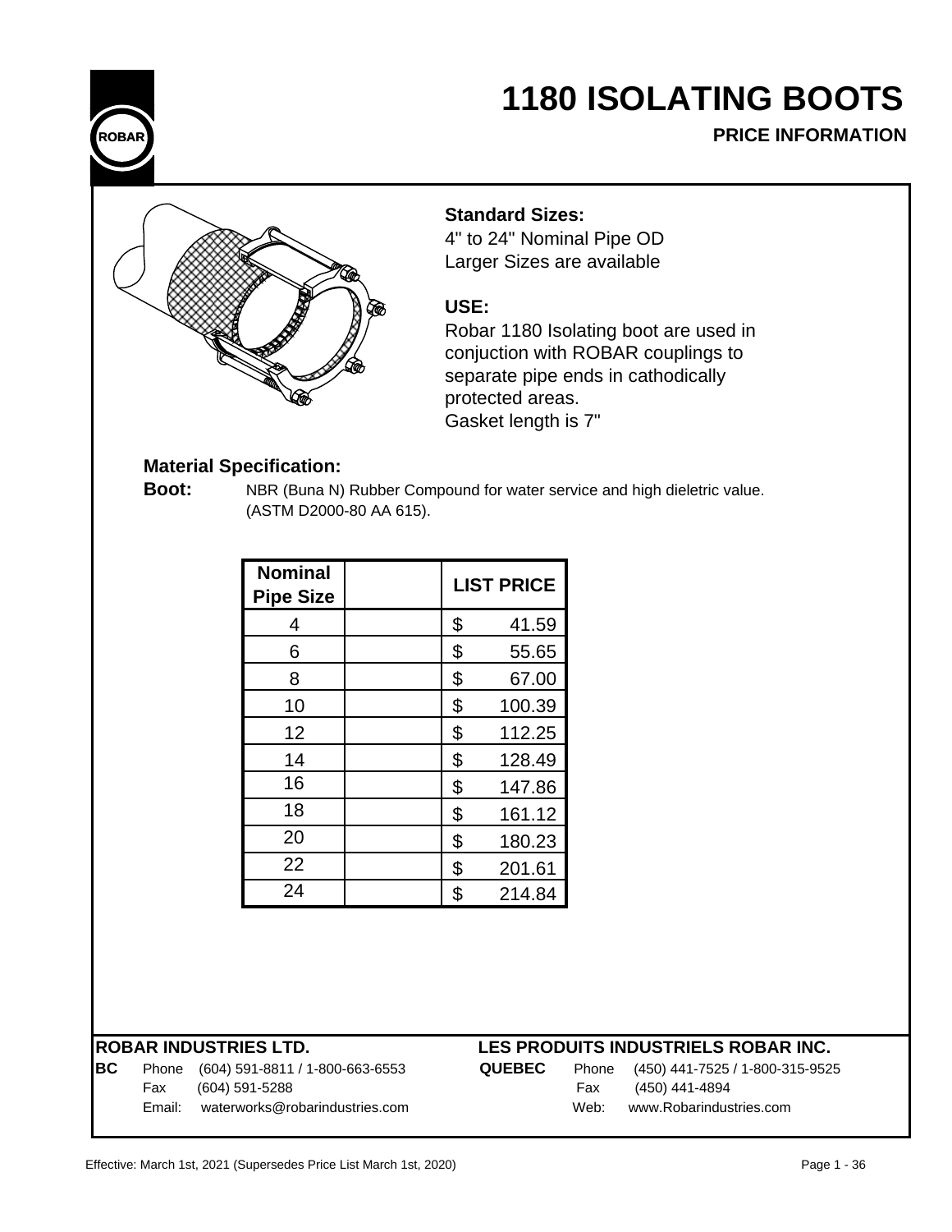# 1180 ISOLATING BOOTS

**PRICE INFORMATION**

**Standard Sizes:**
4" to 24" Nominal Pipe OD
Larger Sizes are available

**USE:**
Robar 1180 Isolating boot are used in conjuction with ROBAR couplings to separate pipe ends in cathodically protected areas.
Gasket length is 7"

**Material Specification:**

**Boot:** NBR (Buna N) Rubber Compound for water service and high dieletric value. (ASTM D2000-80 AA 615).

| Nominal Pipe Size | | LIST PRICE |
|---|---|---|
| 4 | | $ 41.59 |
| 6 | | $ 55.65 |
| 8 | | $ 67.00 |
| 10 | | $ 100.39 |
| 12 | | $ 112.25 |
| 14 | | $ 128.49 |
| 16 | | $ 147.86 |
| 18 | | $ 161.12 |
| 20 | | $ 180.23 |
| 22 | | $ 201.61 |
| 24 | | $ 214.84 |

**ROBAR INDUSTRIES LTD.**

**BC** Phone (604) 591-8811 / 1-800-663-6553
Fax (604) 591-5288
Email: waterworks@robarindustries.com

**LES PRODUITS INDUSTRIELS ROBAR INC.**

**QUEBEC** Phone (450) 441-7525 / 1-800-315-9525
Fax (450) 441-4894
Web: www.Robarindustries.com

Effective: March 1st, 2021 (Supersedes Price List March 1st, 2020)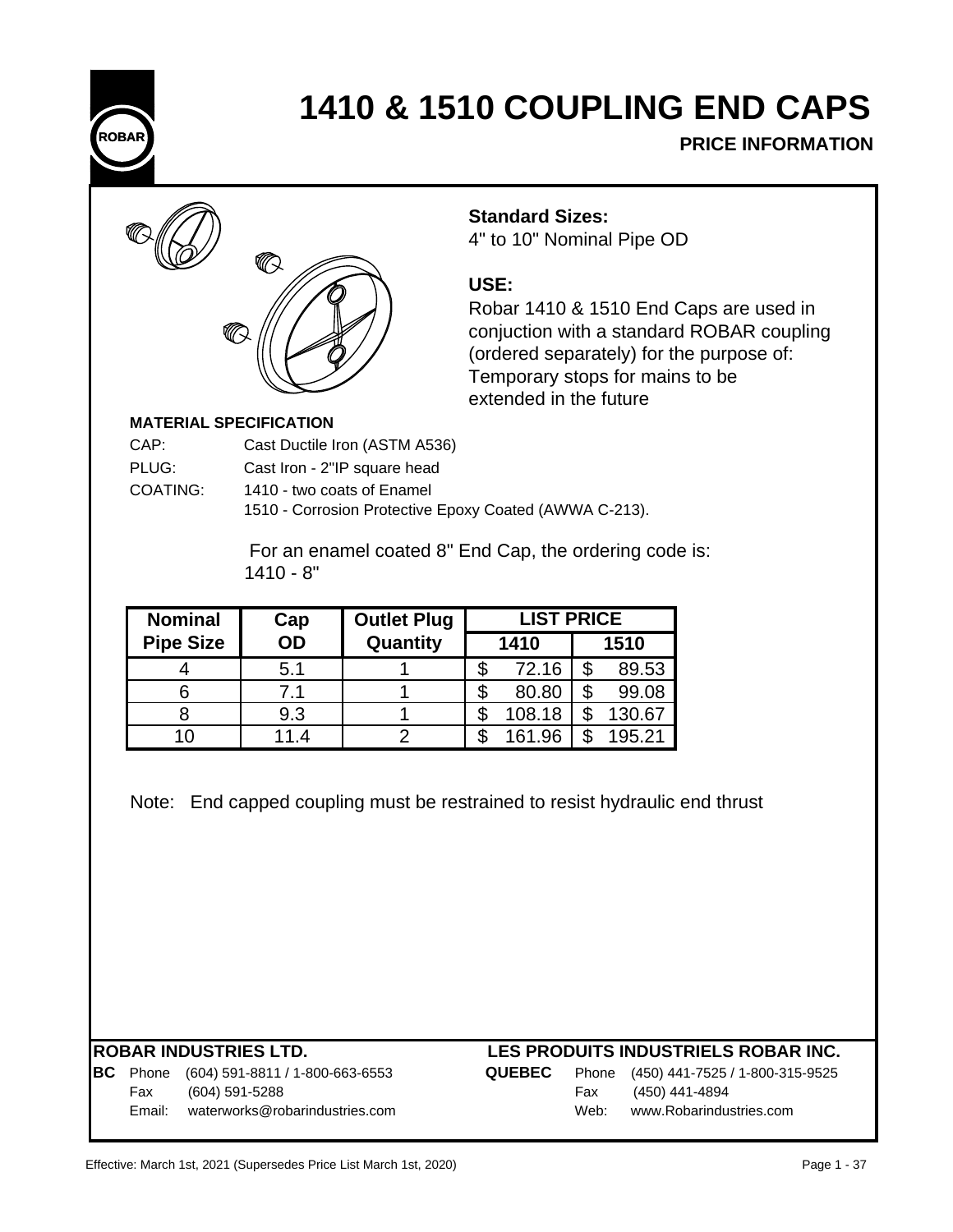# 1410 & 1510 COUPLING END CAPS

## PRICE INFORMATION

**Standard Sizes:**
4" to 10" Nominal Pipe OD

**USE:**
Robar 1410 & 1510 End Caps are used in conjuction with a standard ROBAR coupling (ordered separately) for the purpose of:
Temporary stops for mains to be extended in the future

**MATERIAL SPECIFICATION**

CAP: Cast Ductile Iron (ASTM A536)
PLUG: Cast Iron - 2"IP square head
COATING: 1410 - two coats of Enamel
1510 - Corrosion Protective Epoxy Coated (AWWA C-213).

For an enamel coated 8" End Cap, the ordering code is:
1410 - 8"

| Nominal Pipe Size | Cap OD | Outlet Plug Quantity | LIST PRICE | |
|---|---|---|---|---|
| | | | 1410 | 1510 |
| 4 | 5.1 | 1 | $ 72.16 | $ 89.53 |
| 6 | 7.1 | 1 | $ 80.80 | $ 99.08 |
| 8 | 9.3 | 1 | $ 108.18 | $ 130.67 |
| 10 | 11.4 | 2 | $ 161.96 | $ 195.21 |

Note: End capped coupling must be restrained to resist hydraulic end thrust

**ROBAR INDUSTRIES LTD.**

**BC** Phone (604) 591-8811 / 1-800-663-6553
Fax (604) 591-5288
Email: waterworks@robarindustries.com

**LES PRODUITS INDUSTRIELS ROBAR INC.**

**QUEBEC** Phone (450) 441-7525 / 1-800-315-9525
Fax (450) 441-4894
Web: www.Robarindustries.com

Effective: March 1st, 2021 (Supersedes Price List March 1st, 2020)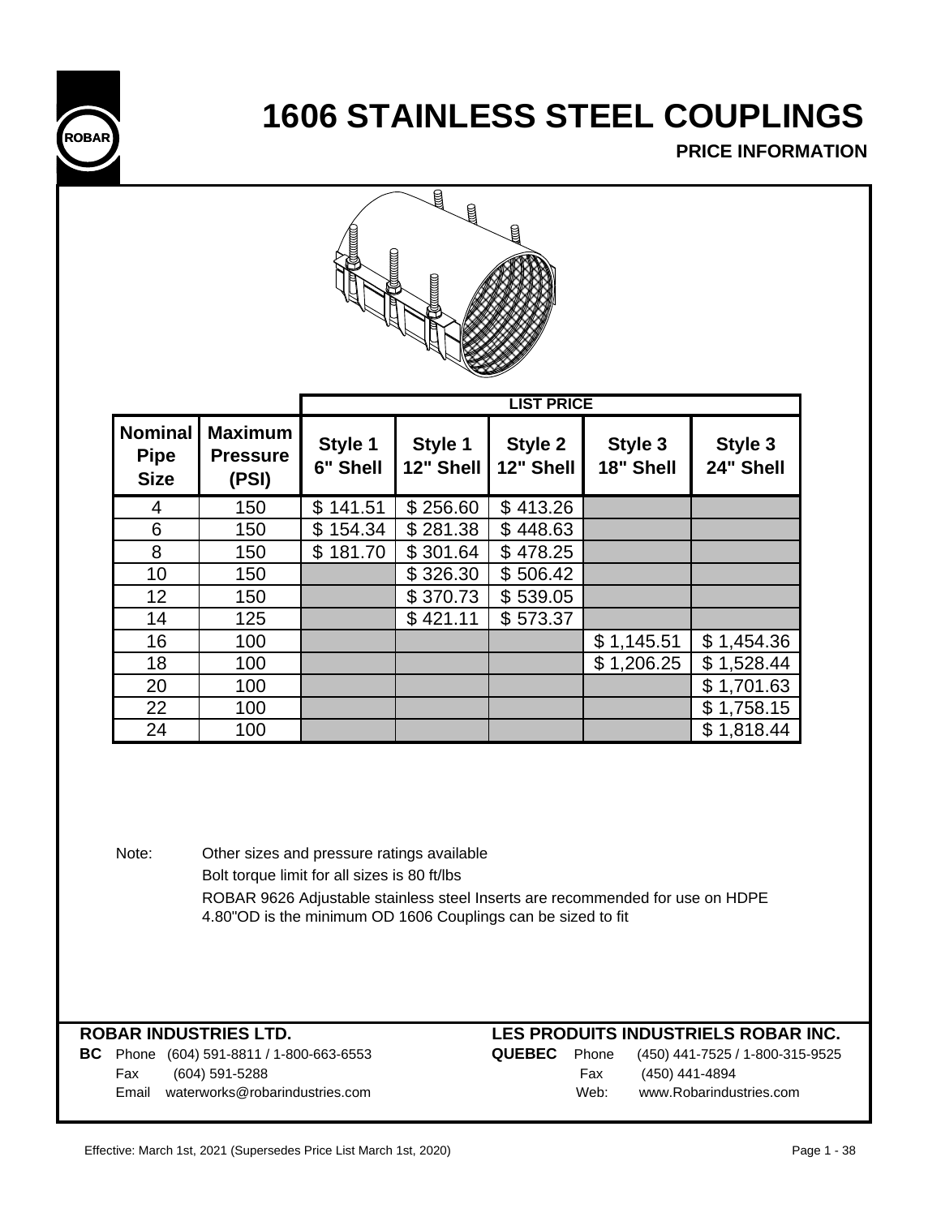ROBAR

# 1606 STAINLESS STEEL COUPLINGS

**PRICE INFORMATION**

| Nominal Pipe Size | Maximum Pressure (PSI) | LIST PRICE | | | | |
|---|---|---|---|---|---|---|
| | | Style 1 6" Shell | Style 1 12" Shell | Style 2 12" Shell | Style 3 18" Shell | Style 3 24" Shell |
| 4 | 150 | $ 141.51 | $ 256.60 | $ 413.26 | | |
| 6 | 150 | $ 154.34 | $ 281.38 | $ 448.63 | | |
| 8 | 150 | $ 181.70 | $ 301.64 | $ 478.25 | | |
| 10 | 150 | | $ 326.30 | $ 506.42 | | |
| 12 | 150 | | $ 370.73 | $ 539.05 | | |
| 14 | 125 | | $ 421.11 | $ 573.37 | | |
| 16 | 100 | | | | $ 1,145.51 | $ 1,454.36 |
| 18 | 100 | | | | $ 1,206.25 | $ 1,528.44 |
| 20 | 100 | | | | | $ 1,701.63 |
| 22 | 100 | | | | | $ 1,758.15 |
| 24 | 100 | | | | | $ 1,818.44 |

Note: Other sizes and pressure ratings available
Bolt torque limit for all sizes is 80 ft/lbs
ROBAR 9626 Adjustable stainless steel Inserts are recommended for use on HDPE
4.80"OD is the minimum OD 1606 Couplings can be sized to fit

**ROBAR INDUSTRIES LTD.**

**BC** Phone (604) 591-8811 / 1-800-663-6553
Fax (604) 591-5288
Email waterworks@robarindustries.com

**LES PRODUITS INDUSTRIELS ROBAR INC.**

**QUEBEC** Phone (450) 441-7525 / 1-800-315-9525
Fax (450) 441-4894
Web: www.Robarindustries.com

Effective: March 1st, 2021 (Supersedes Price List March 1st, 2020)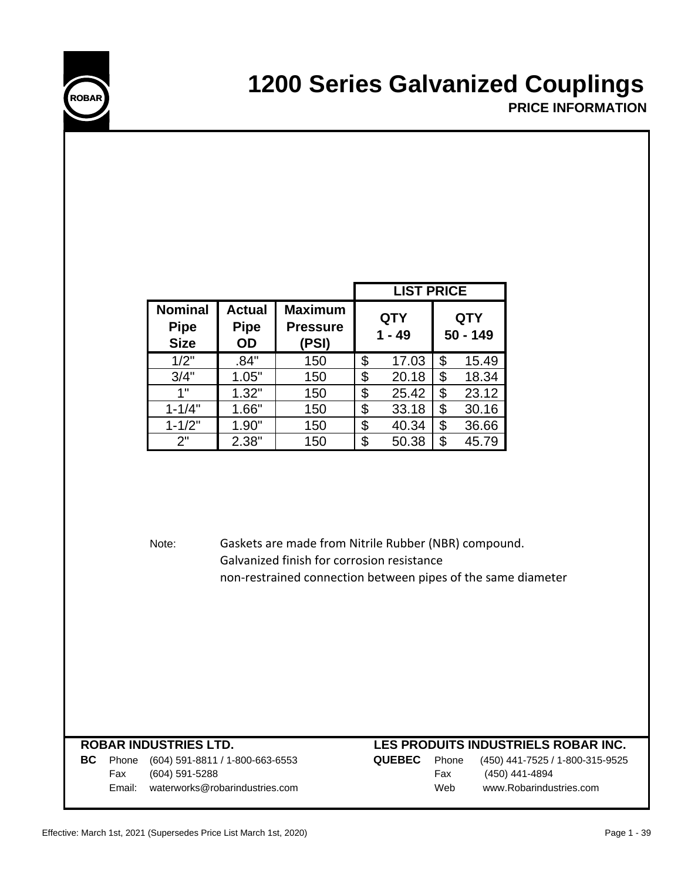# 1200 Series Galvanized Couplings

**PRICE INFORMATION**

| | | | LIST PRICE | |
|---|---|---|---|---|
| **Nominal Pipe Size** | **Actual Pipe OD** | **Maximum Pressure (PSI)** | **QTY 1 - 49** | **QTY 50 - 149** |
| 1/2" | .84" | 150 | $ 17.03 | $ 15.49 |
| 3/4" | 1.05" | 150 | $ 20.18 | $ 18.34 |
| 1" | 1.32" | 150 | $ 25.42 | $ 23.12 |
| 1-1/4" | 1.66" | 150 | $ 33.18 | $ 30.16 |
| 1-1/2" | 1.90" | 150 | $ 40.34 | $ 36.66 |
| 2" | 2.38" | 150 | $ 50.38 | $ 45.79 |

Note: Gaskets are made from Nitrile Rubber (NBR) compound.
Galvanized finish for corrosion resistance
non-restrained connection between pipes of the same diameter

**ROBAR INDUSTRIES LTD.**

**BC** Phone (604) 591-8811 / 1-800-663-6553
Fax (604) 591-5288
Email: waterworks@robarindustries.com

**LES PRODUITS INDUSTRIELS ROBAR INC.**

**QUEBEC** Phone (450) 441-7525 / 1-800-315-9525
Fax (450) 441-4894
Web www.Robarindustries.com

Effective: March 1st, 2021 (Supersedes Price List March 1st, 2020)